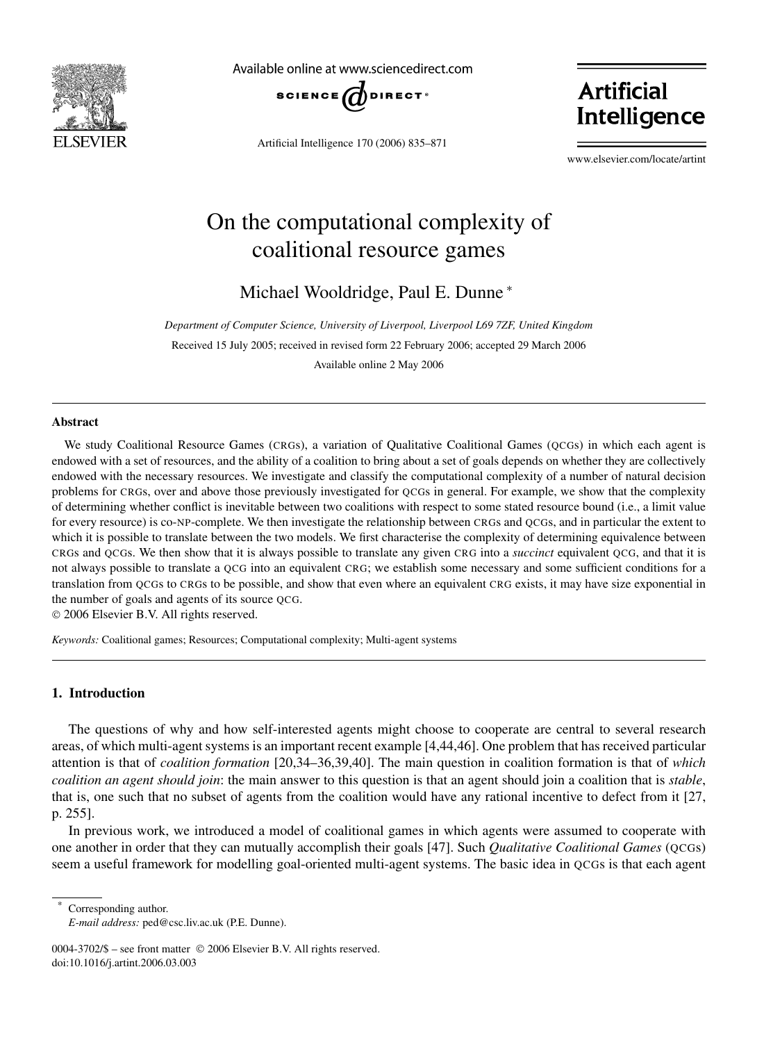# On the computational complexity of coalitional resource games

Michael Wooldridge, Paul E. Dunne *

*Department of Computer Science, University of Liverpool, Liverpool L69 7ZF, United Kingdom*

Received 15 July 2005; received in revised form 22 February 2006; accepted 29 March 2006

Available online 2 May 2006

---

## Abstract

We study Coalitional Resource Games (CRGs), a variation of Qualitative Coalitional Games (QCGs) in which each agent is endowed with a set of resources, and the ability of a coalition to bring about a set of goals depends on whether they are collectively endowed with the necessary resources. We investigate and classify the computational complexity of a number of natural decision problems for CRGs, over and above those previously investigated for QCGs in general. For example, we show that the complexity of determining whether conflict is inevitable between two coalitions with respect to some stated resource bound (i.e., a limit value for every resource) is co-NP-complete. We then investigate the relationship between CRGs and QCGs, and in particular the extent to which it is possible to translate between the two models. We first characterise the complexity of determining equivalence between CRGs and QCGs. We then show that it is always possible to translate any given CRG into a *succinct* equivalent QCG, and that it is not always possible to translate a QCG into an equivalent CRG; we establish some necessary and some sufficient conditions for a translation from QCGs to CRGs to be possible, and show that even where an equivalent CRG exists, it may have size exponential in the number of goals and agents of its source QCG.

© 2006 Elsevier B.V. All rights reserved.

*Keywords:* Coalitional games; Resources; Computational complexity; Multi-agent systems

---

## 1. Introduction

The questions of why and how self-interested agents might choose to cooperate are central to several research areas, of which multi-agent systems is an important recent example [4,44,46]. One problem that has received particular attention is that of *coalition formation* [20,34–36,39,40]. The main question in coalition formation is that of *which coalition an agent should join*: the main answer to this question is that an agent should join a coalition that is *stable*, that is, one such that no subset of agents from the coalition would have any rational incentive to defect from it [27, p. 255].

In previous work, we introduced a model of coalitional games in which agents were assumed to cooperate with one another in order that they can mutually accomplish their goals [47]. Such *Qualitative Coalitional Games* (QCGs) seem a useful framework for modelling goal-oriented multi-agent systems. The basic idea in QCGs is that each agent

---

* Corresponding author.
*E-mail address:* ped@csc.liv.ac.uk (P.E. Dunne).

0004-3702/$ – see front matter © 2006 Elsevier B.V. All rights reserved.
doi:10.1016/j.artint.2006.03.003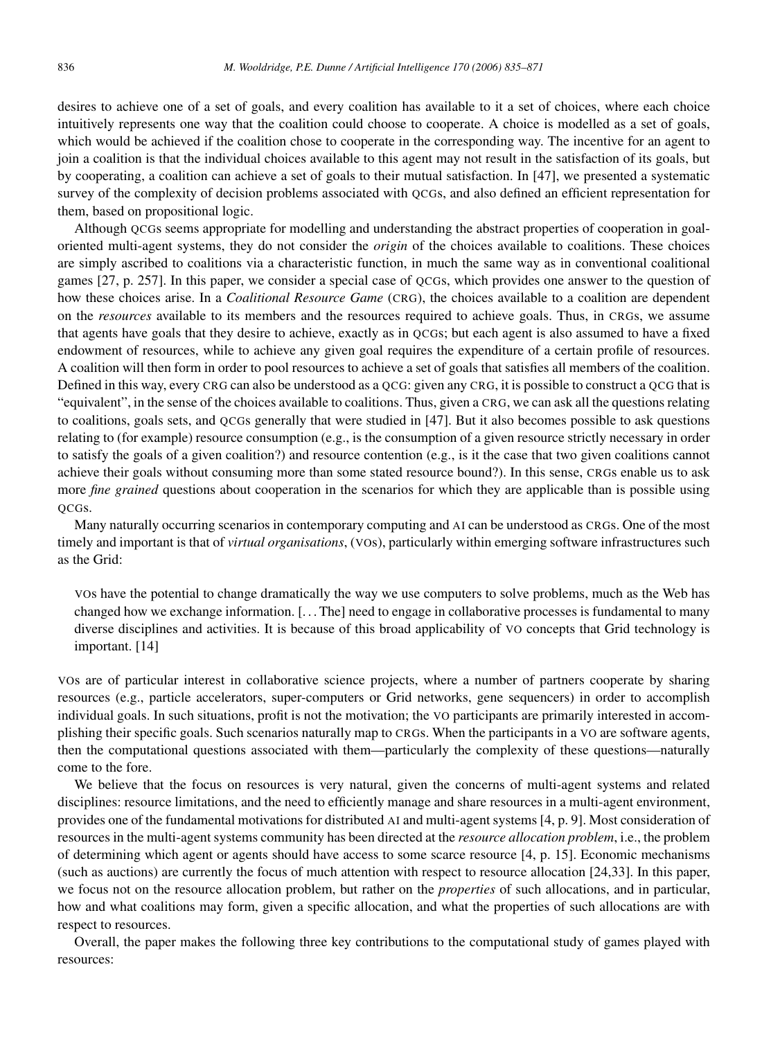desires to achieve one of a set of goals, and every coalition has available to it a set of choices, where each choice intuitively represents one way that the coalition could choose to cooperate. A choice is modelled as a set of goals, which would be achieved if the coalition chose to cooperate in the corresponding way. The incentive for an agent to join a coalition is that the individual choices available to this agent may not result in the satisfaction of its goals, but by cooperating, a coalition can achieve a set of goals to their mutual satisfaction. In [47], we presented a systematic survey of the complexity of decision problems associated with QCGs, and also defined an efficient representation for them, based on propositional logic.

Although QCGs seems appropriate for modelling and understanding the abstract properties of cooperation in goal-oriented multi-agent systems, they do not consider the *origin* of the choices available to coalitions. These choices are simply ascribed to coalitions via a characteristic function, in much the same way as in conventional coalitional games [27, p. 257]. In this paper, we consider a special case of QCGs, which provides one answer to the question of how these choices arise. In a *Coalitional Resource Game* (CRG), the choices available to a coalition are dependent on the *resources* available to its members and the resources required to achieve goals. Thus, in CRGs, we assume that agents have goals that they desire to achieve, exactly as in QCGs; but each agent is also assumed to have a fixed endowment of resources, while to achieve any given goal requires the expenditure of a certain profile of resources. A coalition will then form in order to pool resources to achieve a set of goals that satisfies all members of the coalition. Defined in this way, every CRG can also be understood as a QCG: given any CRG, it is possible to construct a QCG that is "equivalent", in the sense of the choices available to coalitions. Thus, given a CRG, we can ask all the questions relating to coalitions, goals sets, and QCGs generally that were studied in [47]. But it also becomes possible to ask questions relating to (for example) resource consumption (e.g., is the consumption of a given resource strictly necessary in order to satisfy the goals of a given coalition?) and resource contention (e.g., is it the case that two given coalitions cannot achieve their goals without consuming more than some stated resource bound?). In this sense, CRGs enable us to ask more *fine grained* questions about cooperation in the scenarios for which they are applicable than is possible using QCGs.

Many naturally occurring scenarios in contemporary computing and AI can be understood as CRGs. One of the most timely and important is that of *virtual organisations*, (VOs), particularly within emerging software infrastructures such as the Grid:

> VOs have the potential to change dramatically the way we use computers to solve problems, much as the Web has changed how we exchange information. [. . . The] need to engage in collaborative processes is fundamental to many diverse disciplines and activities. It is because of this broad applicability of VO concepts that Grid technology is important. [14]

VOs are of particular interest in collaborative science projects, where a number of partners cooperate by sharing resources (e.g., particle accelerators, super-computers or Grid networks, gene sequencers) in order to accomplish individual goals. In such situations, profit is not the motivation; the VO participants are primarily interested in accomplishing their specific goals. Such scenarios naturally map to CRGs. When the participants in a VO are software agents, then the computational questions associated with them—particularly the complexity of these questions—naturally come to the fore.

We believe that the focus on resources is very natural, given the concerns of multi-agent systems and related disciplines: resource limitations, and the need to efficiently manage and share resources in a multi-agent environment, provides one of the fundamental motivations for distributed AI and multi-agent systems [4, p. 9]. Most consideration of resources in the multi-agent systems community has been directed at the *resource allocation problem*, i.e., the problem of determining which agent or agents should have access to some scarce resource [4, p. 15]. Economic mechanisms (such as auctions) are currently the focus of much attention with respect to resource allocation [24,33]. In this paper, we focus not on the resource allocation problem, but rather on the *properties* of such allocations, and in particular, how and what coalitions may form, given a specific allocation, and what the properties of such allocations are with respect to resources.

Overall, the paper makes the following three key contributions to the computational study of games played with resources: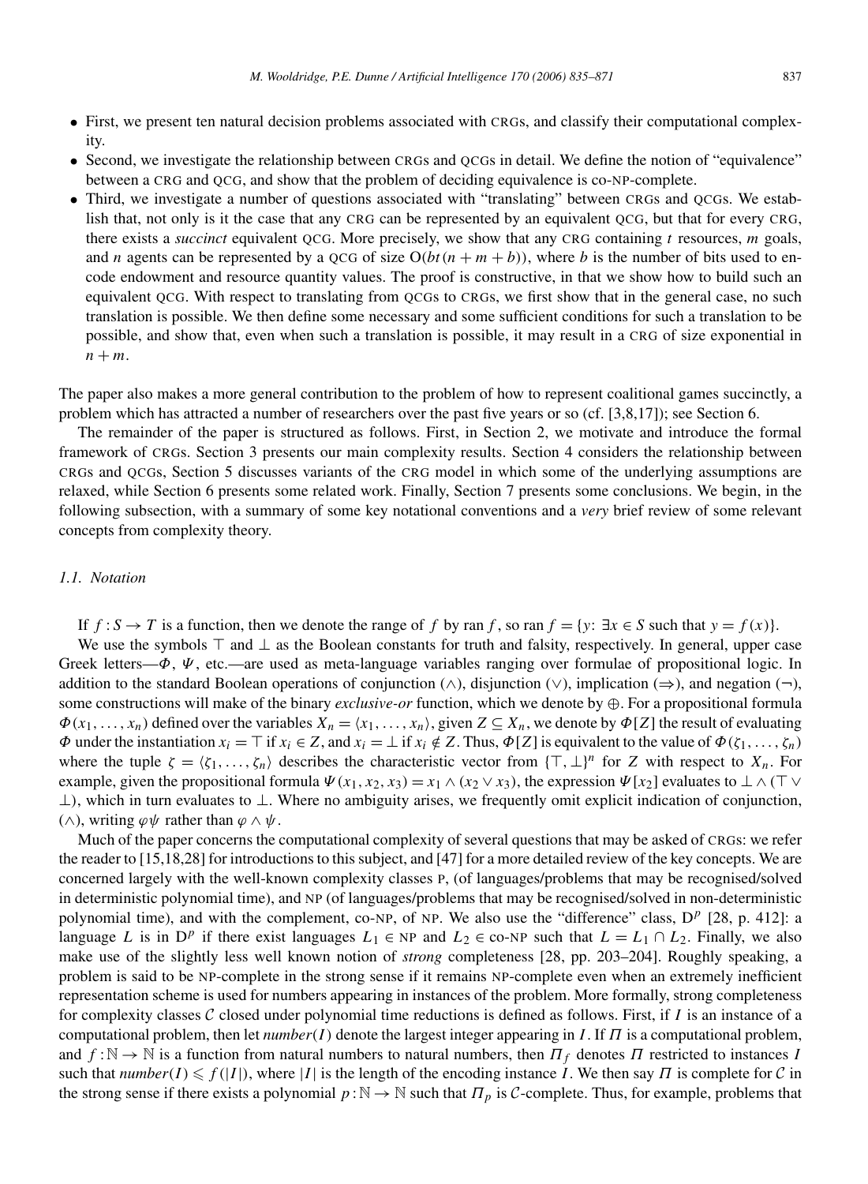- First, we present ten natural decision problems associated with CRGs, and classify their computational complexity.
- Second, we investigate the relationship between CRGs and QCGs in detail. We define the notion of "equivalence" between a CRG and QCG, and show that the problem of deciding equivalence is co-NP-complete.
- Third, we investigate a number of questions associated with "translating" between CRGs and QCGs. We establish that, not only is it the case that any CRG can be represented by an equivalent QCG, but that for every CRG, there exists a *succinct* equivalent QCG. More precisely, we show that any CRG containing $t$ resources, $m$ goals, and $n$ agents can be represented by a QCG of size $O(bt(n+m+b))$, where $b$ is the number of bits used to encode endowment and resource quantity values. The proof is constructive, in that we show how to build such an equivalent QCG. With respect to translating from QCGs to CRGs, we first show that in the general case, no such translation is possible. We then define some necessary and some sufficient conditions for such a translation to be possible, and show that, even when such a translation is possible, it may result in a CRG of size exponential in $n+m$.

The paper also makes a more general contribution to the problem of how to represent coalitional games succinctly, a problem which has attracted a number of researchers over the past five years or so (cf. [3,8,17]); see Section 6.

The remainder of the paper is structured as follows. First, in Section 2, we motivate and introduce the formal framework of CRGs. Section 3 presents our main complexity results. Section 4 considers the relationship between CRGs and QCGs, Section 5 discusses variants of the CRG model in which some of the underlying assumptions are relaxed, while Section 6 presents some related work. Finally, Section 7 presents some conclusions. We begin, in the following subsection, with a summary of some key notational conventions and a *very* brief review of some relevant concepts from complexity theory.

### 1.1. Notation

If $f : S \to T$ is a function, then we denote the range of $f$ by ran $f$, so ran $f = \{y \colon \exists x \in S \text{ such that } y = f(x)\}$.

We use the symbols $\top$ and $\bot$ as the Boolean constants for truth and falsity, respectively. In general, upper case Greek letters—$\Phi$, $\Psi$, etc.—are used as meta-language variables ranging over formulae of propositional logic. In addition to the standard Boolean operations of conjunction ($\wedge$), disjunction ($\vee$), implication ($\Rightarrow$), and negation ($\neg$), some constructions will make of the binary *exclusive-or* function, which we denote by $\oplus$. For a propositional formula $\Phi(x_1, \ldots, x_n)$ defined over the variables $X_n = \langle x_1, \ldots, x_n \rangle$, given $Z \subseteq X_n$, we denote by $\Phi[Z]$ the result of evaluating $\Phi$ under the instantiation $x_i = \top$ if $x_i \in Z$, and $x_i = \bot$ if $x_i \notin Z$. Thus, $\Phi[Z]$ is equivalent to the value of $\Phi(\zeta_1, \ldots, \zeta_n)$ where the tuple $\zeta = \langle \zeta_1, \ldots, \zeta_n \rangle$ describes the characteristic vector from $\{\top, \bot\}^n$ for $Z$ with respect to $X_n$. For example, given the propositional formula $\Psi(x_1, x_2, x_3) = x_1 \wedge (x_2 \vee x_3)$, the expression $\Psi[x_2]$ evaluates to $\bot \wedge (\top \vee \bot)$, which in turn evaluates to $\bot$. Where no ambiguity arises, we frequently omit explicit indication of conjunction, ($\wedge$), writing $\varphi\psi$ rather than $\varphi \wedge \psi$.

Much of the paper concerns the computational complexity of several questions that may be asked of CRGs: we refer the reader to [15,18,28] for introductions to this subject, and [47] for a more detailed review of the key concepts. We are concerned largely with the well-known complexity classes P, (of languages/problems that may be recognised/solved in deterministic polynomial time), and NP (of languages/problems that may be recognised/solved in non-deterministic polynomial time), and with the complement, co-NP, of NP. We also use the "difference" class, $D^p$ [28, p. 412]: a language $L$ is in $D^p$ if there exist languages $L_1 \in$ NP and $L_2 \in$ co-NP such that $L = L_1 \cap L_2$. Finally, we also make use of the slightly less well known notion of *strong* completeness [28, pp. 203–204]. Roughly speaking, a problem is said to be NP-complete in the strong sense if it remains NP-complete even when an extremely inefficient representation scheme is used for numbers appearing in instances of the problem. More formally, strong completeness for complexity classes $\mathcal{C}$ closed under polynomial time reductions is defined as follows. First, if $I$ is an instance of a computational problem, then let *number*$(I)$ denote the largest integer appearing in $I$. If $\Pi$ is a computational problem, and $f : \mathbb{N} \to \mathbb{N}$ is a function from natural numbers to natural numbers, then $\Pi_f$ denotes $\Pi$ restricted to instances $I$ such that *number*$(I) \leqslant f(|I|)$, where $|I|$ is the length of the encoding instance $I$. We then say $\Pi$ is complete for $\mathcal{C}$ in the strong sense if there exists a polynomial $p : \mathbb{N} \to \mathbb{N}$ such that $\Pi_p$ is $\mathcal{C}$-complete. Thus, for example, problems that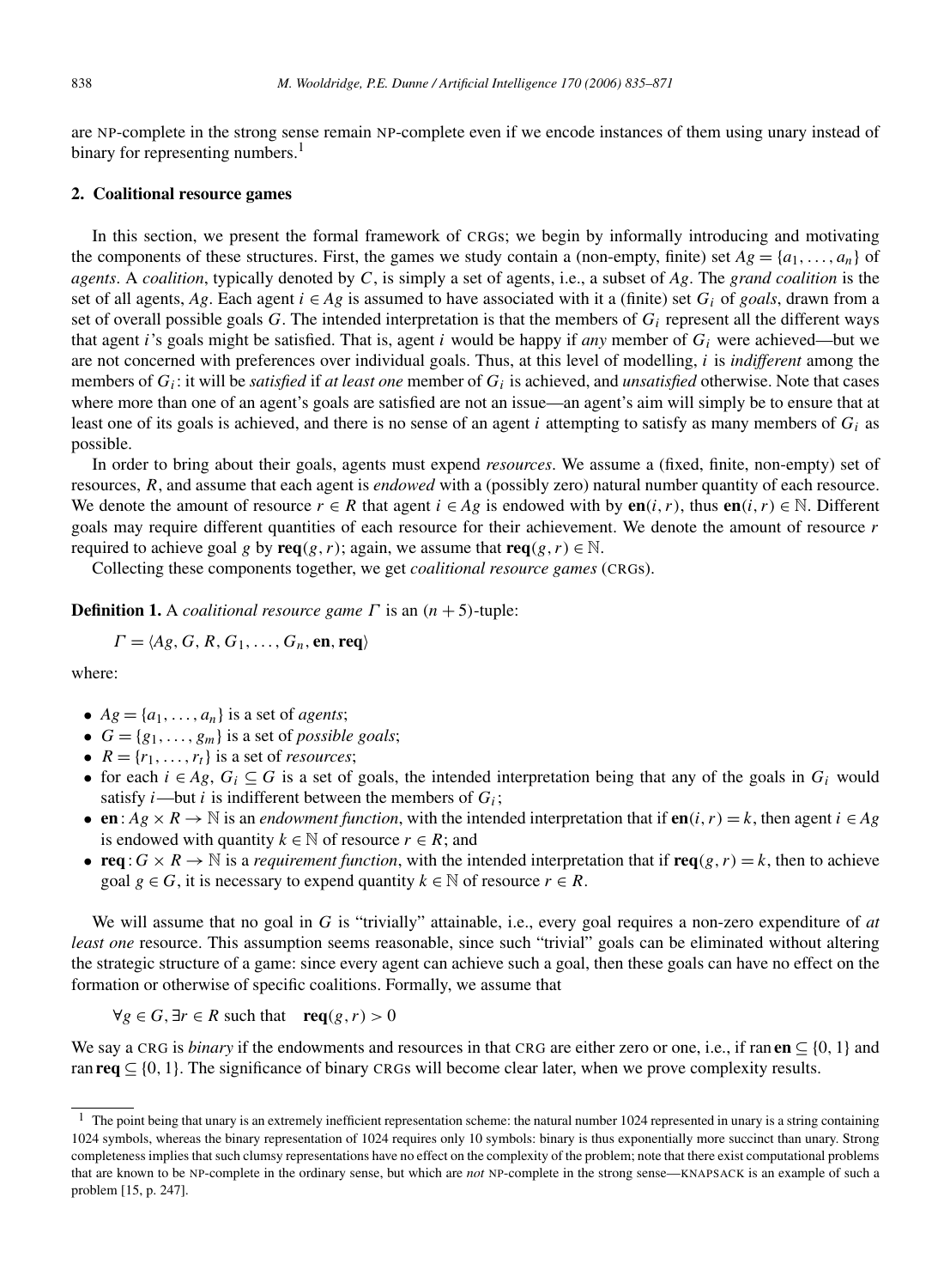are NP-complete in the strong sense remain NP-complete even if we encode instances of them using unary instead of binary for representing numbers.[1]

## 2. Coalitional resource games

In this section, we present the formal framework of CRGs; we begin by informally introducing and motivating the components of these structures. First, the games we study contain a (non-empty, finite) set $Ag = \{a_1, \ldots, a_n\}$ of *agents*. A *coalition*, typically denoted by $C$, is simply a set of agents, i.e., a subset of $Ag$. The *grand coalition* is the set of all agents, $Ag$. Each agent $i \in Ag$ is assumed to have associated with it a (finite) set $G_i$ of *goals*, drawn from a set of overall possible goals $G$. The intended interpretation is that the members of $G_i$ represent all the different ways that agent $i$'s goals might be satisfied. That is, agent $i$ would be happy if *any* member of $G_i$ were achieved—but we are not concerned with preferences over individual goals. Thus, at this level of modelling, $i$ is *indifferent* among the members of $G_i$: it will be *satisfied* if *at least one* member of $G_i$ is achieved, and *unsatisfied* otherwise. Note that cases where more than one of an agent's goals are satisfied are not an issue—an agent's aim will simply be to ensure that at least one of its goals is achieved, and there is no sense of an agent $i$ attempting to satisfy as many members of $G_i$ as possible.

In order to bring about their goals, agents must expend *resources*. We assume a (fixed, finite, non-empty) set of resources, $R$, and assume that each agent is *endowed* with a (possibly zero) natural number quantity of each resource. We denote the amount of resource $r \in R$ that agent $i \in Ag$ is endowed with by $\mathbf{en}(i, r)$, thus $\mathbf{en}(i, r) \in \mathbb{N}$. Different goals may require different quantities of each resource for their achievement. We denote the amount of resource $r$ required to achieve goal $g$ by $\mathbf{req}(g, r)$; again, we assume that $\mathbf{req}(g, r) \in \mathbb{N}$.

Collecting these components together, we get *coalitional resource games* (CRGs).

**Definition 1.** A *coalitional resource game* $\Gamma$ is an $(n+5)$-tuple:

$$\Gamma = \langle Ag, G, R, G_1, \ldots, G_n, \mathbf{en}, \mathbf{req} \rangle$$

where:

- $Ag = \{a_1, \ldots, a_n\}$ is a set of *agents*;
- $G = \{g_1, \ldots, g_m\}$ is a set of *possible goals*;
- $R = \{r_1, \ldots, r_t\}$ is a set of *resources*;
- for each $i \in Ag$, $G_i \subseteq G$ is a set of goals, the intended interpretation being that any of the goals in $G_i$ would satisfy $i$—but $i$ is indifferent between the members of $G_i$;
- $\mathbf{en} : Ag \times R \to \mathbb{N}$ is an *endowment function*, with the intended interpretation that if $\mathbf{en}(i, r) = k$, then agent $i \in Ag$ is endowed with quantity $k \in \mathbb{N}$ of resource $r \in R$; and
- $\mathbf{req} : G \times R \to \mathbb{N}$ is a *requirement function*, with the intended interpretation that if $\mathbf{req}(g, r) = k$, then to achieve goal $g \in G$, it is necessary to expend quantity $k \in \mathbb{N}$ of resource $r \in R$.

We will assume that no goal in $G$ is "trivially" attainable, i.e., every goal requires a non-zero expenditure of *at least one* resource. This assumption seems reasonable, since such "trivial" goals can be eliminated without altering the strategic structure of a game: since every agent can achieve such a goal, then these goals can have no effect on the formation or otherwise of specific coalitions. Formally, we assume that

$$\forall g \in G, \exists r \in R \text{ such that } \quad \mathbf{req}(g, r) > 0$$

We say a CRG is *binary* if the endowments and resources in that CRG are either zero or one, i.e., if $\operatorname{ran} \mathbf{en} \subseteq \{0, 1\}$ and $\operatorname{ran} \mathbf{req} \subseteq \{0, 1\}$. The significance of binary CRGs will become clear later, when we prove complexity results.

[1] The point being that unary is an extremely inefficient representation scheme: the natural number 1024 represented in unary is a string containing 1024 symbols, whereas the binary representation of 1024 requires only 10 symbols: binary is thus exponentially more succinct than unary. Strong completeness implies that such clumsy representations have no effect on the complexity of the problem; note that there exist computational problems that are known to be NP-complete in the ordinary sense, but which are *not* NP-complete in the strong sense—KNAPSACK is an example of such a problem [15, p. 247].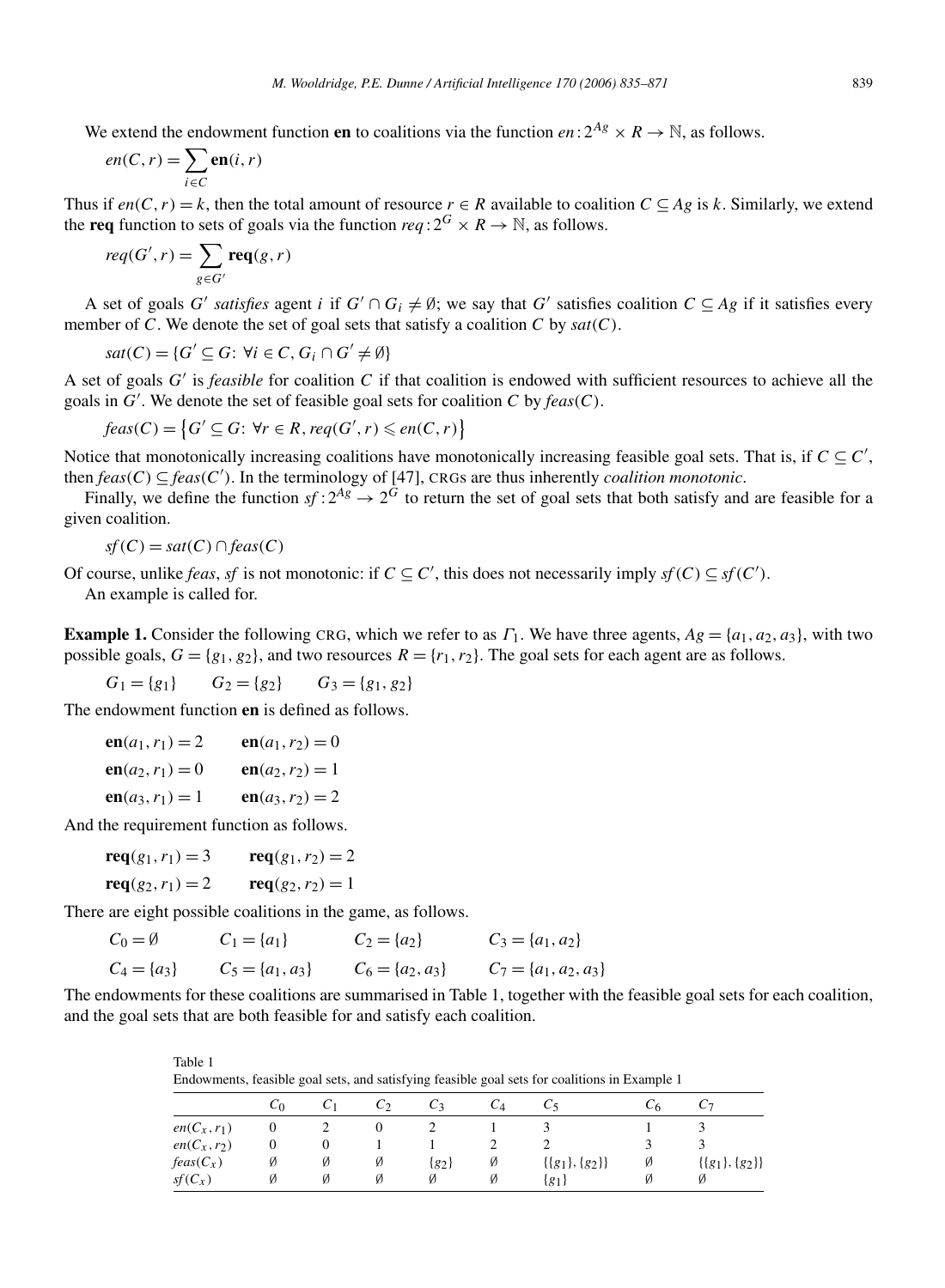We extend the endowment function **en** to coalitions via the function $en : 2^{Ag} \times R \to \mathbb{N}$, as follows.

$$en(C, r) = \sum_{i \in C} \mathbf{en}(i, r)$$

Thus if $en(C, r) = k$, then the total amount of resource $r \in R$ available to coalition $C \subseteq Ag$ is $k$. Similarly, we extend the **req** function to sets of goals via the function $req : 2^G \times R \to \mathbb{N}$, as follows.

$$req(G', r) = \sum_{g \in G'} \mathbf{req}(g, r)$$

A set of goals $G'$ *satisfies* agent $i$ if $G' \cap G_i \neq \emptyset$; we say that $G'$ satisfies coalition $C \subseteq Ag$ if it satisfies every member of $C$. We denote the set of goal sets that satisfy a coalition $C$ by $sat(C)$.

$$sat(C) = \{G' \subseteq G: \ \forall i \in C, G_i \cap G' \neq \emptyset\}$$

A set of goals $G'$ is *feasible* for coalition $C$ if that coalition is endowed with sufficient resources to achieve all the goals in $G'$. We denote the set of feasible goal sets for coalition $C$ by $feas(C)$.

$$feas(C) = \{G' \subseteq G: \ \forall r \in R, req(G', r) \leqslant en(C, r)\}$$

Notice that monotonically increasing coalitions have monotonically increasing feasible goal sets. That is, if $C \subseteq C'$, then $feas(C) \subseteq feas(C')$. In the terminology of [47], CRGs are thus inherently *coalition monotonic*.

Finally, we define the function $sf : 2^{Ag} \to 2^G$ to return the set of goal sets that both satisfy and are feasible for a given coalition.

$$sf(C) = sat(C) \cap feas(C)$$

Of course, unlike *feas*, *sf* is not monotonic: if $C \subseteq C'$, this does not necessarily imply $sf(C) \subseteq sf(C')$.

An example is called for.

**Example 1.** Consider the following CRG, which we refer to as $\Gamma_1$. We have three agents, $Ag = \{a_1, a_2, a_3\}$, with two possible goals, $G = \{g_1, g_2\}$, and two resources $R = \{r_1, r_2\}$. The goal sets for each agent are as follows.

$$G_1 = \{g_1\} \qquad G_2 = \{g_2\} \qquad G_3 = \{g_1, g_2\}$$

The endowment function **en** is defined as follows.

$$\mathbf{en}(a_1, r_1) = 2 \qquad \mathbf{en}(a_1, r_2) = 0$$
$$\mathbf{en}(a_2, r_1) = 0 \qquad \mathbf{en}(a_2, r_2) = 1$$
$$\mathbf{en}(a_3, r_1) = 1 \qquad \mathbf{en}(a_3, r_2) = 2$$

And the requirement function as follows.

$$\mathbf{req}(g_1, r_1) = 3 \qquad \mathbf{req}(g_1, r_2) = 2$$
$$\mathbf{req}(g_2, r_1) = 2 \qquad \mathbf{req}(g_2, r_2) = 1$$

There are eight possible coalitions in the game, as follows.

$$C_0 = \emptyset \qquad C_1 = \{a_1\} \qquad C_2 = \{a_2\} \qquad C_3 = \{a_1, a_2\}$$
$$C_4 = \{a_3\} \qquad C_5 = \{a_1, a_3\} \qquad C_6 = \{a_2, a_3\} \qquad C_7 = \{a_1, a_2, a_3\}$$

The endowments for these coalitions are summarised in Table 1, together with the feasible goal sets for each coalition, and the goal sets that are both feasible for and satisfy each coalition.

Table 1
Endowments, feasible goal sets, and satisfying feasible goal sets for coalitions in Example 1

| | $C_0$ | $C_1$ | $C_2$ | $C_3$ | $C_4$ | $C_5$ | $C_6$ | $C_7$ |
|---|---|---|---|---|---|---|---|---|
| $en(C_x, r_1)$ | 0 | 2 | 0 | 2 | 1 | 3 | 1 | 3 |
| $en(C_x, r_2)$ | 0 | 0 | 1 | 1 | 2 | 2 | 3 | 3 |
| $feas(C_x)$ | $\emptyset$ | $\emptyset$ | $\emptyset$ | $\{g_2\}$ | $\emptyset$ | $\{\{g_1\}, \{g_2\}\}$ | $\emptyset$ | $\{\{g_1\}, \{g_2\}\}$ |
| $sf(C_x)$ | $\emptyset$ | $\emptyset$ | $\emptyset$ | $\emptyset$ | $\emptyset$ | $\{g_1\}$ | $\emptyset$ | $\emptyset$ |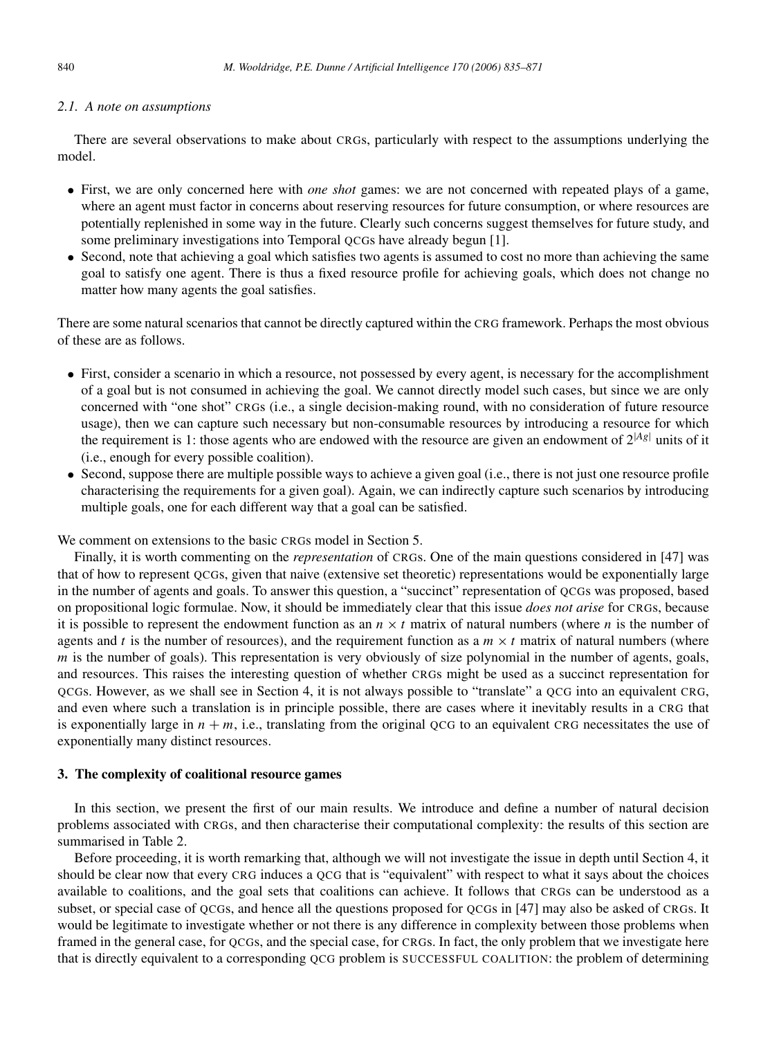### 2.1. A note on assumptions

There are several observations to make about CRGs, particularly with respect to the assumptions underlying the model.

- First, we are only concerned here with *one shot* games: we are not concerned with repeated plays of a game, where an agent must factor in concerns about reserving resources for future consumption, or where resources are potentially replenished in some way in the future. Clearly such concerns suggest themselves for future study, and some preliminary investigations into Temporal QCGs have already begun [1].
- Second, note that achieving a goal which satisfies two agents is assumed to cost no more than achieving the same goal to satisfy one agent. There is thus a fixed resource profile for achieving goals, which does not change no matter how many agents the goal satisfies.

There are some natural scenarios that cannot be directly captured within the CRG framework. Perhaps the most obvious of these are as follows.

- First, consider a scenario in which a resource, not possessed by every agent, is necessary for the accomplishment of a goal but is not consumed in achieving the goal. We cannot directly model such cases, but since we are only concerned with "one shot" CRGs (i.e., a single decision-making round, with no consideration of future resource usage), then we can capture such necessary but non-consumable resources by introducing a resource for which the requirement is 1: those agents who are endowed with the resource are given an endowment of $2^{|Ag|}$ units of it (i.e., enough for every possible coalition).
- Second, suppose there are multiple possible ways to achieve a given goal (i.e., there is not just one resource profile characterising the requirements for a given goal). Again, we can indirectly capture such scenarios by introducing multiple goals, one for each different way that a goal can be satisfied.

We comment on extensions to the basic CRGs model in Section 5.

Finally, it is worth commenting on the *representation* of CRGs. One of the main questions considered in [47] was that of how to represent QCGs, given that naive (extensive set theoretic) representations would be exponentially large in the number of agents and goals. To answer this question, a "succinct" representation of QCGs was proposed, based on propositional logic formulae. Now, it should be immediately clear that this issue *does not arise* for CRGs, because it is possible to represent the endowment function as an $n \times t$ matrix of natural numbers (where $n$ is the number of agents and $t$ is the number of resources), and the requirement function as a $m \times t$ matrix of natural numbers (where $m$ is the number of goals). This representation is very obviously of size polynomial in the number of agents, goals, and resources. This raises the interesting question of whether CRGs might be used as a succinct representation for QCGs. However, as we shall see in Section 4, it is not always possible to "translate" a QCG into an equivalent CRG, and even where such a translation is in principle possible, there are cases where it inevitably results in a CRG that is exponentially large in $n + m$, i.e., translating from the original QCG to an equivalent CRG necessitates the use of exponentially many distinct resources.

## 3. The complexity of coalitional resource games

In this section, we present the first of our main results. We introduce and define a number of natural decision problems associated with CRGs, and then characterise their computational complexity: the results of this section are summarised in Table 2.

Before proceeding, it is worth remarking that, although we will not investigate the issue in depth until Section 4, it should be clear now that every CRG induces a QCG that is "equivalent" with respect to what it says about the choices available to coalitions, and the goal sets that coalitions can achieve. It follows that CRGs can be understood as a subset, or special case of QCGs, and hence all the questions proposed for QCGs in [47] may also be asked of CRGs. It would be legitimate to investigate whether or not there is any difference in complexity between those problems when framed in the general case, for QCGs, and the special case, for CRGs. In fact, the only problem that we investigate here that is directly equivalent to a corresponding QCG problem is SUCCESSFUL COALITION: the problem of determining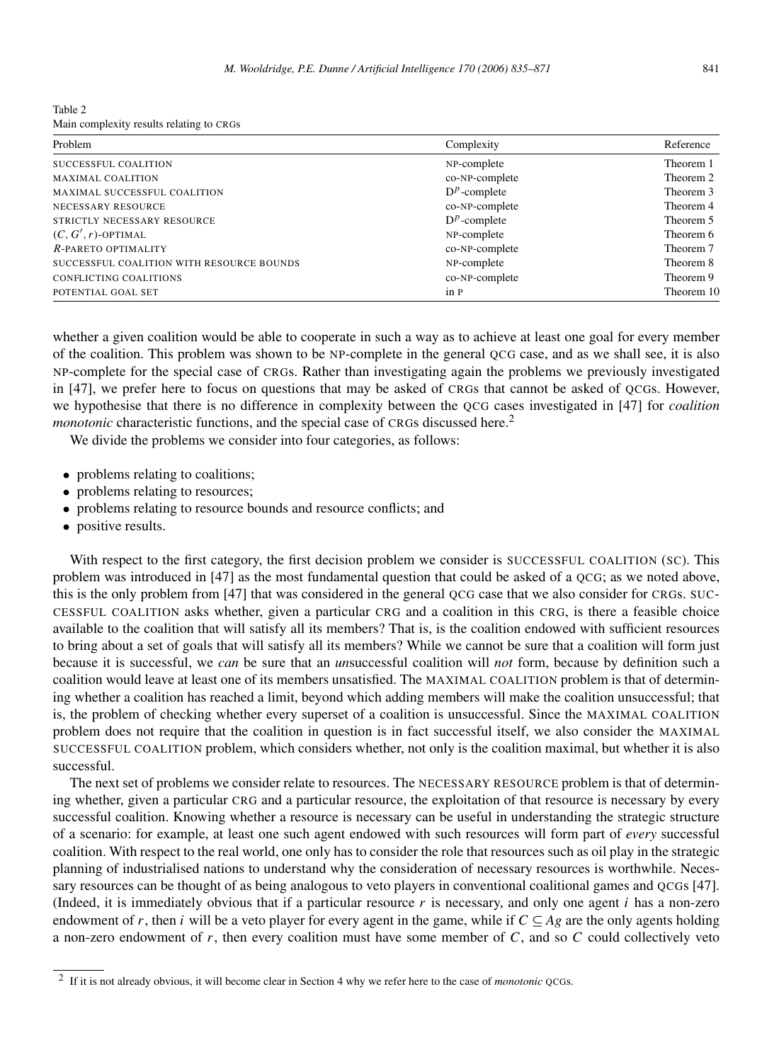Table 2
Main complexity results relating to CRGs

| Problem | Complexity | Reference |
|---|---|---|
| SUCCESSFUL COALITION | NP-complete | Theorem 1 |
| MAXIMAL COALITION | co-NP-complete | Theorem 2 |
| MAXIMAL SUCCESSFUL COALITION | $D^p$-complete | Theorem 3 |
| NECESSARY RESOURCE | co-NP-complete | Theorem 4 |
| STRICTLY NECESSARY RESOURCE | $D^p$-complete | Theorem 5 |
| $(C, G', r)$-OPTIMAL | NP-complete | Theorem 6 |
| $R$-PARETO OPTIMALITY | co-NP-complete | Theorem 7 |
| SUCCESSFUL COALITION WITH RESOURCE BOUNDS | NP-complete | Theorem 8 |
| CONFLICTING COALITIONS | co-NP-complete | Theorem 9 |
| POTENTIAL GOAL SET | in P | Theorem 10 |

whether a given coalition would be able to cooperate in such a way as to achieve at least one goal for every member of the coalition. This problem was shown to be NP-complete in the general QCG case, and as we shall see, it is also NP-complete for the special case of CRGs. Rather than investigating again the problems we previously investigated in [47], we prefer here to focus on questions that may be asked of CRGs that cannot be asked of QCGs. However, we hypothesise that there is no difference in complexity between the QCG cases investigated in [47] for *coalition monotonic* characteristic functions, and the special case of CRGs discussed here.[2]

We divide the problems we consider into four categories, as follows:

- problems relating to coalitions;
- problems relating to resources;
- problems relating to resource bounds and resource conflicts; and
- positive results.

With respect to the first category, the first decision problem we consider is SUCCESSFUL COALITION (SC). This problem was introduced in [47] as the most fundamental question that could be asked of a QCG; as we noted above, this is the only problem from [47] that was considered in the general QCG case that we also consider for CRGs. SUCCESSFUL COALITION asks whether, given a particular CRG and a coalition in this CRG, is there a feasible choice available to the coalition that will satisfy all its members? That is, is the coalition endowed with sufficient resources to bring about a set of goals that will satisfy all its members? While we cannot be sure that a coalition will form just because it is successful, we *can* be sure that an *un*successful coalition will *not* form, because by definition such a coalition would leave at least one of its members unsatisfied. The MAXIMAL COALITION problem is that of determining whether a coalition has reached a limit, beyond which adding members will make the coalition unsuccessful; that is, the problem of checking whether every superset of a coalition is unsuccessful. Since the MAXIMAL COALITION problem does not require that the coalition in question is in fact successful itself, we also consider the MAXIMAL SUCCESSFUL COALITION problem, which considers whether, not only is the coalition maximal, but whether it is also successful.

The next set of problems we consider relate to resources. The NECESSARY RESOURCE problem is that of determining whether, given a particular CRG and a particular resource, the exploitation of that resource is necessary by every successful coalition. Knowing whether a resource is necessary can be useful in understanding the strategic structure of a scenario: for example, at least one such agent endowed with such resources will form part of *every* successful coalition. With respect to the real world, one only has to consider the role that resources such as oil play in the strategic planning of industrialised nations to understand why the consideration of necessary resources is worthwhile. Necessary resources can be thought of as being analogous to veto players in conventional coalitional games and QCGs [47]. (Indeed, it is immediately obvious that if a particular resource $r$ is necessary, and only one agent $i$ has a non-zero endowment of $r$, then $i$ will be a veto player for every agent in the game, while if $C \subseteq Ag$ are the only agents holding a non-zero endowment of $r$, then every coalition must have some member of $C$, and so $C$ could collectively veto

[2] If it is not already obvious, it will become clear in Section 4 why we refer here to the case of *monotonic* QCGs.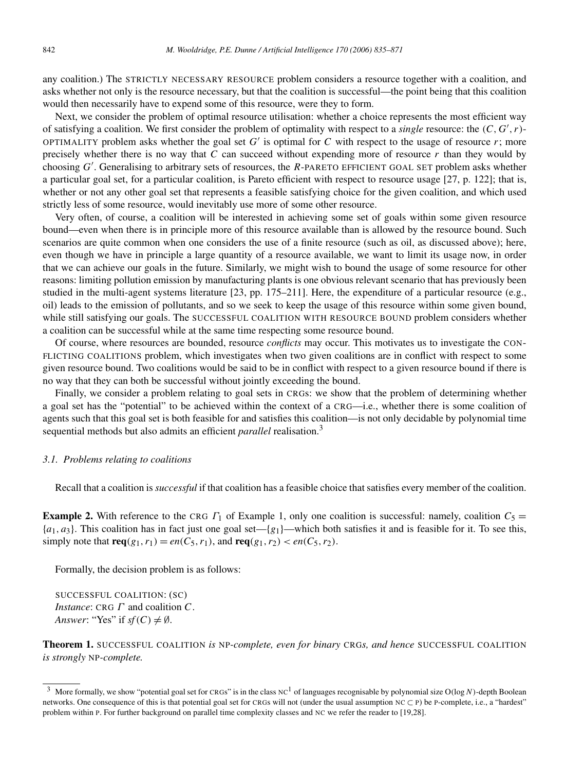any coalition.) The STRICTLY NECESSARY RESOURCE problem considers a resource together with a coalition, and asks whether not only is the resource necessary, but that the coalition is successful—the point being that this coalition would then necessarily have to expend some of this resource, were they to form.

Next, we consider the problem of optimal resource utilisation: whether a choice represents the most efficient way of satisfying a coalition. We first consider the problem of optimality with respect to a *single* resource: the $(C, G', r)$-OPTIMALITY problem asks whether the goal set $G'$ is optimal for $C$ with respect to the usage of resource $r$; more precisely whether there is no way that $C$ can succeed without expending more of resource $r$ than they would by choosing $G'$. Generalising to arbitrary sets of resources, the $R$-PARETO EFFICIENT GOAL SET problem asks whether a particular goal set, for a particular coalition, is Pareto efficient with respect to resource usage [27, p. 122]; that is, whether or not any other goal set that represents a feasible satisfying choice for the given coalition, and which used strictly less of some resource, would inevitably use more of some other resource.

Very often, of course, a coalition will be interested in achieving some set of goals within some given resource bound—even when there is in principle more of this resource available than is allowed by the resource bound. Such scenarios are quite common when one considers the use of a finite resource (such as oil, as discussed above); here, even though we have in principle a large quantity of a resource available, we want to limit its usage now, in order that we can achieve our goals in the future. Similarly, we might wish to bound the usage of some resource for other reasons: limiting pollution emission by manufacturing plants is one obvious relevant scenario that has previously been studied in the multi-agent systems literature [23, pp. 175–211]. Here, the expenditure of a particular resource (e.g., oil) leads to the emission of pollutants, and so we seek to keep the usage of this resource within some given bound, while still satisfying our goals. The SUCCESSFUL COALITION WITH RESOURCE BOUND problem considers whether a coalition can be successful while at the same time respecting some resource bound.

Of course, where resources are bounded, resource *conflicts* may occur. This motivates us to investigate the CONFLICTING COALITIONS problem, which investigates when two given coalitions are in conflict with respect to some given resource bound. Two coalitions would be said to be in conflict with respect to a given resource bound if there is no way that they can both be successful without jointly exceeding the bound.

Finally, we consider a problem relating to goal sets in CRGs: we show that the problem of determining whether a goal set has the "potential" to be achieved within the context of a CRG—i.e., whether there is some coalition of agents such that this goal set is both feasible for and satisfies this coalition—is not only decidable by polynomial time sequential methods but also admits an efficient *parallel* realisation.[3]

### *3.1. Problems relating to coalitions*

Recall that a coalition is *successful* if that coalition has a feasible choice that satisfies every member of the coalition.

**Example 2.** With reference to the CRG $\Gamma_1$ of Example 1, only one coalition is successful: namely, coalition $C_5 = \{a_1, a_3\}$. This coalition has in fact just one goal set—$\{g_1\}$—which both satisfies it and is feasible for it. To see this, simply note that $\mathbf{req}(g_1, r_1) = en(C_5, r_1)$, and $\mathbf{req}(g_1, r_2) < en(C_5, r_2)$.

Formally, the decision problem is as follows:

SUCCESSFUL COALITION: (SC)
*Instance*: CRG $\Gamma$ and coalition $C$.
*Answer*: "Yes" if $sf(C) \neq \emptyset$.

**Theorem 1.** SUCCESSFUL COALITION *is* NP*-complete, even for binary* CRG*s, and hence* SUCCESSFUL COALITION *is strongly* NP*-complete.*

---

[3] More formally, we show "potential goal set for CRGs" is in the class $NC^1$ of languages recognisable by polynomial size $O(\log N)$-depth Boolean networks. One consequence of this is that potential goal set for CRGs will not (under the usual assumption $NC \subset P$) be P-complete, i.e., a "hardest" problem within P. For further background on parallel time complexity classes and NC we refer the reader to [19,28].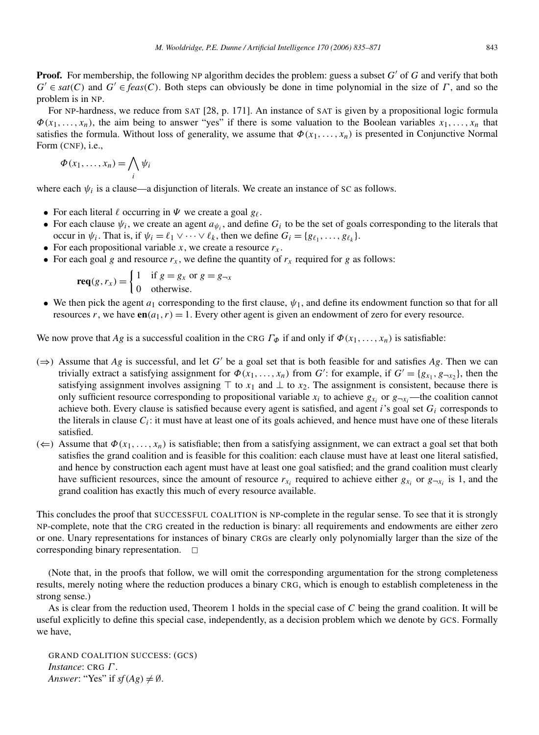**Proof.** For membership, the following NP algorithm decides the problem: guess a subset $G'$ of $G$ and verify that both $G' \in sat(C)$ and $G' \in feas(C)$. Both steps can obviously be done in time polynomial in the size of $\Gamma$, and so the problem is in NP.

For NP-hardness, we reduce from SAT [28, p. 171]. An instance of SAT is given by a propositional logic formula $\Phi(x_1, \ldots, x_n)$, the aim being to answer "yes" if there is some valuation to the Boolean variables $x_1, \ldots, x_n$ that satisfies the formula. Without loss of generality, we assume that $\Phi(x_1, \ldots, x_n)$ is presented in Conjunctive Normal Form (CNF), i.e.,

$$\Phi(x_1, \ldots, x_n) = \bigwedge_i \psi_i$$

where each $\psi_i$ is a clause—a disjunction of literals. We create an instance of SC as follows.

- For each literal $\ell$ occurring in $\Psi$ we create a goal $g_\ell$.
- For each clause $\psi_i$, we create an agent $a_{\psi_i}$, and define $G_i$ to be the set of goals corresponding to the literals that occur in $\psi_i$. That is, if $\psi_i = \ell_1 \vee \cdots \vee \ell_k$, then we define $G_i = \{g_{\ell_1}, \ldots, g_{\ell_k}\}$.
- For each propositional variable $x$, we create a resource $r_x$.
- For each goal $g$ and resource $r_x$, we define the quantity of $r_x$ required for $g$ as follows:

$$\mathbf{req}(g, r_x) = \begin{cases} 1 & \text{if } g = g_x \text{ or } g = g_{\neg x} \\ 0 & \text{otherwise.} \end{cases}$$

- We then pick the agent $a_1$ corresponding to the first clause, $\psi_1$, and define its endowment function so that for all resources $r$, we have $\mathbf{en}(a_1, r) = 1$. Every other agent is given an endowment of zero for every resource.

We now prove that $Ag$ is a successful coalition in the CRG $\Gamma_\Phi$ if and only if $\Phi(x_1, \ldots, x_n)$ is satisfiable:

($\Rightarrow$) Assume that $Ag$ is successful, and let $G'$ be a goal set that is both feasible for and satisfies $Ag$. Then we can trivially extract a satisfying assignment for $\Phi(x_1, \ldots, x_n)$ from $G'$: for example, if $G' = \{g_{x_1}, g_{\neg x_2}\}$, then the satisfying assignment involves assigning $\top$ to $x_1$ and $\bot$ to $x_2$. The assignment is consistent, because there is only sufficient resource corresponding to propositional variable $x_i$ to achieve $g_{x_i}$ or $g_{\neg x_i}$—the coalition cannot achieve both. Every clause is satisfied because every agent is satisfied, and agent $i$'s goal set $G_i$ corresponds to the literals in clause $C_i$: it must have at least one of its goals achieved, and hence must have one of these literals satisfied.

($\Leftarrow$) Assume that $\Phi(x_1, \ldots, x_n)$ is satisfiable; then from a satisfying assignment, we can extract a goal set that both satisfies the grand coalition and is feasible for this coalition: each clause must have at least one literal satisfied, and hence by construction each agent must have at least one goal satisfied; and the grand coalition must clearly have sufficient resources, since the amount of resource $r_{x_i}$ required to achieve either $g_{x_i}$ or $g_{\neg x_i}$ is 1, and the grand coalition has exactly this much of every resource available.

This concludes the proof that SUCCESSFUL COALITION is NP-complete in the regular sense. To see that it is strongly NP-complete, note that the CRG created in the reduction is binary: all requirements and endowments are either zero or one. Unary representations for instances of binary CRGs are clearly only polynomially larger than the size of the corresponding binary representation. $\square$

(Note that, in the proofs that follow, we will omit the corresponding argumentation for the strong completeness results, merely noting where the reduction produces a binary CRG, which is enough to establish completeness in the strong sense.)

As is clear from the reduction used, Theorem 1 holds in the special case of $C$ being the grand coalition. It will be useful explicitly to define this special case, independently, as a decision problem which we denote by GCS. Formally we have,

GRAND COALITION SUCCESS: (GCS)
*Instance*: CRG $\Gamma$.
*Answer*: "Yes" if $sf(Ag) \neq \emptyset$.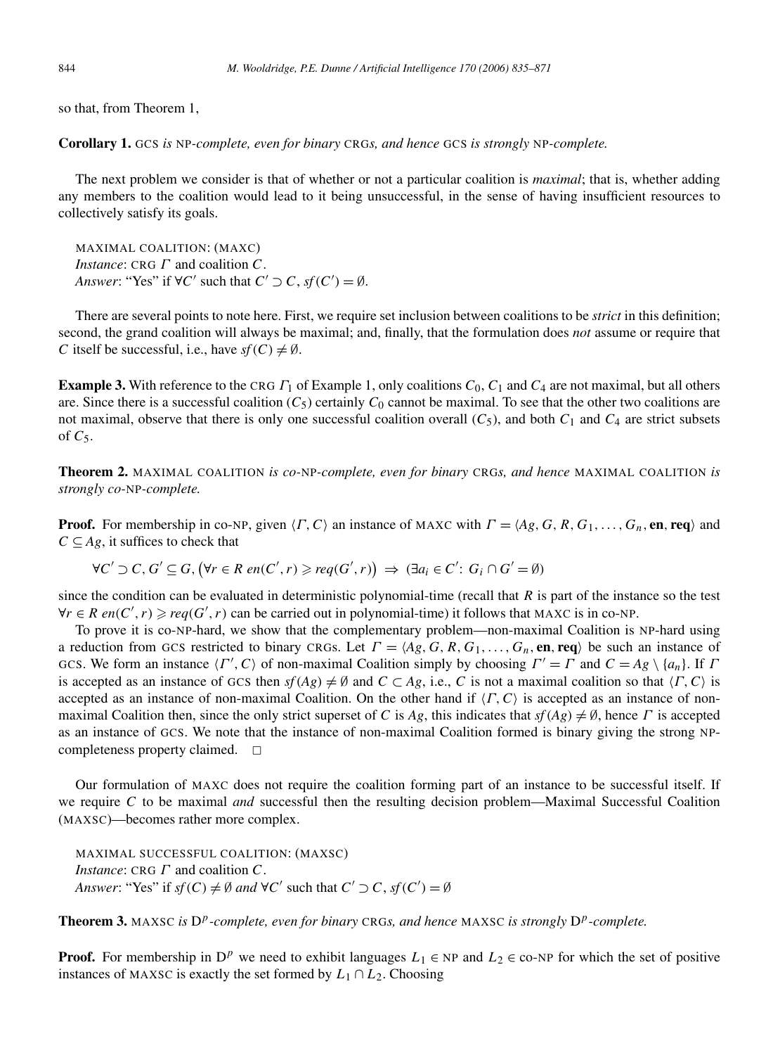so that, from Theorem 1,

**Corollary 1.** GCS *is* NP*-complete, even for binary* CRG*s, and hence* GCS *is strongly* NP*-complete.*

The next problem we consider is that of whether or not a particular coalition is *maximal*; that is, whether adding any members to the coalition would lead to it being unsuccessful, in the sense of having insufficient resources to collectively satisfy its goals.

MAXIMAL COALITION: (MAXC)
*Instance*: CRG $\Gamma$ and coalition $C$.
*Answer*: "Yes" if $\forall C'$ such that $C' \supset C$, $sf(C') = \emptyset$.

There are several points to note here. First, we require set inclusion between coalitions to be *strict* in this definition; second, the grand coalition will always be maximal; and, finally, that the formulation does *not* assume or require that $C$ itself be successful, i.e., have $sf(C) \neq \emptyset$.

**Example 3.** With reference to the CRG $\Gamma_1$ of Example 1, only coalitions $C_0$, $C_1$ and $C_4$ are not maximal, but all others are. Since there is a successful coalition ($C_5$) certainly $C_0$ cannot be maximal. To see that the other two coalitions are not maximal, observe that there is only one successful coalition overall ($C_5$), and both $C_1$ and $C_4$ are strict subsets of $C_5$.

**Theorem 2.** MAXIMAL COALITION *is co*-NP*-complete, even for binary* CRG*s, and hence* MAXIMAL COALITION *is strongly co*-NP*-complete.*

**Proof.** For membership in co-NP, given $\langle \Gamma, C \rangle$ an instance of MAXC with $\Gamma = \langle Ag, G, R, G_1, \ldots, G_n, \mathbf{en}, \mathbf{req} \rangle$ and $C \subseteq Ag$, it suffices to check that

$$\forall C' \supset C, G' \subseteq G, \big(\forall r \in R \; en(C', r) \geqslant req(G', r)\big) \Rightarrow (\exists a_i \in C' \colon G_i \cap G' = \emptyset)$$

since the condition can be evaluated in deterministic polynomial-time (recall that $R$ is part of the instance so the test $\forall r \in R \; en(C', r) \geqslant req(G', r)$ can be carried out in polynomial-time) it follows that MAXC is in co-NP.

To prove it is co-NP-hard, we show that the complementary problem—non-maximal Coalition is NP-hard using a reduction from GCS restricted to binary CRGs. Let $\Gamma = \langle Ag, G, R, G_1, \ldots, G_n, \mathbf{en}, \mathbf{req} \rangle$ be such an instance of GCS. We form an instance $\langle \Gamma', C \rangle$ of non-maximal Coalition simply by choosing $\Gamma' = \Gamma$ and $C = Ag \setminus \{a_n\}$. If $\Gamma$ is accepted as an instance of GCS then $sf(Ag) \neq \emptyset$ and $C \subset Ag$, i.e., $C$ is not a maximal coalition so that $\langle \Gamma, C \rangle$ is accepted as an instance of non-maximal Coalition. On the other hand if $\langle \Gamma, C \rangle$ is accepted as an instance of non-maximal Coalition then, since the only strict superset of $C$ is $Ag$, this indicates that $sf(Ag) \neq \emptyset$, hence $\Gamma$ is accepted as an instance of GCS. We note that the instance of non-maximal Coalition formed is binary giving the strong NP-completeness property claimed. $\square$

Our formulation of MAXC does not require the coalition forming part of an instance to be successful itself. If we require $C$ to be maximal *and* successful then the resulting decision problem—Maximal Successful Coalition (MAXSC)—becomes rather more complex.

MAXIMAL SUCCESSFUL COALITION: (MAXSC)
*Instance*: CRG $\Gamma$ and coalition $C$.
*Answer*: "Yes" if $sf(C) \neq \emptyset$ *and* $\forall C'$ such that $C' \supset C$, $sf(C') = \emptyset$

**Theorem 3.** MAXSC *is* $\mathrm{D}^p$*-complete, even for binary* CRG*s, and hence* MAXSC *is strongly* $\mathrm{D}^p$*-complete.*

**Proof.** For membership in $\mathrm{D}^p$ we need to exhibit languages $L_1 \in$ NP and $L_2 \in$ co-NP for which the set of positive instances of MAXSC is exactly the set formed by $L_1 \cap L_2$. Choosing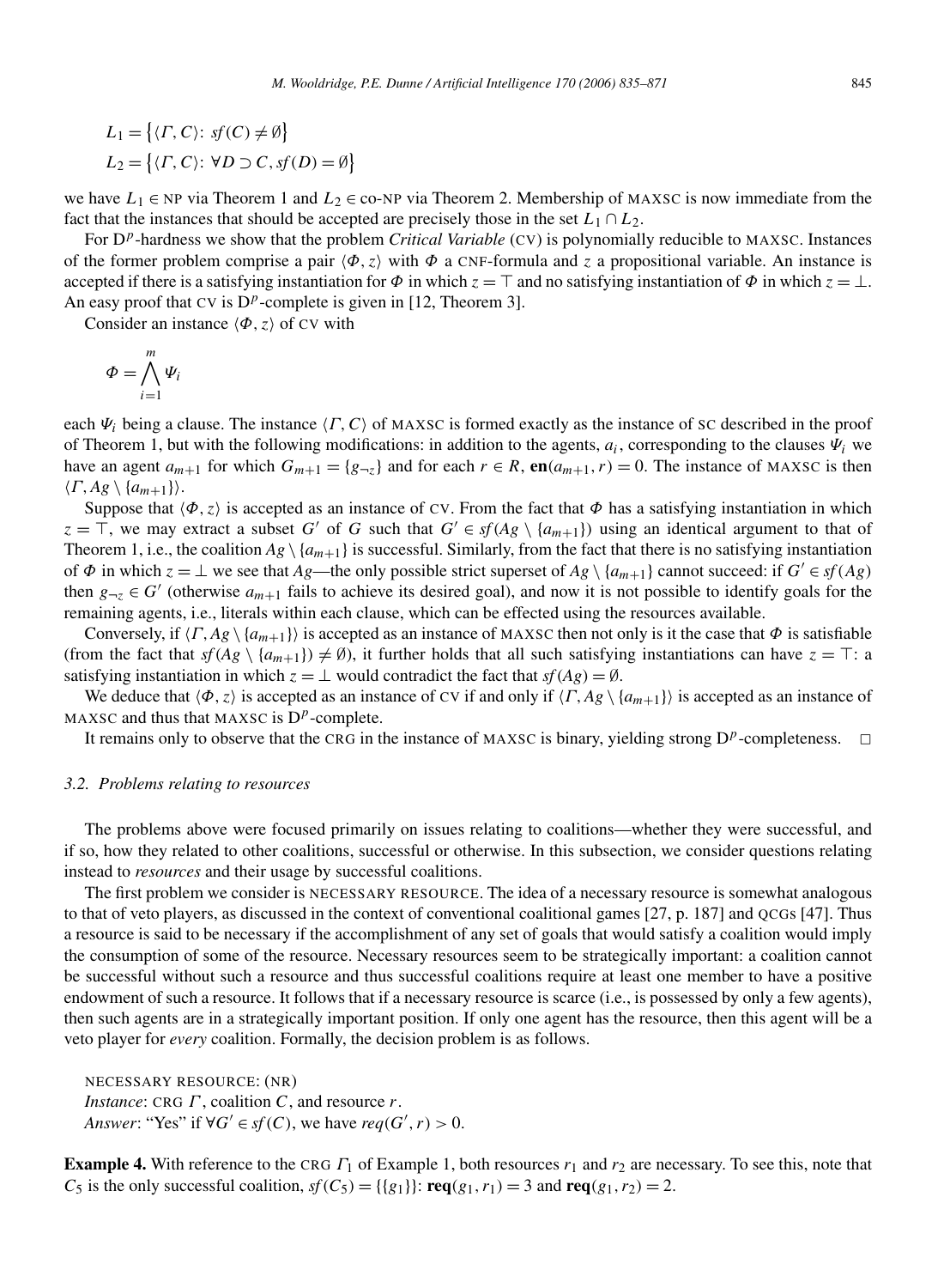$$L_1 = \{\langle \Gamma, C \rangle : sf(C) \neq \emptyset\}$$

$$L_2 = \{\langle \Gamma, C \rangle : \forall D \supset C, sf(D) = \emptyset\}$$

we have $L_1 \in$ NP via Theorem 1 and $L_2 \in$ co-NP via Theorem 2. Membership of MAXSC is now immediate from the fact that the instances that should be accepted are precisely those in the set $L_1 \cap L_2$.

For $D^p$-hardness we show that the problem *Critical Variable* (CV) is polynomially reducible to MAXSC. Instances of the former problem comprise a pair $\langle \Phi, z \rangle$ with $\Phi$ a CNF-formula and $z$ a propositional variable. An instance is accepted if there is a satisfying instantiation for $\Phi$ in which $z = \top$ and no satisfying instantiation of $\Phi$ in which $z = \bot$. An easy proof that CV is $D^p$-complete is given in [12, Theorem 3].

Consider an instance $\langle \Phi, z \rangle$ of CV with

$$\Phi = \bigwedge_{i=1}^{m} \Psi_i$$

each $\Psi_i$ being a clause. The instance $\langle \Gamma, C \rangle$ of MAXSC is formed exactly as the instance of SC described in the proof of Theorem 1, but with the following modifications: in addition to the agents, $a_i$, corresponding to the clauses $\Psi_i$ we have an agent $a_{m+1}$ for which $G_{m+1} = \{g_{\neg z}\}$ and for each $r \in R$, $\mathbf{en}(a_{m+1}, r) = 0$. The instance of MAXSC is then $\langle \Gamma, Ag \setminus \{a_{m+1}\} \rangle$.

Suppose that $\langle \Phi, z \rangle$ is accepted as an instance of CV. From the fact that $\Phi$ has a satisfying instantiation in which $z = \top$, we may extract a subset $G'$ of $G$ such that $G' \in sf(Ag \setminus \{a_{m+1}\})$ using an identical argument to that of Theorem 1, i.e., the coalition $Ag \setminus \{a_{m+1}\}$ is successful. Similarly, from the fact that there is no satisfying instantiation of $\Phi$ in which $z = \bot$ we see that $Ag$—the only possible strict superset of $Ag \setminus \{a_{m+1}\}$ cannot succeed: if $G' \in sf(Ag)$ then $g_{\neg z} \in G'$ (otherwise $a_{m+1}$ fails to achieve its desired goal), and now it is not possible to identify goals for the remaining agents, i.e., literals within each clause, which can be effected using the resources available.

Conversely, if $\langle \Gamma, Ag \setminus \{a_{m+1}\} \rangle$ is accepted as an instance of MAXSC then not only is it the case that $\Phi$ is satisfiable (from the fact that $sf(Ag \setminus \{a_{m+1}\}) \neq \emptyset$), it further holds that all such satisfying instantiations can have $z = \top$: a satisfying instantiation in which $z = \bot$ would contradict the fact that $sf(Ag) = \emptyset$.

We deduce that $\langle \Phi, z \rangle$ is accepted as an instance of CV if and only if $\langle \Gamma, Ag \setminus \{a_{m+1}\} \rangle$ is accepted as an instance of MAXSC and thus that MAXSC is $D^p$-complete.

It remains only to observe that the CRG in the instance of MAXSC is binary, yielding strong $D^p$-completeness. □

### 3.2. Problems relating to resources

The problems above were focused primarily on issues relating to coalitions—whether they were successful, and if so, how they related to other coalitions, successful or otherwise. In this subsection, we consider questions relating instead to *resources* and their usage by successful coalitions.

The first problem we consider is NECESSARY RESOURCE. The idea of a necessary resource is somewhat analogous to that of veto players, as discussed in the context of conventional coalitional games [27, p. 187] and QCGs [47]. Thus a resource is said to be necessary if the accomplishment of any set of goals that would satisfy a coalition would imply the consumption of some of the resource. Necessary resources seem to be strategically important: a coalition cannot be successful without such a resource and thus successful coalitions require at least one member to have a positive endowment of such a resource. It follows that if a necessary resource is scarce (i.e., is possessed by only a few agents), then such agents are in a strategically important position. If only one agent has the resource, then this agent will be a veto player for *every* coalition. Formally, the decision problem is as follows.

NECESSARY RESOURCE: (NR)
*Instance*: CRG $\Gamma$, coalition $C$, and resource $r$.
*Answer*: "Yes" if $\forall G' \in sf(C)$, we have $req(G', r) > 0$.

**Example 4.** With reference to the CRG $\Gamma_1$ of Example 1, both resources $r_1$ and $r_2$ are necessary. To see this, note that $C_5$ is the only successful coalition, $sf(C_5) = \{\{g_1\}\}$: $\mathbf{req}(g_1, r_1) = 3$ and $\mathbf{req}(g_1, r_2) = 2$.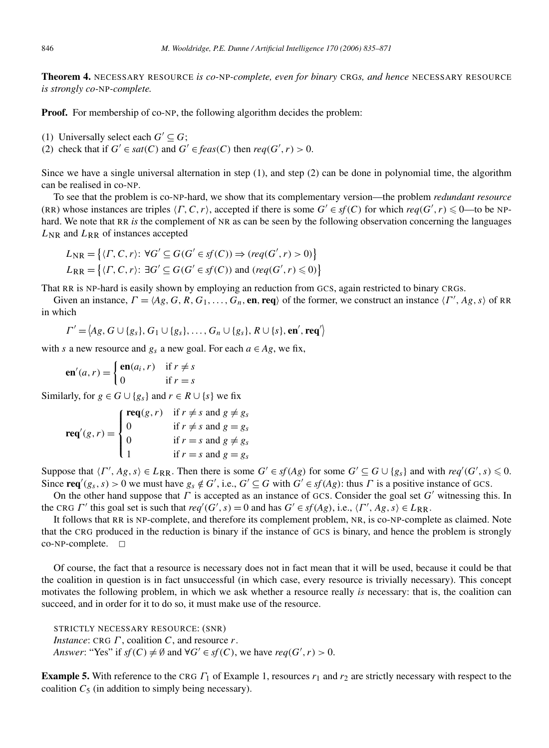**Theorem 4.** NECESSARY RESOURCE *is co-*NP*-complete, even for binary* CRG*s, and hence* NECESSARY RESOURCE *is strongly co-*NP*-complete.*

**Proof.** For membership of co-NP, the following algorithm decides the problem:

(1) Universally select each $G' \subseteq G$;
(2) check that if $G' \in sat(C)$ and $G' \in feas(C)$ then $req(G', r) > 0$.

Since we have a single universal alternation in step (1), and step (2) can be done in polynomial time, the algorithm can be realised in co-NP.

To see that the problem is co-NP-hard, we show that its complementary version—the problem *redundant resource* (RR) whose instances are triples $\langle \Gamma, C, r \rangle$, accepted if there is some $G' \in sf(C)$ for which $req(G', r) \leqslant 0$—to be NP-hard. We note that RR *is* the complement of NR as can be seen by the following observation concerning the languages $L_{\text{NR}}$ and $L_{\text{RR}}$ of instances accepted

$$L_{\text{NR}} = \big\{ \langle \Gamma, C, r \rangle \colon \forall G' \subseteq G (G' \in sf(C)) \Rightarrow (req(G', r) > 0) \big\}$$
$$L_{\text{RR}} = \big\{ \langle \Gamma, C, r \rangle \colon \exists G' \subseteq G (G' \in sf(C)) \text{ and } (req(G', r) \leqslant 0) \big\}$$

That RR is NP-hard is easily shown by employing an reduction from GCS, again restricted to binary CRGs.

Given an instance, $\Gamma = \langle Ag, G, R, G_1, \ldots, G_n, \mathbf{en}, \mathbf{req} \rangle$ of the former, we construct an instance $\langle \Gamma', Ag, s \rangle$ of RR in which

$$\Gamma' = \big\langle Ag, G \cup \{g_s\}, G_1 \cup \{g_s\}, \ldots, G_n \cup \{g_s\}, R \cup \{s\}, \mathbf{en}', \mathbf{req}' \big\rangle$$

with $s$ a new resource and $g_s$ a new goal. For each $a \in Ag$, we fix,

$$\mathbf{en}'(a, r) = \begin{cases} \mathbf{en}(a_i, r) & \text{if } r \neq s \\ 0 & \text{if } r = s \end{cases}$$

Similarly, for $g \in G \cup \{g_s\}$ and $r \in R \cup \{s\}$ we fix

$$\mathbf{req}'(g, r) = \begin{cases} \mathbf{req}(g, r) & \text{if } r \neq s \text{ and } g \neq g_s \\ 0 & \text{if } r \neq s \text{ and } g = g_s \\ 0 & \text{if } r = s \text{ and } g \neq g_s \\ 1 & \text{if } r = s \text{ and } g = g_s \end{cases}$$

Suppose that $\langle \Gamma', Ag, s \rangle \in L_{\text{RR}}$. Then there is some $G' \in sf(Ag)$ for some $G' \subseteq G \cup \{g_s\}$ and with $req'(G', s) \leqslant 0$. Since $\mathbf{req}'(g_s, s) > 0$ we must have $g_s \notin G'$, i.e., $G' \subseteq G$ with $G' \in sf(Ag)$: thus $\Gamma$ is a positive instance of GCS.

On the other hand suppose that $\Gamma$ is accepted as an instance of GCS. Consider the goal set $G'$ witnessing this. In the CRG $\Gamma'$ this goal set is such that $req'(G', s) = 0$ and has $G' \in sf(Ag)$, i.e., $\langle \Gamma', Ag, s \rangle \in L_{\text{RR}}$.

It follows that RR is NP-complete, and therefore its complement problem, NR, is co-NP-complete as claimed. Note that the CRG produced in the reduction is binary if the instance of GCS is binary, and hence the problem is strongly co-NP-complete. □

Of course, the fact that a resource is necessary does not in fact mean that it will be used, because it could be that the coalition in question is in fact unsuccessful (in which case, every resource is trivially necessary). This concept motivates the following problem, in which we ask whether a resource really *is* necessary: that is, the coalition can succeed, and in order for it to do so, it must make use of the resource.

STRICTLY NECESSARY RESOURCE: (SNR)
*Instance*: CRG $\Gamma$, coalition $C$, and resource $r$.
*Answer*: "Yes" if $sf(C) \neq \emptyset$ and $\forall G' \in sf(C)$, we have $req(G', r) > 0$.

**Example 5.** With reference to the CRG $\Gamma_1$ of Example 1, resources $r_1$ and $r_2$ are strictly necessary with respect to the coalition $C_5$ (in addition to simply being necessary).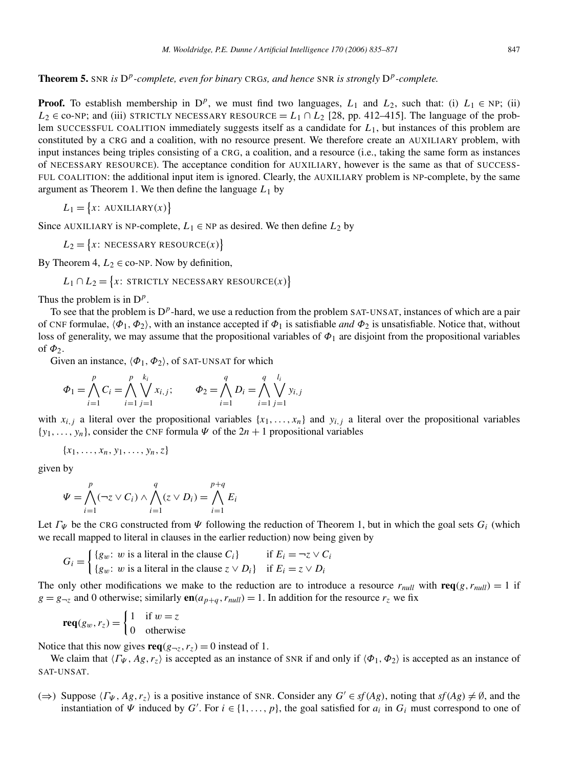**Theorem 5.** SNR *is* $\mathrm{D}^p$*-complete, even for binary* CRG*s, and hence* SNR *is strongly* $\mathrm{D}^p$*-complete.*

**Proof.** To establish membership in $\mathrm{D}^p$, we must find two languages, $L_1$ and $L_2$, such that: (i) $L_1 \in$ NP; (ii) $L_2 \in$ co-NP; and (iii) STRICTLY NECESSARY RESOURCE $= L_1 \cap L_2$ [28, pp. 412–415]. The language of the problem SUCCESSFUL COALITION immediately suggests itself as a candidate for $L_1$, but instances of this problem are constituted by a CRG and a coalition, with no resource present. We therefore create an AUXILIARY problem, with input instances being triples consisting of a CRG, a coalition, and a resource (i.e., taking the same form as instances of NECESSARY RESOURCE). The acceptance condition for AUXILIARY, however is the same as that of SUCCESSFUL COALITION: the additional input item is ignored. Clearly, the AUXILIARY problem is NP-complete, by the same argument as Theorem 1. We then define the language $L_1$ by

$$L_1 = \{x\colon \text{AUXILIARY}(x)\}$$

Since AUXILIARY is NP-complete, $L_1 \in$ NP as desired. We then define $L_2$ by

$$L_2 = \{x\colon \text{NECESSARY RESOURCE}(x)\}$$

By Theorem 4, $L_2 \in$ co-NP. Now by definition,

$$L_1 \cap L_2 = \{x\colon \text{STRICTLY NECESSARY RESOURCE}(x)\}$$

Thus the problem is in $\mathrm{D}^p$.

To see that the problem is $\mathrm{D}^p$-hard, we use a reduction from the problem SAT-UNSAT, instances of which are a pair of CNF formulae, $\langle \Phi_1, \Phi_2 \rangle$, with an instance accepted if $\Phi_1$ is satisfiable *and* $\Phi_2$ is unsatisfiable. Notice that, without loss of generality, we may assume that the propositional variables of $\Phi_1$ are disjoint from the propositional variables of $\Phi_2$.

Given an instance, $\langle \Phi_1, \Phi_2 \rangle$, of SAT-UNSAT for which

$$\Phi_1 = \bigwedge_{i=1}^{p} C_i = \bigwedge_{i=1}^{p} \bigvee_{j=1}^{k_i} x_{i,j}; \qquad \Phi_2 = \bigwedge_{i=1}^{q} D_i = \bigwedge_{i=1}^{q} \bigvee_{j=1}^{l_i} y_{i,j}$$

with $x_{i,j}$ a literal over the propositional variables $\{x_1, \ldots, x_n\}$ and $y_{i,j}$ a literal over the propositional variables $\{y_1, \ldots, y_n\}$, consider the CNF formula $\Psi$ of the $2n+1$ propositional variables

$$\{x_1, \ldots, x_n, y_1, \ldots, y_n, z\}$$

given by

$$\Psi = \bigwedge_{i=1}^{p} (\neg z \vee C_i) \wedge \bigwedge_{i=1}^{q} (z \vee D_i) = \bigwedge_{i=1}^{p+q} E_i$$

Let $\Gamma_\Psi$ be the CRG constructed from $\Psi$ following the reduction of Theorem 1, but in which the goal sets $G_i$ (which we recall mapped to literal in clauses in the earlier reduction) now being given by

$$G_i = \begin{cases} \{g_w\colon w \text{ is a literal in the clause } C_i\} & \text{if } E_i = \neg z \vee C_i \\ \{g_w\colon w \text{ is a literal in the clause } z \vee D_i\} & \text{if } E_i = z \vee D_i \end{cases}$$

The only other modifications we make to the reduction are to introduce a resource $r_{null}$ with $\mathbf{req}(g, r_{null}) = 1$ if $g = g_{\neg z}$ and 0 otherwise; similarly $\mathbf{en}(a_{p+q}, r_{null}) = 1$. In addition for the resource $r_z$ we fix

$$\mathbf{req}(g_w, r_z) = \begin{cases} 1 & \text{if } w = z \\ 0 & \text{otherwise} \end{cases}$$

Notice that this now gives $\mathbf{req}(g_{\neg z}, r_z) = 0$ instead of 1.

We claim that $\langle \Gamma_\Psi, Ag, r_z \rangle$ is accepted as an instance of SNR if and only if $\langle \Phi_1, \Phi_2 \rangle$ is accepted as an instance of SAT-UNSAT.

($\Rightarrow$) Suppose $\langle \Gamma_\Psi, Ag, r_z \rangle$ is a positive instance of SNR. Consider any $G' \in sf(Ag)$, noting that $sf(Ag) \neq \emptyset$, and the instantiation of $\Psi$ induced by $G'$. For $i \in \{1, \ldots, p\}$, the goal satisfied for $a_i$ in $G_i$ must correspond to one of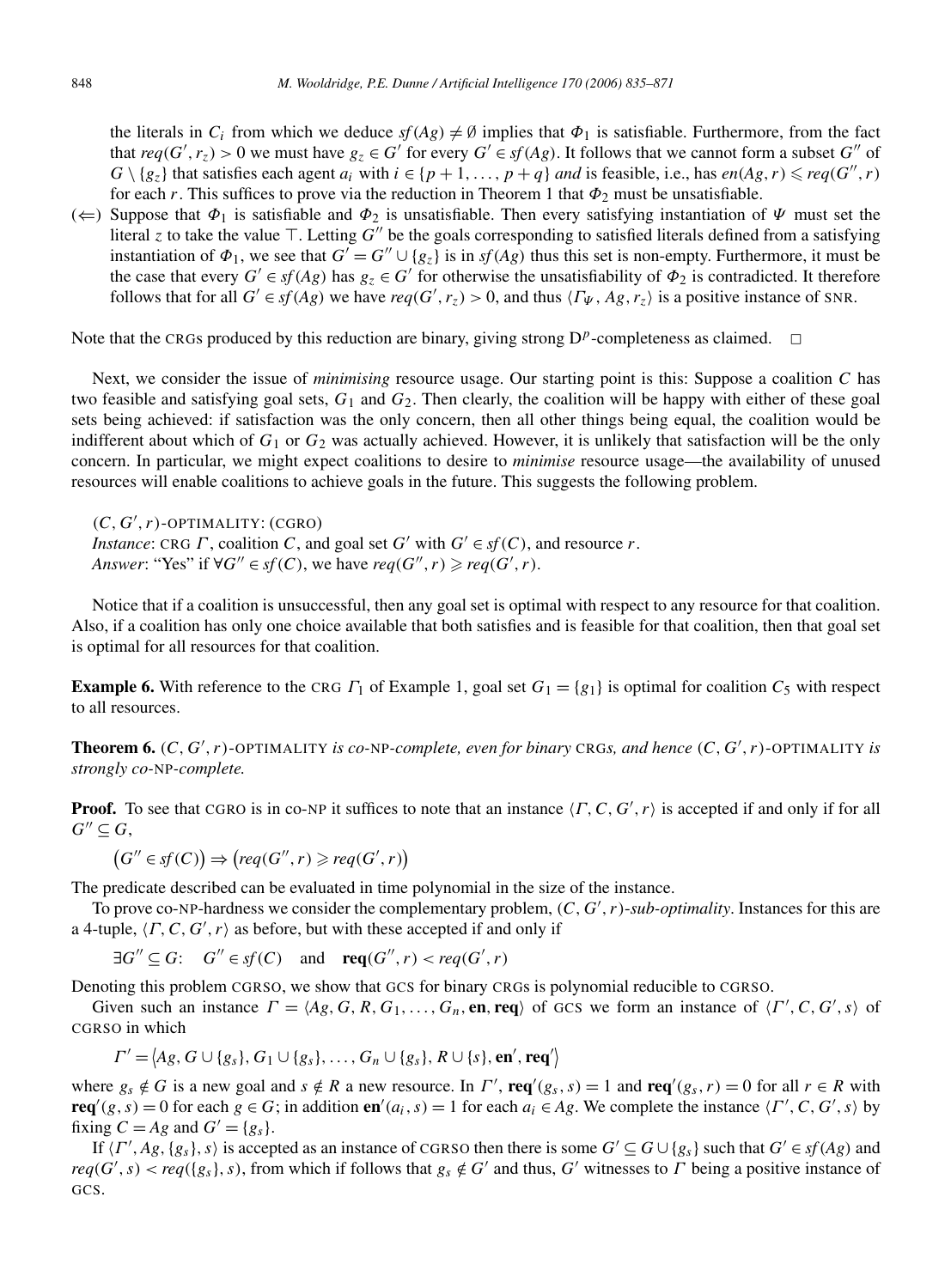the literals in $C_i$ from which we deduce $sf(Ag) \neq \emptyset$ implies that $\Phi_1$ is satisfiable. Furthermore, from the fact that $req(G', r_z) > 0$ we must have $g_z \in G'$ for every $G' \in sf(Ag)$. It follows that we cannot form a subset $G''$ of $G \setminus \{g_z\}$ that satisfies each agent $a_i$ with $i \in \{p+1, \ldots, p+q\}$ *and* is feasible, i.e., has $en(Ag, r) \leqslant req(G'', r)$ for each $r$. This suffices to prove via the reduction in Theorem 1 that $\Phi_2$ must be unsatisfiable.

($\Leftarrow$) Suppose that $\Phi_1$ is satisfiable and $\Phi_2$ is unsatisfiable. Then every satisfying instantiation of $\Psi$ must set the literal $z$ to take the value $\top$. Letting $G''$ be the goals corresponding to satisfied literals defined from a satisfying instantiation of $\Phi_1$, we see that $G' = G'' \cup \{g_z\}$ is in $sf(Ag)$ thus this set is non-empty. Furthermore, it must be the case that every $G' \in sf(Ag)$ has $g_z \in G'$ for otherwise the unsatisfiability of $\Phi_2$ is contradicted. It therefore follows that for all $G' \in sf(Ag)$ we have $req(G', r_z) > 0$, and thus $\langle \Gamma_\Psi, Ag, r_z \rangle$ is a positive instance of SNR.

Note that the CRGs produced by this reduction are binary, giving strong $D^p$-completeness as claimed. □

Next, we consider the issue of *minimising* resource usage. Our starting point is this: Suppose a coalition $C$ has two feasible and satisfying goal sets, $G_1$ and $G_2$. Then clearly, the coalition will be happy with either of these goal sets being achieved: if satisfaction was the only concern, then all other things being equal, the coalition would be indifferent about which of $G_1$ or $G_2$ was actually achieved. However, it is unlikely that satisfaction will be the only concern. In particular, we might expect coalitions to desire to *minimise* resource usage—the availability of unused resources will enable coalitions to achieve goals in the future. This suggests the following problem.

$(C, G', r)$-OPTIMALITY: (CGRO)
*Instance*: CRG $\Gamma$, coalition $C$, and goal set $G'$ with $G' \in sf(C)$, and resource $r$.
*Answer*: "Yes" if $\forall G'' \in sf(C)$, we have $req(G'', r) \geqslant req(G', r)$.

Notice that if a coalition is unsuccessful, then any goal set is optimal with respect to any resource for that coalition. Also, if a coalition has only one choice available that both satisfies and is feasible for that coalition, then that goal set is optimal for all resources for that coalition.

**Example 6.** With reference to the CRG $\Gamma_1$ of Example 1, goal set $G_1 = \{g_1\}$ is optimal for coalition $C_5$ with respect to all resources.

**Theorem 6.** *$(C, G', r)$-OPTIMALITY is co-NP-complete, even for binary CRGs, and hence $(C, G', r)$-OPTIMALITY is strongly co-NP-complete.*

**Proof.** To see that CGRO is in co-NP it suffices to note that an instance $\langle \Gamma, C, G', r \rangle$ is accepted if and only if for all $G'' \subseteq G$,

$$\big(G'' \in sf(C)\big) \Rightarrow \big(req(G'', r) \geqslant req(G', r)\big)$$

The predicate described can be evaluated in time polynomial in the size of the instance.

To prove co-NP-hardness we consider the complementary problem, $(C, G', r)$*-sub-optimality*. Instances for this are a 4-tuple, $\langle \Gamma, C, G', r \rangle$ as before, but with these accepted if and only if

$$\exists G'' \subseteq G: \quad G'' \in sf(C) \quad \text{and} \quad \mathbf{req}(G'', r) < req(G', r)$$

Denoting this problem CGRSO, we show that GCS for binary CRGs is polynomial reducible to CGRSO.

Given such an instance $\Gamma = \langle Ag, G, R, G_1, \ldots, G_n, \mathbf{en}, \mathbf{req} \rangle$ of GCS we form an instance of $\langle \Gamma', C, G', s \rangle$ of CGRSO in which

$$\Gamma' = \langle Ag, G \cup \{g_s\}, G_1 \cup \{g_s\}, \ldots, G_n \cup \{g_s\}, R \cup \{s\}, \mathbf{en}', \mathbf{req}' \rangle$$

where $g_s \notin G$ is a new goal and $s \notin R$ a new resource. In $\Gamma'$, $\mathbf{req}'(g_s, s) = 1$ and $\mathbf{req}'(g_s, r) = 0$ for all $r \in R$ with $\mathbf{req}'(g, s) = 0$ for each $g \in G$; in addition $\mathbf{en}'(a_i, s) = 1$ for each $a_i \in Ag$. We complete the instance $\langle \Gamma', C, G', s \rangle$ by fixing $C = Ag$ and $G' = \{g_s\}$.

If $\langle \Gamma', Ag, \{g_s\}, s \rangle$ is accepted as an instance of CGRSO then there is some $G' \subseteq G \cup \{g_s\}$ such that $G' \in sf(Ag)$ and $req(G', s) < req(\{g_s\}, s)$, from which if follows that $g_s \notin G'$ and thus, $G'$ witnesses to $\Gamma$ being a positive instance of GCS.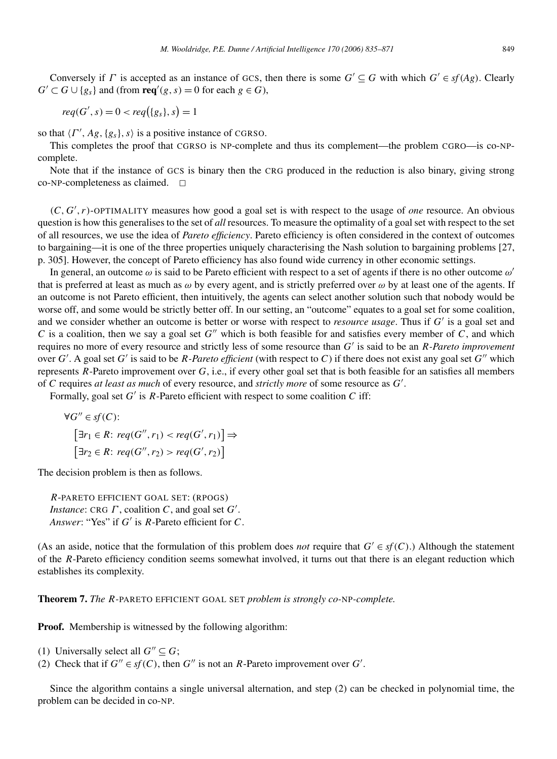Conversely if $\Gamma$ is accepted as an instance of GCS, then there is some $G' \subseteq G$ with which $G' \in sf(Ag)$. Clearly $G' \subset G \cup \{g_s\}$ and (from $\mathbf{req}'(g,s) = 0$ for each $g \in G$),

$$req(G', s) = 0 < req(\{g_s\}, s) = 1$$

so that $\langle \Gamma', Ag, \{g_s\}, s\rangle$ is a positive instance of CGRSO.

This completes the proof that CGRSO is NP-complete and thus its complement—the problem CGRO—is co-NP-complete.

Note that if the instance of GCS is binary then the CRG produced in the reduction is also binary, giving strong co-NP-completeness as claimed. □

$(C, G', r)$-OPTIMALITY measures how good a goal set is with respect to the usage of *one* resource. An obvious question is how this generalises to the set of *all* resources. To measure the optimality of a goal set with respect to the set of all resources, we use the idea of *Pareto efficiency*. Pareto efficiency is often considered in the context of outcomes to bargaining—it is one of the three properties uniquely characterising the Nash solution to bargaining problems [27, p. 305]. However, the concept of Pareto efficiency has also found wide currency in other economic settings.

In general, an outcome $\omega$ is said to be Pareto efficient with respect to a set of agents if there is no other outcome $\omega'$ that is preferred at least as much as $\omega$ by every agent, and is strictly preferred over $\omega$ by at least one of the agents. If an outcome is not Pareto efficient, then intuitively, the agents can select another solution such that nobody would be worse off, and some would be strictly better off. In our setting, an "outcome" equates to a goal set for some coalition, and we consider whether an outcome is better or worse with respect to *resource usage*. Thus if $G'$ is a goal set and $C$ is a coalition, then we say a goal set $G''$ which is both feasible for and satisfies every member of $C$, and which requires no more of every resource and strictly less of some resource than $G'$ is said to be an *R-Pareto improvement* over $G'$. A goal set $G'$ is said to be *R-Pareto efficient* (with respect to $C$) if there does not exist any goal set $G''$ which represents $R$-Pareto improvement over $G$, i.e., if every other goal set that is both feasible for an satisfies all members of $C$ requires *at least as much* of every resource, and *strictly more* of some resource as $G'$.

Formally, goal set $G'$ is $R$-Pareto efficient with respect to some coalition $C$ iff:

$$\begin{aligned}
&\forall G'' \in sf(C):\\
&\quad \left[\exists r_1 \in R:\ req(G'', r_1) < req(G', r_1)\right] \Rightarrow\\
&\quad \left[\exists r_2 \in R:\ req(G'', r_2) > req(G', r_2)\right]
\end{aligned}$$

The decision problem is then as follows.

> *R*-PARETO EFFICIENT GOAL SET: (RPOGS)
> *Instance*: CRG $\Gamma$, coalition $C$, and goal set $G'$.
> *Answer*: "Yes" if $G'$ is $R$-Pareto efficient for $C$.

(As an aside, notice that the formulation of this problem does *not* require that $G' \in sf(C)$.) Although the statement of the $R$-Pareto efficiency condition seems somewhat involved, it turns out that there is an elegant reduction which establishes its complexity.

**Theorem 7.** *The R-*PARETO EFFICIENT GOAL SET *problem is strongly co-*NP*-complete.*

**Proof.** Membership is witnessed by the following algorithm:

(1) Universally select all $G'' \subseteq G$;
(2) Check that if $G'' \in sf(C)$, then $G''$ is not an $R$-Pareto improvement over $G'$.

Since the algorithm contains a single universal alternation, and step (2) can be checked in polynomial time, the problem can be decided in co-NP.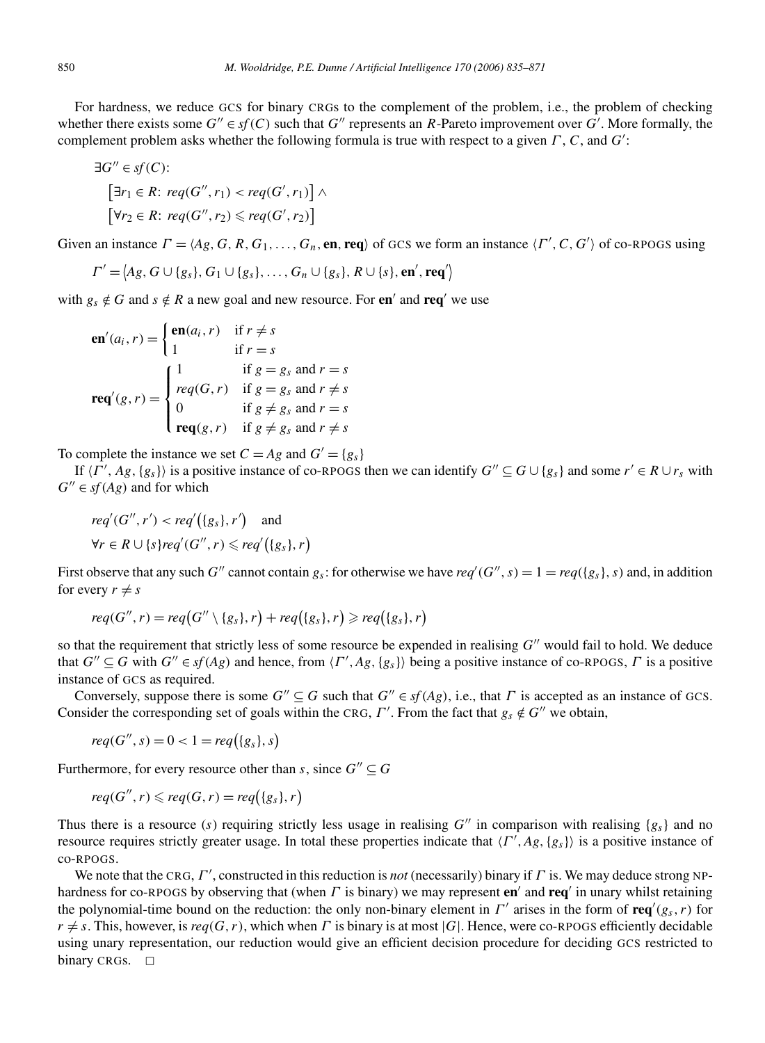For hardness, we reduce GCS for binary CRGs to the complement of the problem, i.e., the problem of checking whether there exists some $G'' \in sf(C)$ such that $G''$ represents an $R$-Pareto improvement over $G'$. More formally, the complement problem asks whether the following formula is true with respect to a given $\Gamma$, $C$, and $G'$:

$$\exists G'' \in sf(C)\colon$$
$$\big[\exists r_1 \in R\colon\ req(G'', r_1) < req(G', r_1)\big] \wedge$$
$$\big[\forall r_2 \in R\colon\ req(G'', r_2) \leqslant req(G', r_2)\big]$$

Given an instance $\Gamma = \langle Ag, G, R, G_1, \ldots, G_n, \mathbf{en}, \mathbf{req}\rangle$ of GCS we form an instance $\langle \Gamma', C, G'\rangle$ of co-RPOGS using

$$\Gamma' = \big\langle Ag, G \cup \{g_s\}, G_1 \cup \{g_s\}, \ldots, G_n \cup \{g_s\}, R \cup \{s\}, \mathbf{en}', \mathbf{req}'\big\rangle$$

with $g_s \notin G$ and $s \notin R$ a new goal and new resource. For $\mathbf{en}'$ and $\mathbf{req}'$ we use

$$\mathbf{en}'(a_i, r) = \begin{cases} \mathbf{en}(a_i, r) & \text{if } r \neq s \\ 1 & \text{if } r = s \end{cases}$$

$$\mathbf{req}'(g, r) = \begin{cases} 1 & \text{if } g = g_s \text{ and } r = s \\ req(G, r) & \text{if } g = g_s \text{ and } r \neq s \\ 0 & \text{if } g \neq g_s \text{ and } r = s \\ \mathbf{req}(g, r) & \text{if } g \neq g_s \text{ and } r \neq s \end{cases}$$

To complete the instance we set $C = Ag$ and $G' = \{g_s\}$

If $\langle \Gamma', Ag, \{g_s\}\rangle$ is a positive instance of co-RPOGS then we can identify $G'' \subseteq G \cup \{g_s\}$ and some $r' \in R \cup r_s$ with $G'' \in sf(Ag)$ and for which

$$req'(G'', r') < req'\big(\{g_s\}, r'\big) \quad \text{and}$$
$$\forall r \in R \cup \{s\} req'(G'', r) \leqslant req'\big(\{g_s\}, r\big)$$

First observe that any such $G''$ cannot contain $g_s$: for otherwise we have $req'(G'', s) = 1 = req(\{g_s\}, s)$ and, in addition for every $r \neq s$

$$req(G'', r) = req\big(G'' \setminus \{g_s\}, r\big) + req\big(\{g_s\}, r\big) \geqslant req\big(\{g_s\}, r\big)$$

so that the requirement that strictly less of some resource be expended in realising $G''$ would fail to hold. We deduce that $G'' \subseteq G$ with $G'' \in sf(Ag)$ and hence, from $\langle \Gamma', Ag, \{g_s\}\rangle$ being a positive instance of co-RPOGS, $\Gamma$ is a positive instance of GCS as required.

Conversely, suppose there is some $G'' \subseteq G$ such that $G'' \in sf(Ag)$, i.e., that $\Gamma$ is accepted as an instance of GCS. Consider the corresponding set of goals within the CRG, $\Gamma'$. From the fact that $g_s \notin G''$ we obtain,

$$req(G'', s) = 0 < 1 = req\big(\{g_s\}, s\big)$$

Furthermore, for every resource other than $s$, since $G'' \subseteq G$

$$req(G'', r) \leqslant req(G, r) = req\big(\{g_s\}, r\big)$$

Thus there is a resource ($s$) requiring strictly less usage in realising $G''$ in comparison with realising $\{g_s\}$ and no resource requires strictly greater usage. In total these properties indicate that $\langle \Gamma', Ag, \{g_s\}\rangle$ is a positive instance of co-RPOGS.

We note that the CRG, $\Gamma'$, constructed in this reduction is *not* (necessarily) binary if $\Gamma$ is. We may deduce strong NP-hardness for co-RPOGS by observing that (when $\Gamma$ is binary) we may represent $\mathbf{en}'$ and $\mathbf{req}'$ in unary whilst retaining the polynomial-time bound on the reduction: the only non-binary element in $\Gamma'$ arises in the form of $\mathbf{req}'(g_s, r)$ for $r \neq s$. This, however, is $req(G, r)$, which when $\Gamma$ is binary is at most $|G|$. Hence, were co-RPOGS efficiently decidable using unary representation, our reduction would give an efficient decision procedure for deciding GCS restricted to binary CRGs. $\Box$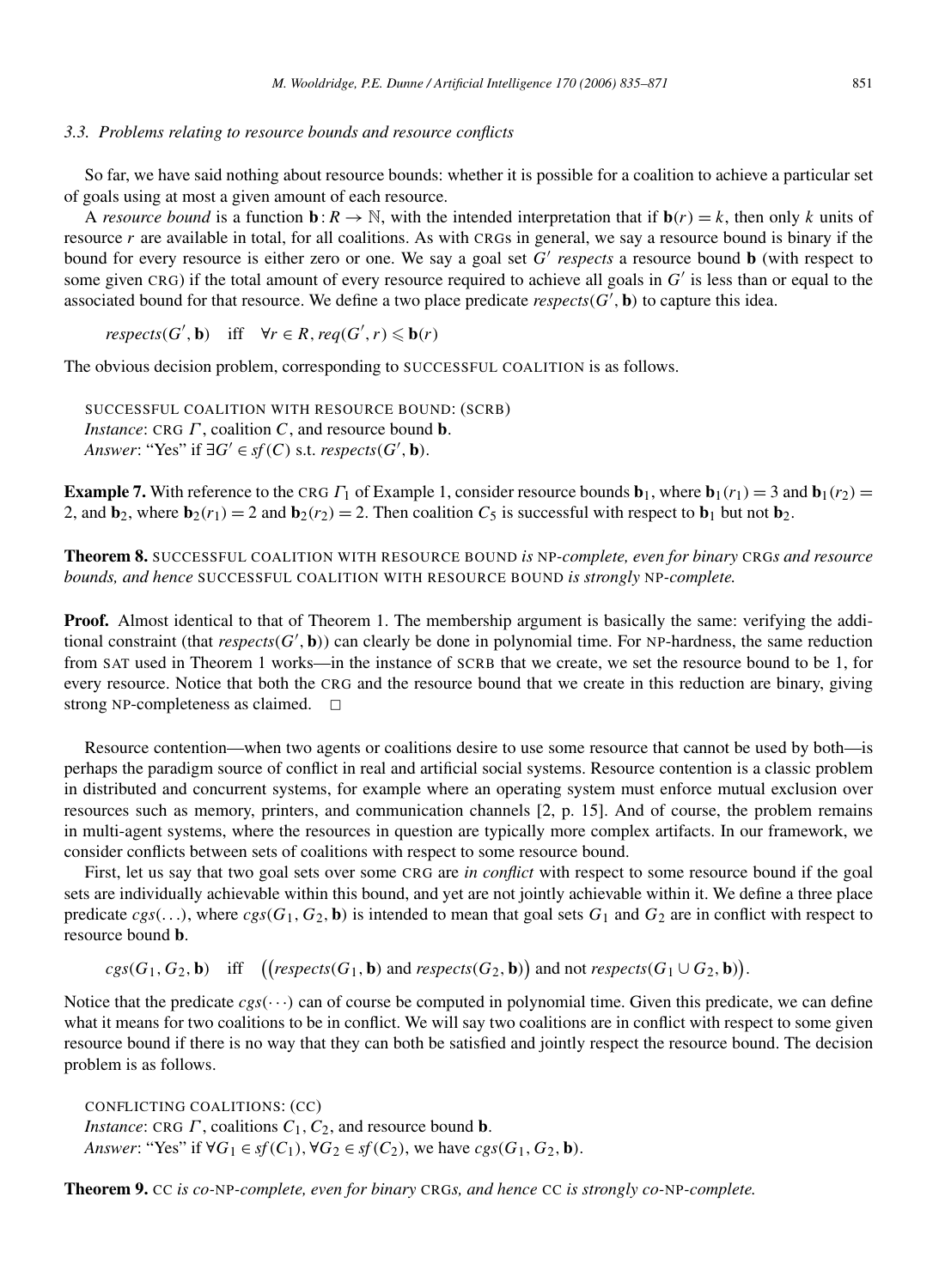### 3.3. Problems relating to resource bounds and resource conflicts

So far, we have said nothing about resource bounds: whether it is possible for a coalition to achieve a particular set of goals using at most a given amount of each resource.

A *resource bound* is a function $\mathbf{b}: R \to \mathbb{N}$, with the intended interpretation that if $\mathbf{b}(r) = k$, then only $k$ units of resource $r$ are available in total, for all coalitions. As with CRGs in general, we say a resource bound is binary if the bound for every resource is either zero or one. We say a goal set $G'$ *respects* a resource bound $\mathbf{b}$ (with respect to some given CRG) if the total amount of every resource required to achieve all goals in $G'$ is less than or equal to the associated bound for that resource. We define a two place predicate $respects(G', \mathbf{b})$ to capture this idea.

$$respects(G', \mathbf{b}) \quad \text{iff} \quad \forall r \in R, req(G', r) \leqslant \mathbf{b}(r)$$

The obvious decision problem, corresponding to SUCCESSFUL COALITION is as follows.

SUCCESSFUL COALITION WITH RESOURCE BOUND: (SCRB)
*Instance*: CRG $\Gamma$, coalition $C$, and resource bound $\mathbf{b}$.
*Answer*: "Yes" if $\exists G' \in sf(C)$ s.t. $respects(G', \mathbf{b})$.

**Example 7.** With reference to the CRG $\Gamma_1$ of Example 1, consider resource bounds $\mathbf{b}_1$, where $\mathbf{b}_1(r_1) = 3$ and $\mathbf{b}_1(r_2) = 2$, and $\mathbf{b}_2$, where $\mathbf{b}_2(r_1) = 2$ and $\mathbf{b}_2(r_2) = 2$. Then coalition $C_5$ is successful with respect to $\mathbf{b}_1$ but not $\mathbf{b}_2$.

**Theorem 8.** SUCCESSFUL COALITION WITH RESOURCE BOUND *is* NP*-complete, even for binary* CRG*s and resource bounds, and hence* SUCCESSFUL COALITION WITH RESOURCE BOUND *is strongly* NP*-complete.*

**Proof.** Almost identical to that of Theorem 1. The membership argument is basically the same: verifying the additional constraint (that $respects(G', \mathbf{b})$) can clearly be done in polynomial time. For NP-hardness, the same reduction from SAT used in Theorem 1 works—in the instance of SCRB that we create, we set the resource bound to be 1, for every resource. Notice that both the CRG and the resource bound that we create in this reduction are binary, giving strong NP-completeness as claimed. □

Resource contention—when two agents or coalitions desire to use some resource that cannot be used by both—is perhaps the paradigm source of conflict in real and artificial social systems. Resource contention is a classic problem in distributed and concurrent systems, for example where an operating system must enforce mutual exclusion over resources such as memory, printers, and communication channels [2, p. 15]. And of course, the problem remains in multi-agent systems, where the resources in question are typically more complex artifacts. In our framework, we consider conflicts between sets of coalitions with respect to some resource bound.

First, let us say that two goal sets over some CRG are *in conflict* with respect to some resource bound if the goal sets are individually achievable within this bound, and yet are not jointly achievable within it. We define a three place predicate $cgs(\ldots)$, where $cgs(G_1, G_2, \mathbf{b})$ is intended to mean that goal sets $G_1$ and $G_2$ are in conflict with respect to resource bound $\mathbf{b}$.

$$cgs(G_1, G_2, \mathbf{b}) \quad \text{iff} \quad \big(\big(respects(G_1, \mathbf{b}) \text{ and } respects(G_2, \mathbf{b})\big) \text{ and not } respects(G_1 \cup G_2, \mathbf{b})\big).$$

Notice that the predicate $cgs(\cdots)$ can of course be computed in polynomial time. Given this predicate, we can define what it means for two coalitions to be in conflict. We will say two coalitions are in conflict with respect to some given resource bound if there is no way that they can both be satisfied and jointly respect the resource bound. The decision problem is as follows.

CONFLICTING COALITIONS: (CC)
*Instance*: CRG $\Gamma$, coalitions $C_1, C_2$, and resource bound $\mathbf{b}$.
*Answer*: "Yes" if $\forall G_1 \in sf(C_1), \forall G_2 \in sf(C_2)$, we have $cgs(G_1, G_2, \mathbf{b})$.

**Theorem 9.** CC *is co-*NP*-complete, even for binary* CRG*s, and hence* CC *is strongly co-*NP*-complete.*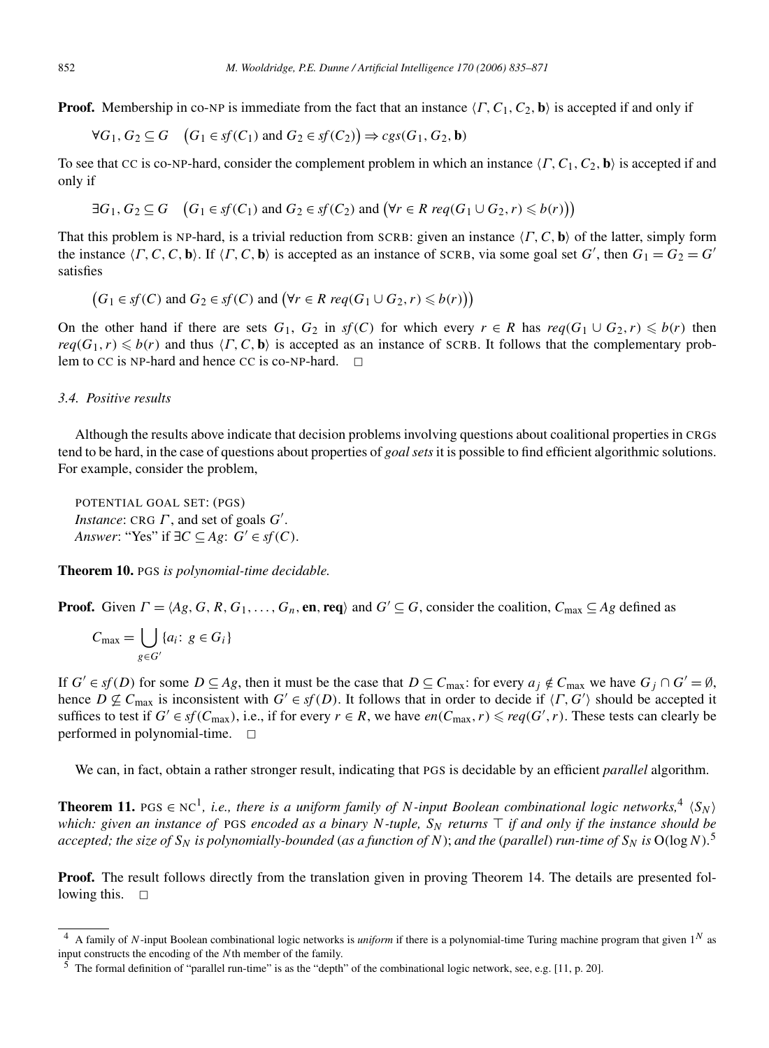**Proof.** Membership in co-NP is immediate from the fact that an instance $\langle \Gamma, C_1, C_2, \mathbf{b} \rangle$ is accepted if and only if

$$\forall G_1, G_2 \subseteq G \quad \big(G_1 \in sf(C_1) \text{ and } G_2 \in sf(C_2)\big) \Rightarrow cgs(G_1, G_2, \mathbf{b})$$

To see that CC is co-NP-hard, consider the complement problem in which an instance $\langle \Gamma, C_1, C_2, \mathbf{b} \rangle$ is accepted if and only if

$$\exists G_1, G_2 \subseteq G \quad \big(G_1 \in sf(C_1) \text{ and } G_2 \in sf(C_2) \text{ and } \big(\forall r \in R \; req(G_1 \cup G_2, r) \leqslant b(r)\big)\big)$$

That this problem is NP-hard, is a trivial reduction from SCRB: given an instance $\langle \Gamma, C, \mathbf{b} \rangle$ of the latter, simply form the instance $\langle \Gamma, C, C, \mathbf{b} \rangle$. If $\langle \Gamma, C, \mathbf{b} \rangle$ is accepted as an instance of SCRB, via some goal set $G'$, then $G_1 = G_2 = G'$ satisfies

$$\big(G_1 \in sf(C) \text{ and } G_2 \in sf(C) \text{ and } \big(\forall r \in R \; req(G_1 \cup G_2, r) \leqslant b(r)\big)\big)$$

On the other hand if there are sets $G_1$, $G_2$ in $sf(C)$ for which every $r \in R$ has $req(G_1 \cup G_2, r) \leqslant b(r)$ then $req(G_1, r) \leqslant b(r)$ and thus $\langle \Gamma, C, \mathbf{b} \rangle$ is accepted as an instance of SCRB. It follows that the complementary problem to CC is NP-hard and hence CC is co-NP-hard. $\square$

### 3.4. Positive results

Although the results above indicate that decision problems involving questions about coalitional properties in CRGs tend to be hard, in the case of questions about properties of *goal sets* it is possible to find efficient algorithmic solutions. For example, consider the problem,

POTENTIAL GOAL SET: (PGS)
*Instance*: CRG $\Gamma$, and set of goals $G'$.
*Answer*: "Yes" if $\exists C \subseteq Ag$: $G' \in sf(C)$.

**Theorem 10.** *PGS is polynomial-time decidable.*

**Proof.** Given $\Gamma = \langle Ag, G, R, G_1, \ldots, G_n, \mathbf{en}, \mathbf{req} \rangle$ and $G' \subseteq G$, consider the coalition, $C_{\max} \subseteq Ag$ defined as

$$C_{\max} = \bigcup_{g \in G'} \{a_i \colon g \in G_i\}$$

If $G' \in sf(D)$ for some $D \subseteq Ag$, then it must be the case that $D \subseteq C_{\max}$: for every $a_j \notin C_{\max}$ we have $G_j \cap G' = \emptyset$, hence $D \not\subseteq C_{\max}$ is inconsistent with $G' \in sf(D)$. It follows that in order to decide if $\langle \Gamma, G' \rangle$ should be accepted it suffices to test if $G' \in sf(C_{\max})$, i.e., if for every $r \in R$, we have $en(C_{\max}, r) \leqslant req(G', r)$. These tests can clearly be performed in polynomial-time. $\square$

We can, in fact, obtain a rather stronger result, indicating that PGS is decidable by an efficient *parallel* algorithm.

**Theorem 11.** PGS $\in$ NC$^1$*, i.e., there is a uniform family of N-input Boolean combinational logic networks,*[4] $\langle S_N \rangle$ *which: given an instance of* PGS *encoded as a binary N-tuple, $S_N$ returns $\top$ if and only if the instance should be accepted; the size of $S_N$ is polynomially-bounded (as a function of N); and the (parallel) run-time of $S_N$ is $O(\log N)$.*[5]

**Proof.** The result follows directly from the translation given in proving Theorem 14. The details are presented following this. $\square$

---

[4] A family of $N$-input Boolean combinational logic networks is *uniform* if there is a polynomial-time Turing machine program that given $1^N$ as input constructs the encoding of the $N$th member of the family.

[5] The formal definition of "parallel run-time" is as the "depth" of the combinational logic network, see, e.g. [11, p. 20].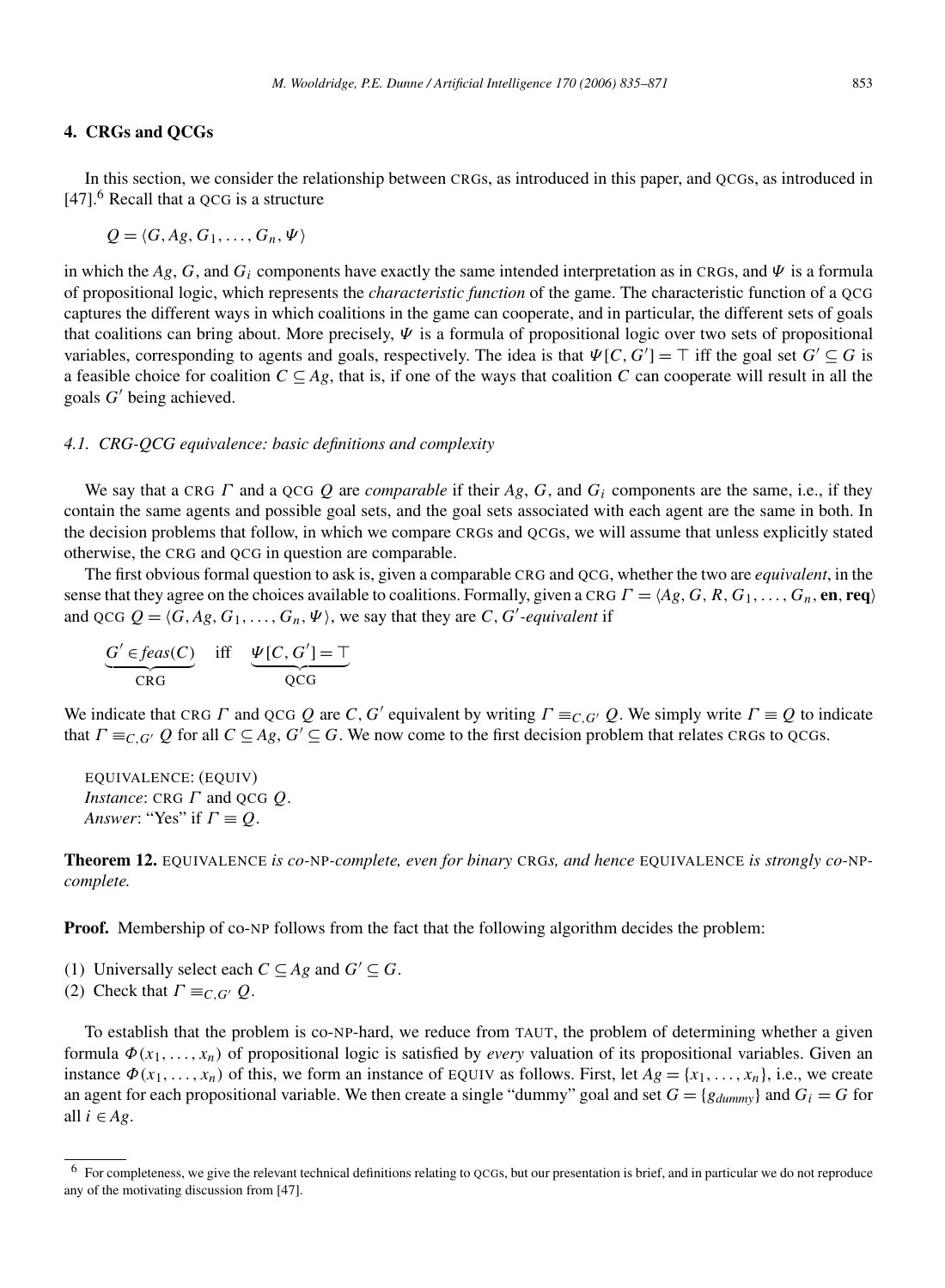## 4. CRGs and QCGs

In this section, we consider the relationship between CRGs, as introduced in this paper, and QCGs, as introduced in [47].[6] Recall that a QCG is a structure

$$Q = \langle G, Ag, G_1, \ldots, G_n, \Psi \rangle$$

in which the $Ag$, $G$, and $G_i$ components have exactly the same intended interpretation as in CRGs, and $\Psi$ is a formula of propositional logic, which represents the *characteristic function* of the game. The characteristic function of a QCG captures the different ways in which coalitions in the game can cooperate, and in particular, the different sets of goals that coalitions can bring about. More precisely, $\Psi$ is a formula of propositional logic over two sets of propositional variables, corresponding to agents and goals, respectively. The idea is that $\Psi[C, G'] = \top$ iff the goal set $G' \subseteq G$ is a feasible choice for coalition $C \subseteq Ag$, that is, if one of the ways that coalition $C$ can cooperate will result in all the goals $G'$ being achieved.

### 4.1. CRG-QCG equivalence: basic definitions and complexity

We say that a CRG $\Gamma$ and a QCG $Q$ are *comparable* if their $Ag$, $G$, and $G_i$ components are the same, i.e., if they contain the same agents and possible goal sets, and the goal sets associated with each agent are the same in both. In the decision problems that follow, in which we compare CRGs and QCGs, we will assume that unless explicitly stated otherwise, the CRG and QCG in question are comparable.

The first obvious formal question to ask is, given a comparable CRG and QCG, whether the two are *equivalent*, in the sense that they agree on the choices available to coalitions. Formally, given a CRG $\Gamma = \langle Ag, G, R, G_1, \ldots, G_n, \mathbf{en}, \mathbf{req} \rangle$ and QCG $Q = \langle G, Ag, G_1, \ldots, G_n, \Psi \rangle$, we say that they are $C, G'$*-equivalent* if

$$\underbrace{G' \in \mathit{feas}(C)}_{\text{CRG}} \quad \text{iff} \quad \underbrace{\Psi[C, G'] = \top}_{\text{QCG}}$$

We indicate that CRG $\Gamma$ and QCG $Q$ are $C, G'$ equivalent by writing $\Gamma \equiv_{C,G'} Q$. We simply write $\Gamma \equiv Q$ to indicate that $\Gamma \equiv_{C,G'} Q$ for all $C \subseteq Ag$, $G' \subseteq G$. We now come to the first decision problem that relates CRGs to QCGs.

EQUIVALENCE: (EQUIV)
*Instance*: CRG $\Gamma$ and QCG $Q$.
*Answer*: "Yes" if $\Gamma \equiv Q$.

**Theorem 12.** EQUIVALENCE *is co-*NP*-complete, even for binary* CRG*s, and hence* EQUIVALENCE *is strongly co-*NP*-complete.*

**Proof.** Membership of co-NP follows from the fact that the following algorithm decides the problem:

(1) Universally select each $C \subseteq Ag$ and $G' \subseteq G$.
(2) Check that $\Gamma \equiv_{C,G'} Q$.

To establish that the problem is co-NP-hard, we reduce from TAUT, the problem of determining whether a given formula $\Phi(x_1, \ldots, x_n)$ of propositional logic is satisfied by *every* valuation of its propositional variables. Given an instance $\Phi(x_1, \ldots, x_n)$ of this, we form an instance of EQUIV as follows. First, let $Ag = \{x_1, \ldots, x_n\}$, i.e., we create an agent for each propositional variable. We then create a single "dummy" goal and set $G = \{g_{dummy}\}$ and $G_i = G$ for all $i \in Ag$.

[6] For completeness, we give the relevant technical definitions relating to QCGs, but our presentation is brief, and in particular we do not reproduce any of the motivating discussion from [47].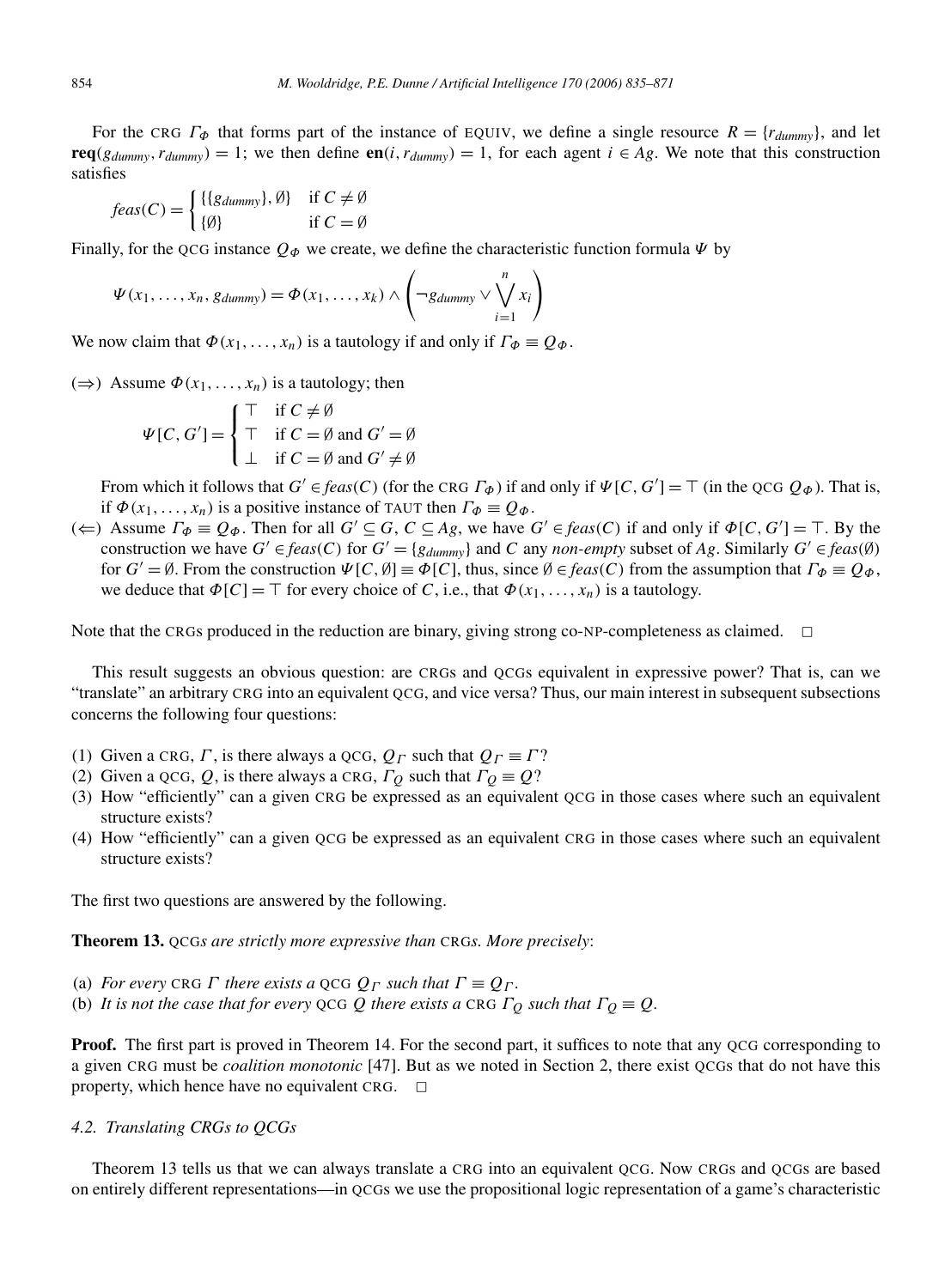For the CRG $\Gamma_\Phi$ that forms part of the instance of EQUIV, we define a single resource $R = \{r_{dummy}\}$, and let $\mathbf{req}(g_{dummy}, r_{dummy}) = 1$; we then define $\mathbf{en}(i, r_{dummy}) = 1$, for each agent $i \in Ag$. We note that this construction satisfies

$$feas(C) = \begin{cases} \{\{g_{dummy}\}, \emptyset\} & \text{if } C \neq \emptyset \\ \{\emptyset\} & \text{if } C = \emptyset \end{cases}$$

Finally, for the QCG instance $Q_\Phi$ we create, we define the characteristic function formula $\Psi$ by

$$\Psi(x_1, \ldots, x_n, g_{dummy}) = \Phi(x_1, \ldots, x_k) \wedge \left(\neg g_{dummy} \vee \bigvee_{i=1}^{n} x_i\right)$$

We now claim that $\Phi(x_1, \ldots, x_n)$ is a tautology if and only if $\Gamma_\Phi \equiv Q_\Phi$.

($\Rightarrow$) Assume $\Phi(x_1, \ldots, x_n)$ is a tautology; then

$$\Psi[C, G'] = \begin{cases} \top & \text{if } C \neq \emptyset \\ \top & \text{if } C = \emptyset \text{ and } G' = \emptyset \\ \bot & \text{if } C = \emptyset \text{ and } G' \neq \emptyset \end{cases}$$

From which it follows that $G' \in feas(C)$ (for the CRG $\Gamma_\Phi$) if and only if $\Psi[C, G'] = \top$ (in the QCG $Q_\Phi$). That is, if $\Phi(x_1, \ldots, x_n)$ is a positive instance of TAUT then $\Gamma_\Phi \equiv Q_\Phi$.

($\Leftarrow$) Assume $\Gamma_\Phi \equiv Q_\Phi$. Then for all $G' \subseteq G$, $C \subseteq Ag$, we have $G' \in feas(C)$ if and only if $\Phi[C, G'] = \top$. By the construction we have $G' \in feas(C)$ for $G' = \{g_{dummy}\}$ and $C$ any *non-empty* subset of $Ag$. Similarly $G' \in feas(\emptyset)$ for $G' = \emptyset$. From the construction $\Psi[C, \emptyset] \equiv \Phi[C]$, thus, since $\emptyset \in feas(C)$ from the assumption that $\Gamma_\Phi \equiv Q_\Phi$, we deduce that $\Phi[C] = \top$ for every choice of $C$, i.e., that $\Phi(x_1, \ldots, x_n)$ is a tautology.

Note that the CRGs produced in the reduction are binary, giving strong co-NP-completeness as claimed. □

This result suggests an obvious question: are CRGs and QCGs equivalent in expressive power? That is, can we "translate" an arbitrary CRG into an equivalent QCG, and vice versa? Thus, our main interest in subsequent subsections concerns the following four questions:

(1) Given a CRG, $\Gamma$, is there always a QCG, $Q_\Gamma$ such that $Q_\Gamma \equiv \Gamma$?
(2) Given a QCG, $Q$, is there always a CRG, $\Gamma_Q$ such that $\Gamma_Q \equiv Q$?
(3) How "efficiently" can a given CRG be expressed as an equivalent QCG in those cases where such an equivalent structure exists?
(4) How "efficiently" can a given QCG be expressed as an equivalent CRG in those cases where such an equivalent structure exists?

The first two questions are answered by the following.

**Theorem 13.** *QCGs are strictly more expressive than CRGs. More precisely*:

(a) *For every CRG $\Gamma$ there exists a QCG $Q_\Gamma$ such that $\Gamma \equiv Q_\Gamma$.*
(b) *It is not the case that for every QCG $Q$ there exists a CRG $\Gamma_Q$ such that $\Gamma_Q \equiv Q$.*

**Proof.** The first part is proved in Theorem 14. For the second part, it suffices to note that any QCG corresponding to a given CRG must be *coalition monotonic* [47]. But as we noted in Section 2, there exist QCGs that do not have this property, which hence have no equivalent CRG. □

### 4.2. Translating CRGs to QCGs

Theorem 13 tells us that we can always translate a CRG into an equivalent QCG. Now CRGs and QCGs are based on entirely different representations—in QCGs we use the propositional logic representation of a game's characteristic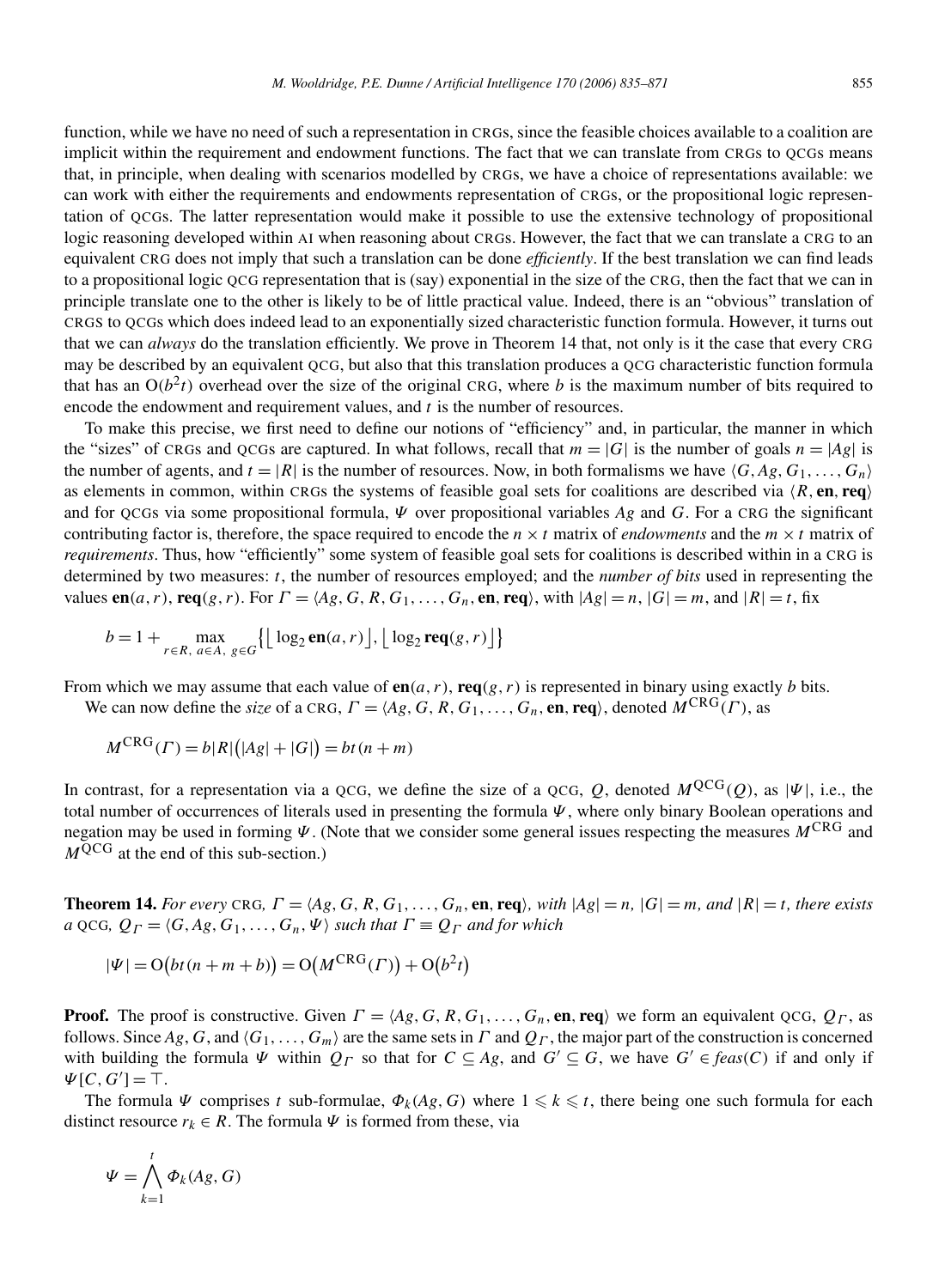function, while we have no need of such a representation in CRGs, since the feasible choices available to a coalition are implicit within the requirement and endowment functions. The fact that we can translate from CRGs to QCGs means that, in principle, when dealing with scenarios modelled by CRGs, we have a choice of representations available: we can work with either the requirements and endowments representation of CRGs, or the propositional logic representation of QCGs. The latter representation would make it possible to use the extensive technology of propositional logic reasoning developed within AI when reasoning about CRGs. However, the fact that we can translate a CRG to an equivalent CRG does not imply that such a translation can be done *efficiently*. If the best translation we can find leads to a propositional logic QCG representation that is (say) exponential in the size of the CRG, then the fact that we can in principle translate one to the other is likely to be of little practical value. Indeed, there is an "obvious" translation of CRGS to QCGs which does indeed lead to an exponentially sized characteristic function formula. However, it turns out that we can *always* do the translation efficiently. We prove in Theorem 14 that, not only is it the case that every CRG may be described by an equivalent QCG, but also that this translation produces a QCG characteristic function formula that has an $O(b^2t)$ overhead over the size of the original CRG, where $b$ is the maximum number of bits required to encode the endowment and requirement values, and $t$ is the number of resources.

To make this precise, we first need to define our notions of "efficiency" and, in particular, the manner in which the "sizes" of CRGs and QCGs are captured. In what follows, recall that $m = |G|$ is the number of goals $n = |Ag|$ is the number of agents, and $t = |R|$ is the number of resources. Now, in both formalisms we have $\langle G, Ag, G_1, \ldots, G_n \rangle$ as elements in common, within CRGs the systems of feasible goal sets for coalitions are described via $\langle R, \mathbf{en}, \mathbf{req} \rangle$ and for QCGs via some propositional formula, $\Psi$ over propositional variables $Ag$ and $G$. For a CRG the significant contributing factor is, therefore, the space required to encode the $n \times t$ matrix of *endowments* and the $m \times t$ matrix of *requirements*. Thus, how "efficiently" some system of feasible goal sets for coalitions is described within in a CRG is determined by two measures: $t$, the number of resources employed; and the *number of bits* used in representing the values $\mathbf{en}(a, r)$, $\mathbf{req}(g, r)$. For $\Gamma = \langle Ag, G, R, G_1, \ldots, G_n, \mathbf{en}, \mathbf{req} \rangle$, with $|Ag| = n$, $|G| = m$, and $|R| = t$, fix

$$b = 1 + \max_{r \in R,\ a \in A,\ g \in G} \big\{ \lfloor \log_2 \mathbf{en}(a, r) \rfloor, \lfloor \log_2 \mathbf{req}(g, r) \rfloor \big\}$$

From which we may assume that each value of $\mathbf{en}(a, r)$, $\mathbf{req}(g, r)$ is represented in binary using exactly $b$ bits.

We can now define the *size* of a CRG, $\Gamma = \langle Ag, G, R, G_1, \ldots, G_n, \mathbf{en}, \mathbf{req} \rangle$, denoted $M^{\mathrm{CRG}}(\Gamma)$, as

$$M^{\mathrm{CRG}}(\Gamma) = b|R|\big(|Ag| + |G|\big) = bt(n + m)$$

In contrast, for a representation via a QCG, we define the size of a QCG, $Q$, denoted $M^{\mathrm{QCG}}(Q)$, as $|\Psi|$, i.e., the total number of occurrences of literals used in presenting the formula $\Psi$, where only binary Boolean operations and negation may be used in forming $\Psi$. (Note that we consider some general issues respecting the measures $M^{\mathrm{CRG}}$ and $M^{\mathrm{QCG}}$ at the end of this sub-section.)

**Theorem 14.** *For every* CRG, $\Gamma = \langle Ag, G, R, G_1, \ldots, G_n, \mathbf{en}, \mathbf{req} \rangle$, *with* $|Ag| = n$, $|G| = m$, *and* $|R| = t$, *there exists a* QCG, $Q_\Gamma = \langle G, Ag, G_1, \ldots, G_n, \Psi \rangle$ *such that* $\Gamma \equiv Q_\Gamma$ *and for which*

$$|\Psi| = \mathrm{O}\big(bt(n + m + b)\big) = \mathrm{O}\big(M^{\mathrm{CRG}}(\Gamma)\big) + \mathrm{O}\big(b^2 t\big)$$

**Proof.** The proof is constructive. Given $\Gamma = \langle Ag, G, R, G_1, \ldots, G_n, \mathbf{en}, \mathbf{req} \rangle$ we form an equivalent QCG, $Q_\Gamma$, as follows. Since $Ag$, $G$, and $\langle G_1, \ldots, G_m \rangle$ are the same sets in $\Gamma$ and $Q_\Gamma$, the major part of the construction is concerned with building the formula $\Psi$ within $Q_\Gamma$ so that for $C \subseteq Ag$, and $G' \subseteq G$, we have $G' \in feas(C)$ if and only if $\Psi[C, G'] = \top$.

The formula $\Psi$ comprises $t$ sub-formulae, $\Phi_k(Ag, G)$ where $1 \leqslant k \leqslant t$, there being one such formula for each distinct resource $r_k \in R$. The formula $\Psi$ is formed from these, via

$$\Psi = \bigwedge_{k=1}^{t} \Phi_k(Ag, G)$$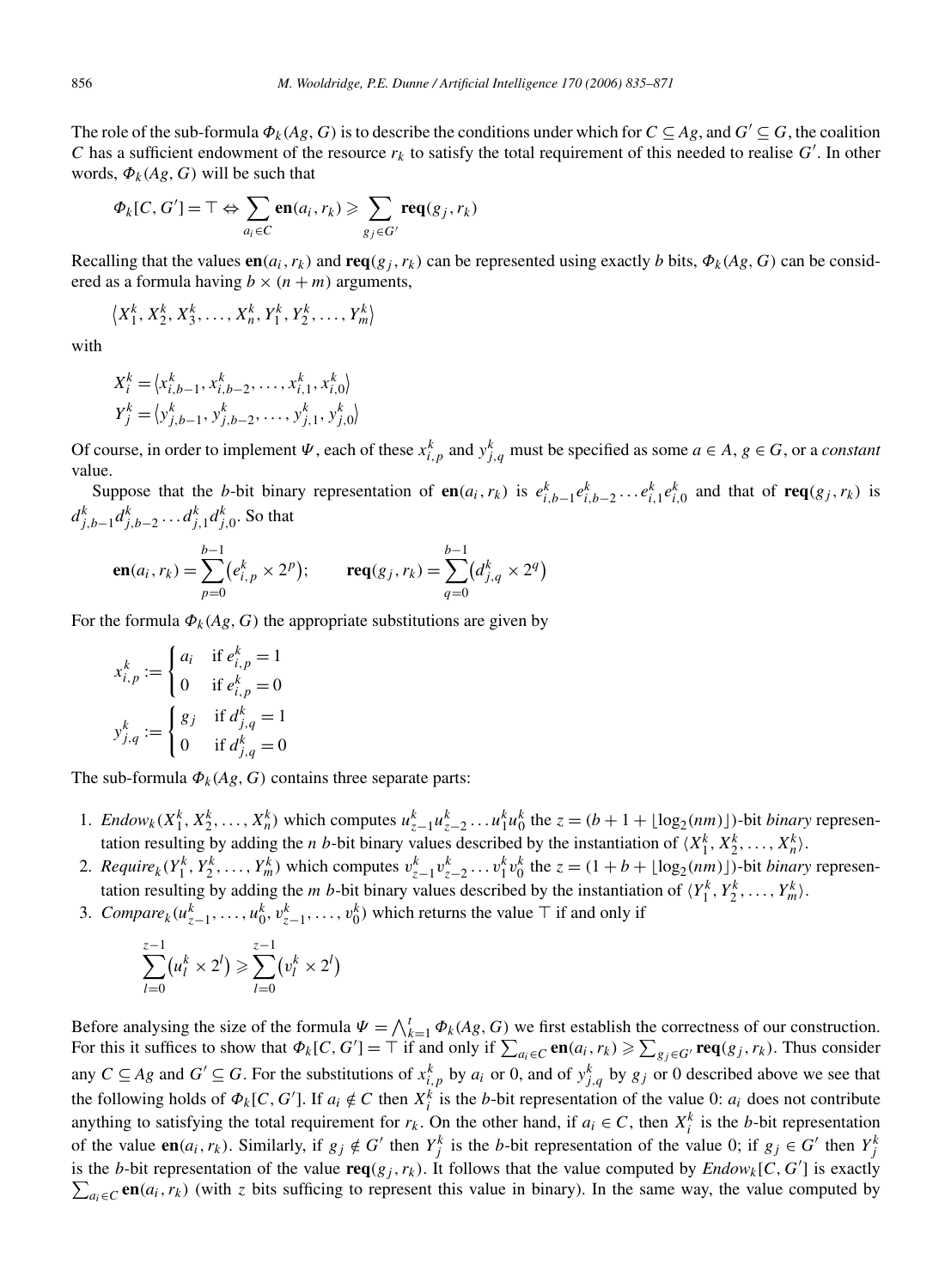The role of the sub-formula $\Phi_k(Ag, G)$ is to describe the conditions under which for $C \subseteq Ag$, and $G' \subseteq G$, the coalition $C$ has a sufficient endowment of the resource $r_k$ to satisfy the total requirement of this needed to realise $G'$. In other words, $\Phi_k(Ag, G)$ will be such that

$$\Phi_k[C, G'] = \top \Leftrightarrow \sum_{a_i \in C} \mathbf{en}(a_i, r_k) \geqslant \sum_{g_j \in G'} \mathbf{req}(g_j, r_k)$$

Recalling that the values $\mathbf{en}(a_i, r_k)$ and $\mathbf{req}(g_j, r_k)$ can be represented using exactly $b$ bits, $\Phi_k(Ag, G)$ can be considered as a formula having $b \times (n + m)$ arguments,

$$\langle X_1^k, X_2^k, X_3^k, \ldots, X_n^k, Y_1^k, Y_2^k, \ldots, Y_m^k \rangle$$

with

$$X_i^k = \langle x_{i,b-1}^k, x_{i,b-2}^k, \ldots, x_{i,1}^k, x_{i,0}^k \rangle$$
$$Y_j^k = \langle y_{j,b-1}^k, y_{j,b-2}^k, \ldots, y_{j,1}^k, y_{j,0}^k \rangle$$

Of course, in order to implement $\Psi$, each of these $x_{i,p}^k$ and $y_{j,q}^k$ must be specified as some $a \in A$, $g \in G$, or a *constant* value.

Suppose that the $b$-bit binary representation of $\mathbf{en}(a_i, r_k)$ is $e_{i,b-1}^k e_{i,b-2}^k \ldots e_{i,1}^k e_{i,0}^k$ and that of $\mathbf{req}(g_j, r_k)$ is $d_{j,b-1}^k d_{j,b-2}^k \ldots d_{j,1}^k d_{j,0}^k$. So that

$$\mathbf{en}(a_i, r_k) = \sum_{p=0}^{b-1} (e_{i,p}^k \times 2^p); \qquad \mathbf{req}(g_j, r_k) = \sum_{q=0}^{b-1} (d_{j,q}^k \times 2^q)$$

For the formula $\Phi_k(Ag, G)$ the appropriate substitutions are given by

$$x_{i,p}^k := \begin{cases} a_i & \text{if } e_{i,p}^k = 1 \\ 0 & \text{if } e_{i,p}^k = 0 \end{cases}$$

$$y_{j,q}^k := \begin{cases} g_j & \text{if } d_{j,q}^k = 1 \\ 0 & \text{if } d_{j,q}^k = 0 \end{cases}$$

The sub-formula $\Phi_k(Ag, G)$ contains three separate parts:

1. $Endow_k(X_1^k, X_2^k, \ldots, X_n^k)$ which computes $u_{z-1}^k u_{z-2}^k \ldots u_1^k u_0^k$ the $z = (b + 1 + \lfloor \log_2(nm) \rfloor)$-bit *binary* representation resulting by adding the $n$ $b$-bit binary values described by the instantiation of $\langle X_1^k, X_2^k, \ldots, X_n^k \rangle$.
2. $Require_k(Y_1^k, Y_2^k, \ldots, Y_m^k)$ which computes $v_{z-1}^k v_{z-2}^k \ldots v_1^k v_0^k$ the $z = (1 + b + \lfloor \log_2(nm) \rfloor)$-bit *binary* representation resulting by adding the $m$ $b$-bit binary values described by the instantiation of $\langle Y_1^k, Y_2^k, \ldots, Y_m^k \rangle$.
3. $Compare_k(u_{z-1}^k, \ldots, u_0^k, v_{z-1}^k, \ldots, v_0^k)$ which returns the value $\top$ if and only if

$$\sum_{l=0}^{z-1} (u_l^k \times 2^l) \geqslant \sum_{l=0}^{z-1} (v_l^k \times 2^l)$$

Before analysing the size of the formula $\Psi = \bigwedge_{k=1}^{t} \Phi_k(Ag, G)$ we first establish the correctness of our construction. For this it suffices to show that $\Phi_k[C, G'] = \top$ if and only if $\sum_{a_i \in C} \mathbf{en}(a_i, r_k) \geqslant \sum_{g_j \in G'} \mathbf{req}(g_j, r_k)$. Thus consider any $C \subseteq Ag$ and $G' \subseteq G$. For the substitutions of $x_{i,p}^k$ by $a_i$ or 0, and of $y_{j,q}^k$ by $g_j$ or 0 described above we see that the following holds of $\Phi_k[C, G']$. If $a_i \notin C$ then $X_i^k$ is the $b$-bit representation of the value 0: $a_i$ does not contribute anything to satisfying the total requirement for $r_k$. On the other hand, if $a_i \in C$, then $X_i^k$ is the $b$-bit representation of the value $\mathbf{en}(a_i, r_k)$. Similarly, if $g_j \notin G'$ then $Y_j^k$ is the $b$-bit representation of the value 0; if $g_j \in G'$ then $Y_j^k$ is the $b$-bit representation of the value $\mathbf{req}(g_j, r_k)$. It follows that the value computed by $Endow_k[C, G']$ is exactly $\sum_{a_i \in C} \mathbf{en}(a_i, r_k)$ (with $z$ bits sufficing to represent this value in binary). In the same way, the value computed by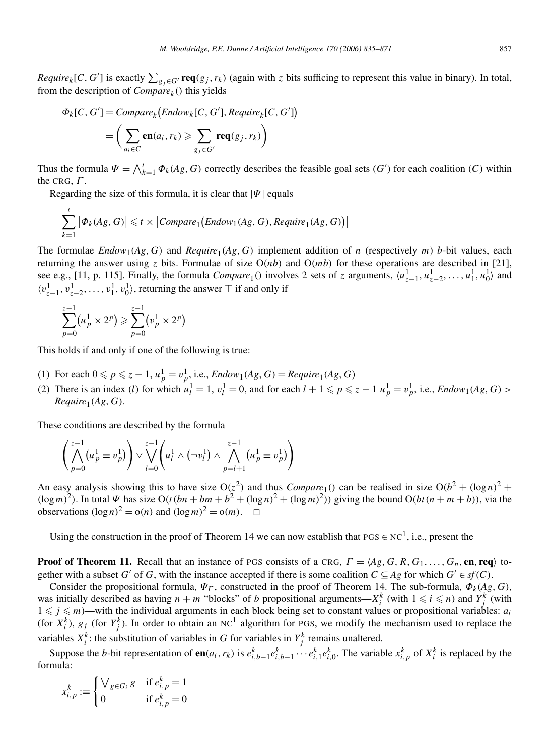$Require_k[C, G']$ is exactly $\sum_{g_j \in G'} \mathbf{req}(g_j, r_k)$ (again with $z$ bits sufficing to represent this value in binary). In total, from the description of $Compare_k()$ this yields

$$\Phi_k[C, G'] = Compare_k\big(Endow_k[C, G'], Require_k[C, G']\big)$$
$$= \left( \sum_{a_i \in C} \mathbf{en}(a_i, r_k) \geqslant \sum_{g_j \in G'} \mathbf{req}(g_j, r_k) \right)$$

Thus the formula $\Psi = \bigwedge_{k=1}^{t} \Phi_k(Ag, G)$ correctly describes the feasible goal sets ($G'$) for each coalition ($C$) within the CRG, $\Gamma$.

Regarding the size of this formula, it is clear that $|\Psi|$ equals

$$\sum_{k=1}^{t} \big|\Phi_k(Ag, G)\big| \leqslant t \times \big|Compare_1\big(Endow_1(Ag, G), Require_1(Ag, G)\big)\big|$$

The formulae $Endow_1(Ag, G)$ and $Require_1(Ag, G)$ implement addition of $n$ (respectively $m$) $b$-bit values, each returning the answer using $z$ bits. Formulae of size $O(nb)$ and $O(mb)$ for these operations are described in [21], see e.g., [11, p. 115]. Finally, the formula $Compare_1()$ involves 2 sets of $z$ arguments, $\langle u^1_{z-1}, u^1_{z-2}, \ldots, u^1_1, u^1_0\rangle$ and $\langle v^1_{z-1}, v^1_{z-2}, \ldots, v^1_1, v^1_0\rangle$, returning the answer $\top$ if and only if

$$\sum_{p=0}^{z-1}\big(u^1_p \times 2^p\big) \geqslant \sum_{p=0}^{z-1}\big(v^1_p \times 2^p\big)$$

This holds if and only if one of the following is true:

(1) For each $0 \leqslant p \leqslant z-1$, $u^1_p = v^1_p$, i.e., $Endow_1(Ag, G) = Require_1(Ag, G)$

(2) There is an index ($l$) for which $u^1_l = 1$, $v^1_l = 0$, and for each $l+1 \leqslant p \leqslant z-1$ $u^1_p = v^1_p$, i.e., $Endow_1(Ag, G) > Require_1(Ag, G)$.

These conditions are described by the formula

$$\left( \bigwedge_{p=0}^{z-1} \big(u^1_p \equiv v^1_p\big) \right) \vee \bigvee_{l=0}^{z-1} \left( u^1_l \wedge \big(\neg v^1_l\big) \wedge \bigwedge_{p=l+1}^{z-1} \big(u^1_p \equiv v^1_p\big) \right)$$

An easy analysis showing this to have size $O(z^2)$ and thus $Compare_1()$ can be realised in size $O(b^2 + (\log n)^2 + (\log m)^2)$. In total $\Psi$ has size $O(t(bn + bm + b^2 + (\log n)^2 + (\log m)^2))$ giving the bound $O(bt(n + m + b))$, via the observations $(\log n)^2 = o(n)$ and $(\log m)^2 = o(m)$. $\square$

Using the construction in the proof of Theorem 14 we can now establish that PGS $\in$ NC$^1$, i.e., present the

**Proof of Theorem 11.** Recall that an instance of PGS consists of a CRG, $\Gamma = \langle Ag, G, R, G_1, \ldots, G_n, \mathbf{en}, \mathbf{req}\rangle$ together with a subset $G'$ of $G$, with the instance accepted if there is some coalition $C \subseteq Ag$ for which $G' \in sf(C)$.

Consider the propositional formula, $\Psi_\Gamma$, constructed in the proof of Theorem 14. The sub-formula, $\Phi_k(Ag, G)$, was initially described as having $n + m$ "blocks" of $b$ propositional arguments—$X^k_i$ (with $1 \leqslant i \leqslant n$) and $Y^k_j$ (with $1 \leqslant j \leqslant m$)—with the individual arguments in each block being set to constant values or propositional variables: $a_i$ (for $X^k_i$), $g_j$ (for $Y^k_j$). In order to obtain an NC$^1$ algorithm for PGS, we modify the mechanism used to replace the variables $X^k_i$: the substitution of variables in $G$ for variables in $Y^k_j$ remains unaltered.

Suppose the $b$-bit representation of $\mathbf{en}(a_i, r_k)$ is $e^k_{i,b-1}e^k_{i,b-1} \cdots e^k_{i,1}e^k_{i,0}$. The variable $x^k_{i,p}$ of $X^k_i$ is replaced by the formula:

$$x^k_{i,p} := \begin{cases} \bigvee_{g \in G_i} g & \text{if } e^k_{i,p} = 1 \\ 0 & \text{if } e^k_{i,p} = 0 \end{cases}$$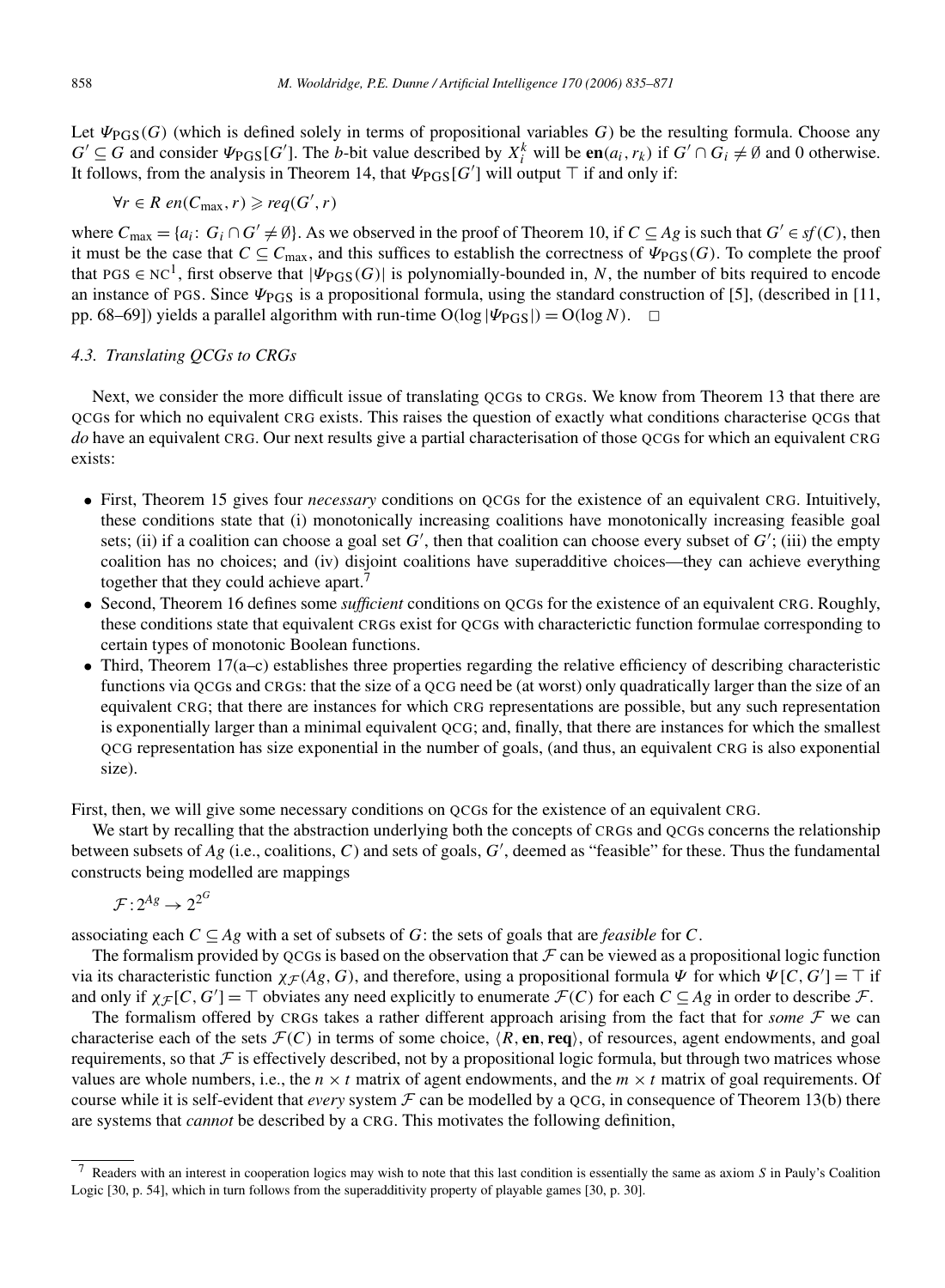Let $\Psi_{\text{PGS}}(G)$ (which is defined solely in terms of propositional variables $G$) be the resulting formula. Choose any $G' \subseteq G$ and consider $\Psi_{\text{PGS}}[G']$. The $b$-bit value described by $X_i^k$ will be $\mathbf{en}(a_i, r_k)$ if $G' \cap G_i \neq \emptyset$ and 0 otherwise. It follows, from the analysis in Theorem 14, that $\Psi_{\text{PGS}}[G']$ will output $\top$ if and only if:

$$\forall r \in R \; en(C_{\max}, r) \geqslant req(G', r)$$

where $C_{\max} = \{a_i\colon G_i \cap G' \neq \emptyset\}$. As we observed in the proof of Theorem 10, if $C \subseteq Ag$ is such that $G' \in sf(C)$, then it must be the case that $C \subseteq C_{\max}$, and this suffices to establish the correctness of $\Psi_{\text{PGS}}(G)$. To complete the proof that PGS $\in$ NC$^1$, first observe that $|\Psi_{\text{PGS}}(G)|$ is polynomially-bounded in, $N$, the number of bits required to encode an instance of PGS. Since $\Psi_{\text{PGS}}$ is a propositional formula, using the standard construction of [5], (described in [11, pp. 68–69]) yields a parallel algorithm with run-time $O(\log |\Psi_{\text{PGS}}|) = O(\log N)$. $\square$

### 4.3. Translating QCGs to CRGs

Next, we consider the more difficult issue of translating QCGs to CRGs. We know from Theorem 13 that there are QCGs for which no equivalent CRG exists. This raises the question of exactly what conditions characterise QCGs that *do* have an equivalent CRG. Our next results give a partial characterisation of those QCGs for which an equivalent CRG exists:

- First, Theorem 15 gives four *necessary* conditions on QCGs for the existence of an equivalent CRG. Intuitively, these conditions state that (i) monotonically increasing coalitions have monotonically increasing feasible goal sets; (ii) if a coalition can choose a goal set $G'$, then that coalition can choose every subset of $G'$; (iii) the empty coalition has no choices; and (iv) disjoint coalitions have superadditive choices—they can achieve everything together that they could achieve apart.[7]
- Second, Theorem 16 defines some *sufficient* conditions on QCGs for the existence of an equivalent CRG. Roughly, these conditions state that equivalent CRGs exist for QCGs with characterictic function formulae corresponding to certain types of monotonic Boolean functions.
- Third, Theorem 17(a–c) establishes three properties regarding the relative efficiency of describing characteristic functions via QCGs and CRGs: that the size of a QCG need be (at worst) only quadratically larger than the size of an equivalent CRG; that there are instances for which CRG representations are possible, but any such representation is exponentially larger than a minimal equivalent QCG; and, finally, that there are instances for which the smallest QCG representation has size exponential in the number of goals, (and thus, an equivalent CRG is also exponential size).

First, then, we will give some necessary conditions on QCGs for the existence of an equivalent CRG.

We start by recalling that the abstraction underlying both the concepts of CRGs and QCGs concerns the relationship between subsets of $Ag$ (i.e., coalitions, $C$) and sets of goals, $G'$, deemed as "feasible" for these. Thus the fundamental constructs being modelled are mappings

$$\mathcal{F} : 2^{Ag} \rightarrow 2^{2^G}$$

associating each $C \subseteq Ag$ with a set of subsets of $G$: the sets of goals that are *feasible* for $C$.

The formalism provided by QCGs is based on the observation that $\mathcal{F}$ can be viewed as a propositional logic function via its characteristic function $\chi_{\mathcal{F}}(Ag, G)$, and therefore, using a propositional formula $\Psi$ for which $\Psi[C, G'] = \top$ if and only if $\chi_{\mathcal{F}}[C, G'] = \top$ obviates any need explicitly to enumerate $\mathcal{F}(C)$ for each $C \subseteq Ag$ in order to describe $\mathcal{F}$.

The formalism offered by CRGs takes a rather different approach arising from the fact that for *some* $\mathcal{F}$ we can characterise each of the sets $\mathcal{F}(C)$ in terms of some choice, $\langle R, \mathbf{en}, \mathbf{req} \rangle$, of resources, agent endowments, and goal requirements, so that $\mathcal{F}$ is effectively described, not by a propositional logic formula, but through two matrices whose values are whole numbers, i.e., the $n \times t$ matrix of agent endowments, and the $m \times t$ matrix of goal requirements. Of course while it is self-evident that *every* system $\mathcal{F}$ can be modelled by a QCG, in consequence of Theorem 13(b) there are systems that *cannot* be described by a CRG. This motivates the following definition,

[7] Readers with an interest in cooperation logics may wish to note that this last condition is essentially the same as axiom $S$ in Pauly's Coalition Logic [30, p. 54], which in turn follows from the superadditivity property of playable games [30, p. 30].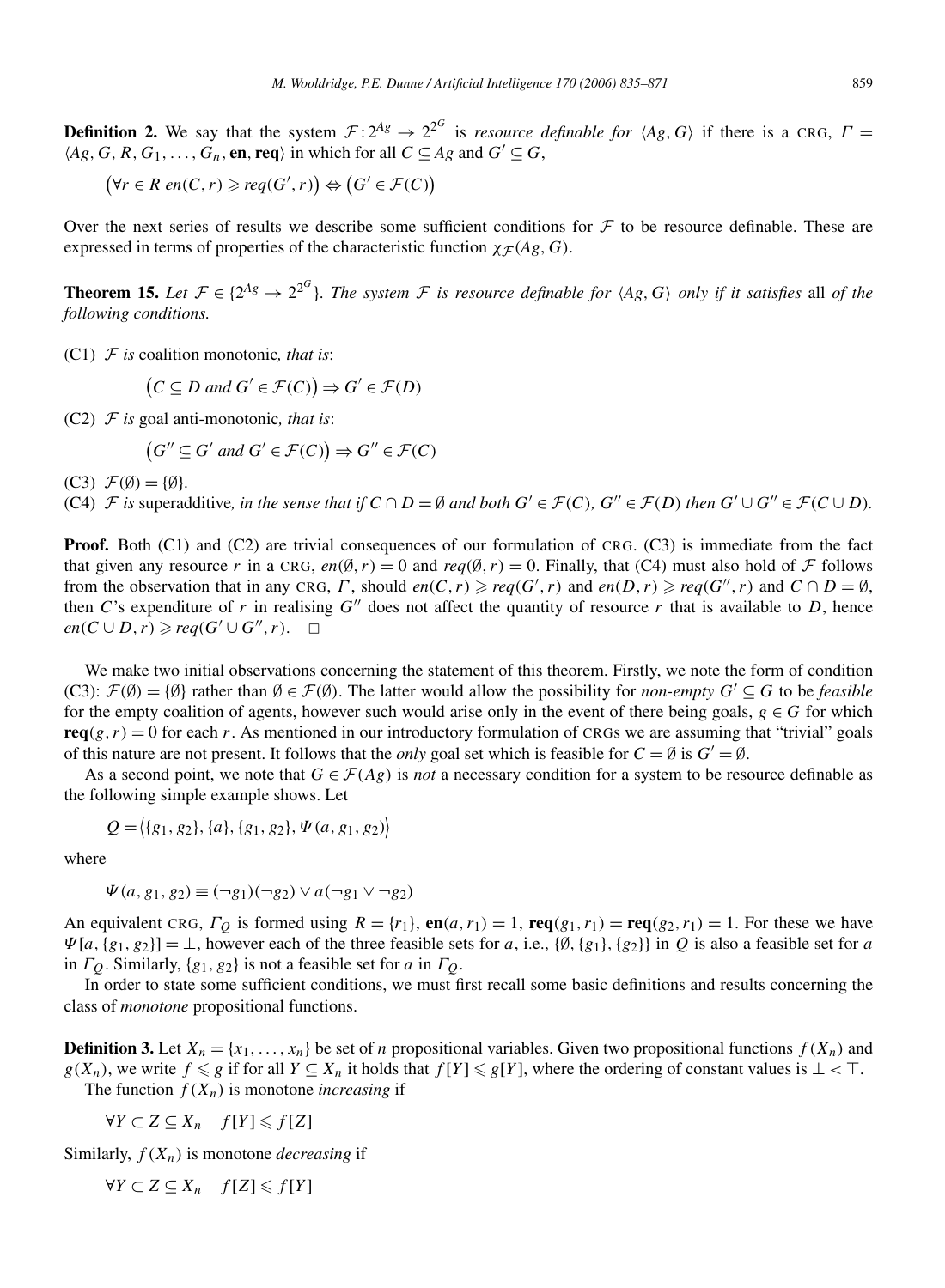**Definition 2.** We say that the system $\mathcal{F} : 2^{Ag} \to 2^{2^G}$ is *resource definable for* $\langle Ag, G\rangle$ if there is a CRG, $\Gamma = \langle Ag, G, R, G_1, \ldots, G_n, \mathbf{en}, \mathbf{req}\rangle$ in which for all $C \subseteq Ag$ and $G' \subseteq G$,

$$\big(\forall r \in R \; en(C,r) \geqslant req(G',r)\big) \Leftrightarrow \big(G' \in \mathcal{F}(C)\big)$$

Over the next series of results we describe some sufficient conditions for $\mathcal{F}$ to be resource definable. These are expressed in terms of properties of the characteristic function $\chi_{\mathcal{F}}(Ag, G)$.

**Theorem 15.** *Let* $\mathcal{F} \in \{2^{Ag} \to 2^{2^G}\}$. *The system* $\mathcal{F}$ *is resource definable for* $\langle Ag, G\rangle$ *only if it satisfies* all *of the following conditions.*

(C1) $\mathcal{F}$ *is* coalition monotonic*, that is*:

$$\big(C \subseteq D \text{ and } G' \in \mathcal{F}(C)\big) \Rightarrow G' \in \mathcal{F}(D)$$

(C2) $\mathcal{F}$ *is* goal anti-monotonic*, that is*:

$$\big(G'' \subseteq G' \text{ and } G' \in \mathcal{F}(C)\big) \Rightarrow G'' \in \mathcal{F}(C)$$

(C3) $\mathcal{F}(\emptyset) = \{\emptyset\}$.

(C4) $\mathcal{F}$ *is* superadditive*, in the sense that if* $C \cap D = \emptyset$ *and both* $G' \in \mathcal{F}(C)$, $G'' \in \mathcal{F}(D)$ *then* $G' \cup G'' \in \mathcal{F}(C \cup D)$.

**Proof.** Both (C1) and (C2) are trivial consequences of our formulation of CRG. (C3) is immediate from the fact that given any resource $r$ in a CRG, $en(\emptyset, r) = 0$ and $req(\emptyset, r) = 0$. Finally, that (C4) must also hold of $\mathcal{F}$ follows from the observation that in any CRG, $\Gamma$, should $en(C,r) \geqslant req(G',r)$ and $en(D,r) \geqslant req(G'',r)$ and $C \cap D = \emptyset$, then $C$'s expenditure of $r$ in realising $G''$ does not affect the quantity of resource $r$ that is available to $D$, hence $en(C \cup D, r) \geqslant req(G' \cup G'', r)$. $\square$

We make two initial observations concerning the statement of this theorem. Firstly, we note the form of condition (C3): $\mathcal{F}(\emptyset) = \{\emptyset\}$ rather than $\emptyset \in \mathcal{F}(\emptyset)$. The latter would allow the possibility for *non-empty* $G' \subseteq G$ to be *feasible* for the empty coalition of agents, however such would arise only in the event of there being goals, $g \in G$ for which $\mathbf{req}(g, r) = 0$ for each $r$. As mentioned in our introductory formulation of CRGs we are assuming that "trivial" goals of this nature are not present. It follows that the *only* goal set which is feasible for $C = \emptyset$ is $G' = \emptyset$.

As a second point, we note that $G \in \mathcal{F}(Ag)$ is *not* a necessary condition for a system to be resource definable as the following simple example shows. Let

$$Q = \big\langle \{g_1, g_2\}, \{a\}, \{g_1, g_2\}, \Psi(a, g_1, g_2)\big\rangle$$

where

$$\Psi(a, g_1, g_2) \equiv (\neg g_1)(\neg g_2) \vee a(\neg g_1 \vee \neg g_2)$$

An equivalent CRG, $\Gamma_Q$ is formed using $R = \{r_1\}$, $\mathbf{en}(a, r_1) = 1$, $\mathbf{req}(g_1, r_1) = \mathbf{req}(g_2, r_1) = 1$. For these we have $\Psi[a, \{g_1, g_2\}] = \bot$, however each of the three feasible sets for $a$, i.e., $\{\emptyset, \{g_1\}, \{g_2\}\}$ in $Q$ is also a feasible set for $a$ in $\Gamma_Q$. Similarly, $\{g_1, g_2\}$ is not a feasible set for $a$ in $\Gamma_Q$.

In order to state some sufficient conditions, we must first recall some basic definitions and results concerning the class of *monotone* propositional functions.

**Definition 3.** Let $X_n = \{x_1, \ldots, x_n\}$ be set of $n$ propositional variables. Given two propositional functions $f(X_n)$ and $g(X_n)$, we write $f \leqslant g$ if for all $Y \subseteq X_n$ it holds that $f[Y] \leqslant g[Y]$, where the ordering of constant values is $\bot < \top$.

The function $f(X_n)$ is monotone *increasing* if

$$\forall Y \subset Z \subseteq X_n \quad f[Y] \leqslant f[Z]$$

Similarly, $f(X_n)$ is monotone *decreasing* if

$$\forall Y \subset Z \subseteq X_n \quad f[Z] \leqslant f[Y]$$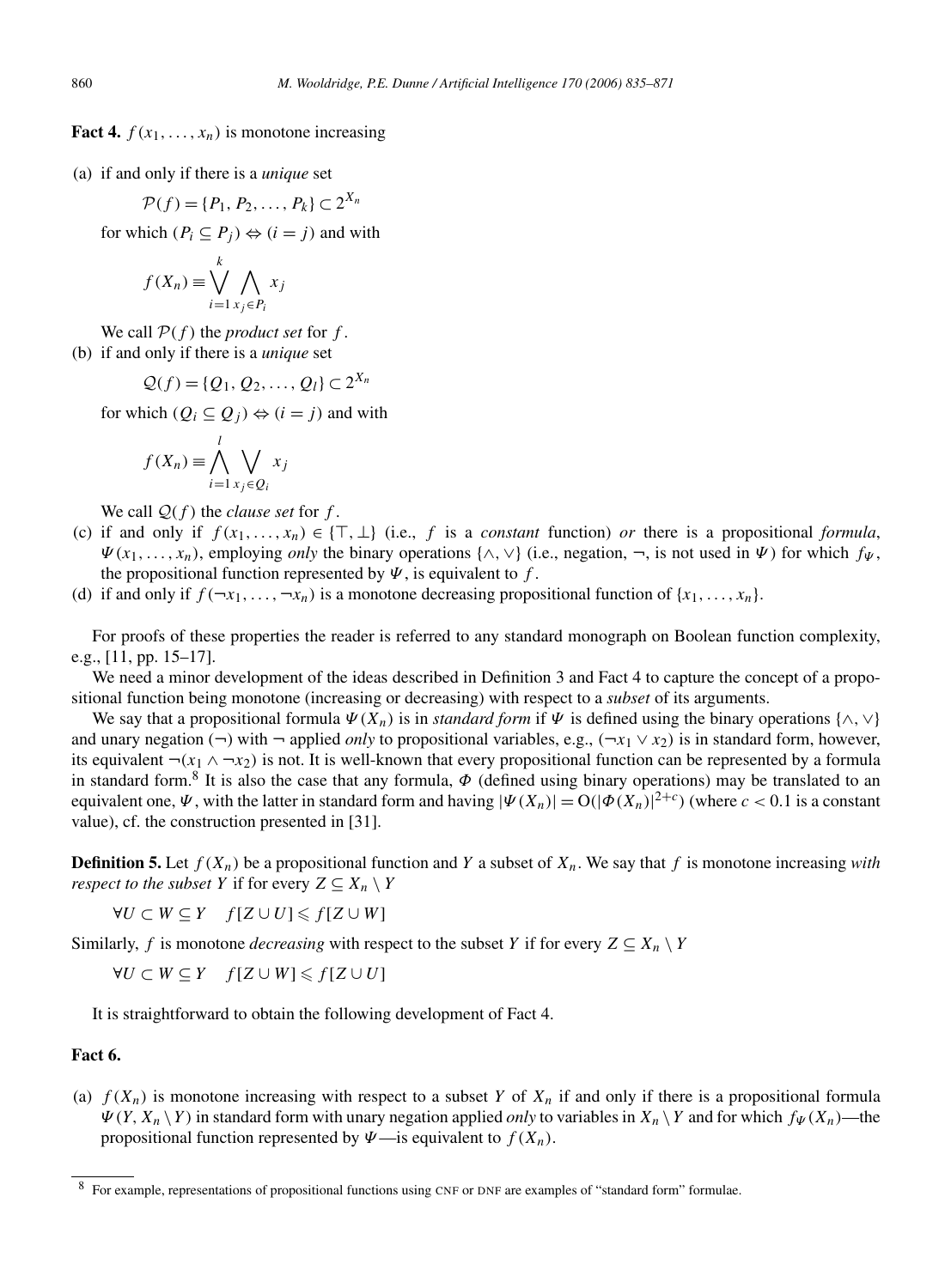**Fact 4.** $f(x_1, \ldots, x_n)$ is monotone increasing

(a) if and only if there is a *unique* set

$$\mathcal{P}(f) = \{P_1, P_2, \ldots, P_k\} \subset 2^{X_n}$$

for which $(P_i \subseteq P_j) \Leftrightarrow (i = j)$ and with

$$f(X_n) \equiv \bigvee_{i=1}^{k} \bigwedge_{x_j \in P_i} x_j$$

We call $\mathcal{P}(f)$ the *product set* for $f$.

(b) if and only if there is a *unique* set

$$\mathcal{Q}(f) = \{Q_1, Q_2, \ldots, Q_l\} \subset 2^{X_n}$$

for which $(Q_i \subseteq Q_j) \Leftrightarrow (i = j)$ and with

$$f(X_n) \equiv \bigwedge_{i=1}^{l} \bigvee_{x_j \in Q_i} x_j$$

We call $\mathcal{Q}(f)$ the *clause set* for $f$.

(c) if and only if $f(x_1, \ldots, x_n) \in \{\top, \bot\}$ (i.e., $f$ is a *constant* function) *or* there is a propositional *formula*, $\Psi(x_1, \ldots, x_n)$, employing *only* the binary operations $\{\wedge, \vee\}$ (i.e., negation, $\neg$, is not used in $\Psi$) for which $f_\Psi$, the propositional function represented by $\Psi$, is equivalent to $f$.

(d) if and only if $f(\neg x_1, \ldots, \neg x_n)$ is a monotone decreasing propositional function of $\{x_1, \ldots, x_n\}$.

For proofs of these properties the reader is referred to any standard monograph on Boolean function complexity, e.g., [11, pp. 15–17].

We need a minor development of the ideas described in Definition 3 and Fact 4 to capture the concept of a propositional function being monotone (increasing or decreasing) with respect to a *subset* of its arguments.

We say that a propositional formula $\Psi(X_n)$ is in *standard form* if $\Psi$ is defined using the binary operations $\{\wedge, \vee\}$ and unary negation ($\neg$) with $\neg$ applied *only* to propositional variables, e.g., $(\neg x_1 \vee x_2)$ is in standard form, however, its equivalent $\neg(x_1 \wedge \neg x_2)$ is not. It is well-known that every propositional function can be represented by a formula in standard form.[8] It is also the case that any formula, $\Phi$ (defined using binary operations) may be translated to an equivalent one, $\Psi$, with the latter in standard form and having $|\Psi(X_n)| = O(|\Phi(X_n)|^{2+c})$ (where $c < 0.1$ is a constant value), cf. the construction presented in [31].

**Definition 5.** Let $f(X_n)$ be a propositional function and $Y$ a subset of $X_n$. We say that $f$ is monotone increasing *with respect to the subset* $Y$ if for every $Z \subseteq X_n \setminus Y$

$$\forall U \subset W \subseteq Y \quad f[Z \cup U] \leqslant f[Z \cup W]$$

Similarly, $f$ is monotone *decreasing* with respect to the subset $Y$ if for every $Z \subseteq X_n \setminus Y$

$$\forall U \subset W \subseteq Y \quad f[Z \cup W] \leqslant f[Z \cup U]$$

It is straightforward to obtain the following development of Fact 4.

**Fact 6.**

(a) $f(X_n)$ is monotone increasing with respect to a subset $Y$ of $X_n$ if and only if there is a propositional formula $\Psi(Y, X_n \setminus Y)$ in standard form with unary negation applied *only* to variables in $X_n \setminus Y$ and for which $f_\Psi(X_n)$—the propositional function represented by $\Psi$—is equivalent to $f(X_n)$.

---

[8] For example, representations of propositional functions using CNF or DNF are examples of "standard form" formulae.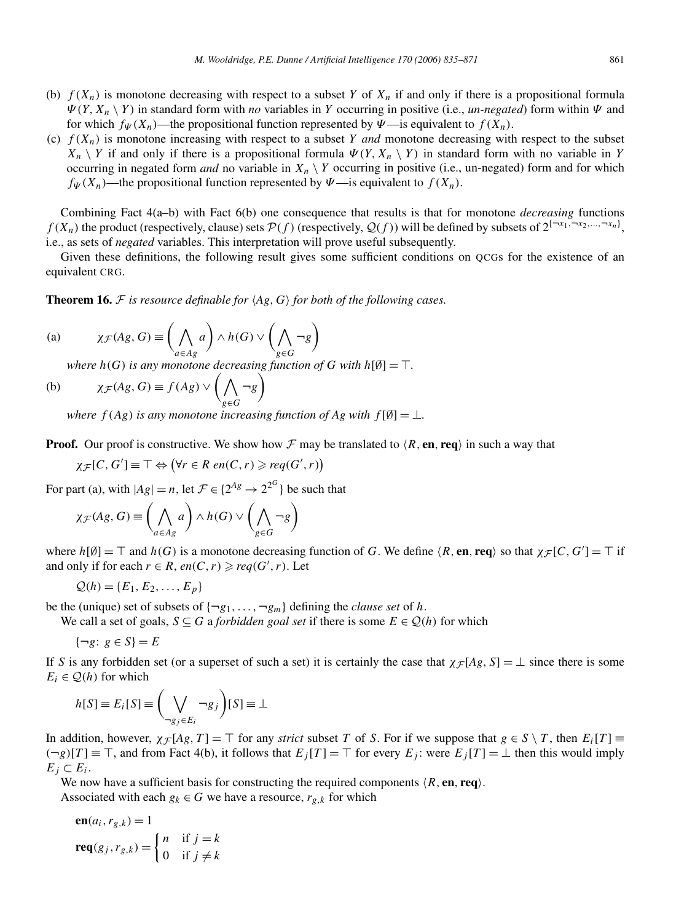(b) $f(X_n)$ is monotone decreasing with respect to a subset $Y$ of $X_n$ if and only if there is a propositional formula $\Psi(Y, X_n \setminus Y)$ in standard form with *no* variables in $Y$ occurring in positive (i.e., *un-negated*) form within $\Psi$ and for which $f_\Psi(X_n)$—the propositional function represented by $\Psi$—is equivalent to $f(X_n)$.

(c) $f(X_n)$ is monotone increasing with respect to a subset $Y$ *and* monotone decreasing with respect to the subset $X_n \setminus Y$ if and only if there is a propositional formula $\Psi(Y, X_n \setminus Y)$ in standard form with no variable in $Y$ occurring in negated form *and* no variable in $X_n \setminus Y$ occurring in positive (i.e., un-negated) form and for which $f_\Psi(X_n)$—the propositional function represented by $\Psi$—is equivalent to $f(X_n)$.

Combining Fact 4(a–b) with Fact 6(b) one consequence that results is that for monotone *decreasing* functions $f(X_n)$ the product (respectively, clause) sets $\mathcal{P}(f)$ (respectively, $\mathcal{Q}(f)$) will be defined by subsets of $2^{\{\neg x_1, \neg x_2, \ldots, \neg x_n\}}$, i.e., as sets of *negated* variables. This interpretation will prove useful subsequently.

Given these definitions, the following result gives some sufficient conditions on QCGs for the existence of an equivalent CRG.

**Theorem 16.** *$\mathcal{F}$ is resource definable for $\langle Ag, G\rangle$ for both of the following cases.*

(a) $$\chi_{\mathcal{F}}(Ag, G) \equiv \left(\bigwedge_{a\in Ag} a\right) \wedge h(G) \vee \left(\bigwedge_{g\in G} \neg g\right)$$

*where $h(G)$ is any monotone decreasing function of $G$ with $h[\emptyset] = \top$.*

(b) $$\chi_{\mathcal{F}}(Ag, G) \equiv f(Ag) \vee \left(\bigwedge_{g\in G} \neg g\right)$$

*where $f(Ag)$ is any monotone increasing function of $Ag$ with $f[\emptyset] = \bot$.*

**Proof.** Our proof is constructive. We show how $\mathcal{F}$ may be translated to $\langle R, \mathbf{en}, \mathbf{req}\rangle$ in such a way that

$$\chi_{\mathcal{F}}[C, G'] \equiv \top \Leftrightarrow \left(\forall r \in R \; en(C, r) \geqslant req(G', r)\right)$$

For part (a), with $|Ag| = n$, let $\mathcal{F} \in \{2^{Ag} \to 2^{2^G}\}$ be such that

$$\chi_{\mathcal{F}}(Ag, G) \equiv \left(\bigwedge_{a\in Ag} a\right) \wedge h(G) \vee \left(\bigwedge_{g\in G} \neg g\right)$$

where $h[\emptyset] = \top$ and $h(G)$ is a monotone decreasing function of $G$. We define $\langle R, \mathbf{en}, \mathbf{req}\rangle$ so that $\chi_{\mathcal{F}}[C, G'] = \top$ if and only if for each $r \in R$, $en(C, r) \geqslant req(G', r)$. Let

$$\mathcal{Q}(h) = \{E_1, E_2, \ldots, E_p\}$$

be the (unique) set of subsets of $\{\neg g_1, \ldots, \neg g_m\}$ defining the *clause set* of $h$.

We call a set of goals, $S \subseteq G$ a *forbidden goal set* if there is some $E \in \mathcal{Q}(h)$ for which

$$\{\neg g\colon\; g \in S\} = E$$

If $S$ is any forbidden set (or a superset of such a set) it is certainly the case that $\chi_{\mathcal{F}}[Ag, S] = \bot$ since there is some $E_i \in \mathcal{Q}(h)$ for which

$$h[S] \equiv E_i[S] \equiv \left(\bigvee_{\neg g_j \in E_i} \neg g_j\right)[S] \equiv \bot$$

In addition, however, $\chi_{\mathcal{F}}[Ag, T] = \top$ for any *strict* subset $T$ of $S$. For if we suppose that $g \in S \setminus T$, then $E_i[T] \equiv (\neg g)[T] \equiv \top$, and from Fact 4(b), it follows that $E_j[T] = \top$ for every $E_j$: were $E_j[T] = \bot$ then this would imply $E_j \subset E_i$.

We now have a sufficient basis for constructing the required components $\langle R, \mathbf{en}, \mathbf{req}\rangle$.

Associated with each $g_k \in G$ we have a resource, $r_{g,k}$ for which

$$\mathbf{en}(a_i, r_{g,k}) = 1$$

$$\mathbf{req}(g_j, r_{g,k}) = \begin{cases} n & \text{if } j = k \\ 0 & \text{if } j \neq k \end{cases}$$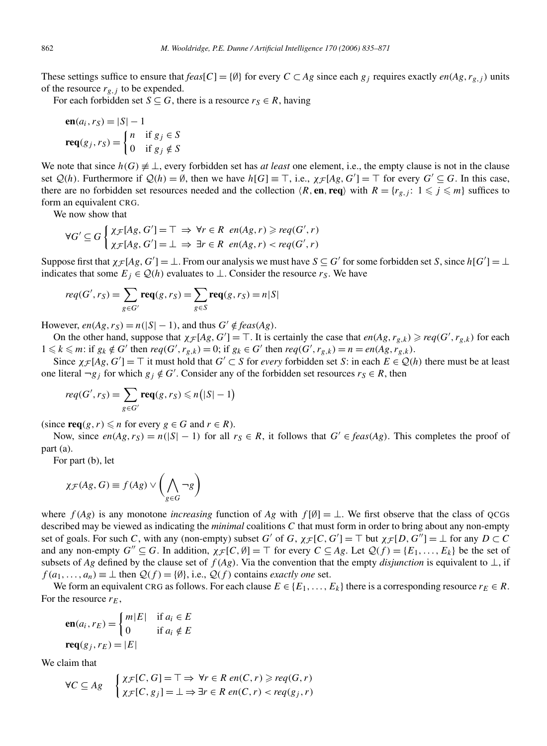These settings suffice to ensure that $feas[C] = \{\emptyset\}$ for every $C \subset Ag$ since each $g_j$ requires exactly $en(Ag, r_{g,j})$ units of the resource $r_{g,j}$ to be expended.

For each forbidden set $S \subseteq G$, there is a resource $r_S \in R$, having

$$\mathbf{en}(a_i, r_S) = |S| - 1$$

$$\mathbf{req}(g_j, r_S) = \begin{cases} n & \text{if } g_j \in S \\ 0 & \text{if } g_j \notin S \end{cases}$$

We note that since $h(G) \not\equiv \bot$, every forbidden set has *at least* one element, i.e., the empty clause is not in the clause set $\mathcal{Q}(h)$. Furthermore if $\mathcal{Q}(h) = \emptyset$, then we have $h[G] \equiv \top$, i.e., $\chi_{\mathcal{F}}[Ag, G'] = \top$ for every $G' \subseteq G$. In this case, there are no forbidden set resources needed and the collection $\langle R, \mathbf{en}, \mathbf{req} \rangle$ with $R = \{r_{g,j}\colon 1 \leqslant j \leqslant m\}$ suffices to form an equivalent CRG.

We now show that

$$\forall G' \subseteq G \begin{cases} \chi_{\mathcal{F}}[Ag, G'] = \top \Rightarrow \forall r \in R \;\; en(Ag, r) \geqslant req(G', r) \\ \chi_{\mathcal{F}}[Ag, G'] = \bot \Rightarrow \exists r \in R \;\; en(Ag, r) < req(G', r) \end{cases}$$

Suppose first that $\chi_{\mathcal{F}}[Ag, G'] = \bot$. From our analysis we must have $S \subseteq G'$ for some forbidden set $S$, since $h[G'] = \bot$ indicates that some $E_j \in \mathcal{Q}(h)$ evaluates to $\bot$. Consider the resource $r_S$. We have

$$req(G', r_S) = \sum_{g \in G'} \mathbf{req}(g, r_S) = \sum_{g \in S} \mathbf{req}(g, r_S) = n|S|$$

However, $en(Ag, r_S) = n(|S| - 1)$, and thus $G' \notin feas(Ag)$.

On the other hand, suppose that $\chi_{\mathcal{F}}[Ag, G'] = \top$. It is certainly the case that $en(Ag, r_{g,k}) \geqslant req(G', r_{g,k})$ for each $1 \leqslant k \leqslant m$: if $g_k \notin G'$ then $req(G', r_{g,k}) = 0$; if $g_k \in G'$ then $req(G', r_{g,k}) = n = en(Ag, r_{g,k})$.

Since $\chi_{\mathcal{F}}[Ag, G'] = \top$ it must hold that $G' \subset S$ for *every* forbidden set $S$: in each $E \in \mathcal{Q}(h)$ there must be at least one literal $\neg g_j$ for which $g_j \notin G'$. Consider any of the forbidden set resources $r_S \in R$, then

$$req(G', r_S) = \sum_{g \in G'} \mathbf{req}(g, r_S) \leqslant n\big(|S| - 1\big)$$

(since $\mathbf{req}(g, r) \leqslant n$ for every $g \in G$ and $r \in R$).

Now, since $en(Ag, r_S) = n(|S| - 1)$ for all $r_S \in R$, it follows that $G' \in feas(Ag)$. This completes the proof of part (a).

For part (b), let

$$\chi_{\mathcal{F}}(Ag, G) \equiv f(Ag) \vee \left( \bigwedge_{g \in G} \neg g \right)$$

where $f(Ag)$ is any monotone *increasing* function of $Ag$ with $f[\emptyset] = \bot$. We first observe that the class of QCGs described may be viewed as indicating the *minimal* coalitions $C$ that must form in order to bring about any non-empty set of goals. For such $C$, with any (non-empty) subset $G'$ of $G$, $\chi_{\mathcal{F}}[C, G'] = \top$ but $\chi_{\mathcal{F}}[D, G''] = \bot$ for any $D \subset C$ and any non-empty $G'' \subseteq G$. In addition, $\chi_{\mathcal{F}}[C, \emptyset] = \top$ for every $C \subseteq Ag$. Let $\mathcal{Q}(f) = \{E_1, \ldots, E_k\}$ be the set of subsets of $Ag$ defined by the clause set of $f(Ag)$. Via the convention that the empty *disjunction* is equivalent to $\bot$, if $f(a_1, \ldots, a_n) \equiv \bot$ then $\mathcal{Q}(f) = \{\emptyset\}$, i.e., $\mathcal{Q}(f)$ contains *exactly one* set.

We form an equivalent CRG as follows. For each clause $E \in \{E_1, \ldots, E_k\}$ there is a corresponding resource $r_E \in R$. For the resource $r_E$,

$$\mathbf{en}(a_i, r_E) = \begin{cases} m|E| & \text{if } a_i \in E \\ 0 & \text{if } a_i \notin E \end{cases}$$

$$\mathbf{req}(g_j, r_E) = |E|$$

We claim that

$$\forall C \subseteq Ag \quad \begin{cases} \chi_{\mathcal{F}}[C, G] = \top \Rightarrow \forall r \in R \; en(C, r) \geqslant req(G, r) \\ \chi_{\mathcal{F}}[C, g_j] = \bot \Rightarrow \exists r \in R \; en(C, r) < req(g_j, r) \end{cases}$$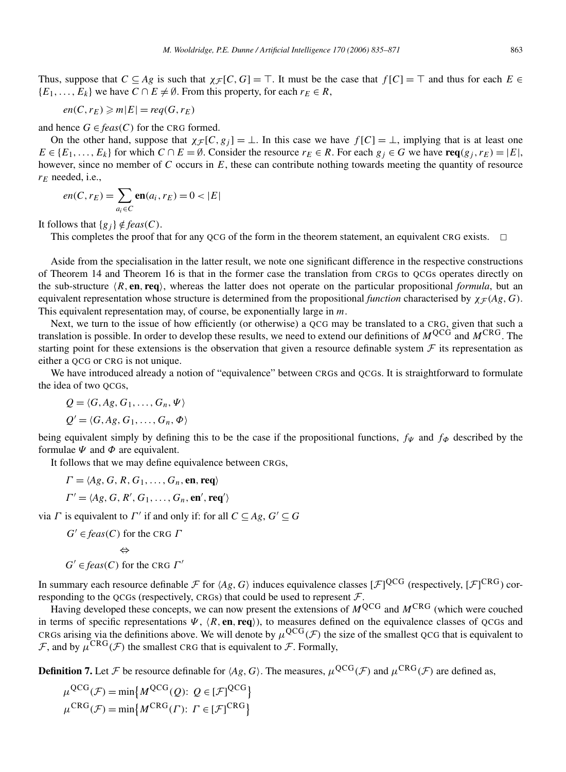Thus, suppose that $C \subseteq Ag$ is such that $\chi_{\mathcal{F}}[C, G] = \top$. It must be the case that $f[C] = \top$ and thus for each $E \in \{E_1, \ldots, E_k\}$ we have $C \cap E \neq \emptyset$. From this property, for each $r_E \in R$,

$$en(C, r_E) \geqslant m|E| = req(G, r_E)$$

and hence $G \in feas(C)$ for the CRG formed.

On the other hand, suppose that $\chi_{\mathcal{F}}[C, g_j] = \bot$. In this case we have $f[C] = \bot$, implying that is at least one $E \in \{E_1, \ldots, E_k\}$ for which $C \cap E = \emptyset$. Consider the resource $r_E \in R$. For each $g_j \in G$ we have $\mathbf{req}(g_j, r_E) = |E|$, however, since no member of $C$ occurs in $E$, these can contribute nothing towards meeting the quantity of resource $r_E$ needed, i.e.,

$$en(C, r_E) = \sum_{a_i \in C} \mathbf{en}(a_i, r_E) = 0 < |E|$$

It follows that $\{g_j\} \notin feas(C)$.

This completes the proof that for any QCG of the form in the theorem statement, an equivalent CRG exists. $\square$

Aside from the specialisation in the latter result, we note one significant difference in the respective constructions of Theorem 14 and Theorem 16 is that in the former case the translation from CRGs to QCGs operates directly on the sub-structure $\langle R, \mathbf{en}, \mathbf{req}\rangle$, whereas the latter does not operate on the particular propositional *formula*, but an equivalent representation whose structure is determined from the propositional *function* characterised by $\chi_{\mathcal{F}}(Ag, G)$. This equivalent representation may, of course, be exponentially large in $m$.

Next, we turn to the issue of how efficiently (or otherwise) a QCG may be translated to a CRG, given that such a translation is possible. In order to develop these results, we need to extend our definitions of $M^{\text{QCG}}$ and $M^{\text{CRG}}$. The starting point for these extensions is the observation that given a resource definable system $\mathcal{F}$ its representation as either a QCG or CRG is not unique.

We have introduced already a notion of "equivalence" between CRGs and QCGs. It is straightforward to formulate the idea of two QCGs,

$$Q = \langle G, Ag, G_1, \ldots, G_n, \Psi\rangle$$
$$Q' = \langle G, Ag, G_1, \ldots, G_n, \Phi\rangle$$

being equivalent simply by defining this to be the case if the propositional functions, $f_\Psi$ and $f_\Phi$ described by the formulae $\Psi$ and $\Phi$ are equivalent.

It follows that we may define equivalence between CRGs,

$$\Gamma = \langle Ag, G, R, G_1, \ldots, G_n, \mathbf{en}, \mathbf{req}\rangle$$
$$\Gamma' = \langle Ag, G, R', G_1, \ldots, G_n, \mathbf{en}', \mathbf{req}'\rangle$$

via $\Gamma$ is equivalent to $\Gamma'$ if and only if: for all $C \subseteq Ag$, $G' \subseteq G$

$$G' \in feas(C) \text{ for the CRG } \Gamma$$
$$\Leftrightarrow$$
$$G' \in feas(C) \text{ for the CRG } \Gamma'$$

In summary each resource definable $\mathcal{F}$ for $\langle Ag, G\rangle$ induces equivalence classes $[\mathcal{F}]^{\text{QCG}}$ (respectively, $[\mathcal{F}]^{\text{CRG}}$) corresponding to the QCGs (respectively, CRGs) that could be used to represent $\mathcal{F}$.

Having developed these concepts, we can now present the extensions of $M^{\text{QCG}}$ and $M^{\text{CRG}}$ (which were couched in terms of specific representations $\Psi$, $\langle R, \mathbf{en}, \mathbf{req}\rangle$), to measures defined on the equivalence classes of QCGs and CRGs arising via the definitions above. We will denote by $\mu^{\text{QCG}}(\mathcal{F})$ the size of the smallest QCG that is equivalent to $\mathcal{F}$, and by $\mu^{\text{CRG}}(\mathcal{F})$ the smallest CRG that is equivalent to $\mathcal{F}$. Formally,

**Definition 7.** Let $\mathcal{F}$ be resource definable for $\langle Ag, G\rangle$. The measures, $\mu^{\text{QCG}}(\mathcal{F})$ and $\mu^{\text{CRG}}(\mathcal{F})$ are defined as,

$$\mu^{\text{QCG}}(\mathcal{F}) = \min\{M^{\text{QCG}}(Q)\text{: } Q \in [\mathcal{F}]^{\text{QCG}}\}$$
$$\mu^{\text{CRG}}(\mathcal{F}) = \min\{M^{\text{CRG}}(\Gamma)\text{: } \Gamma \in [\mathcal{F}]^{\text{CRG}}\}$$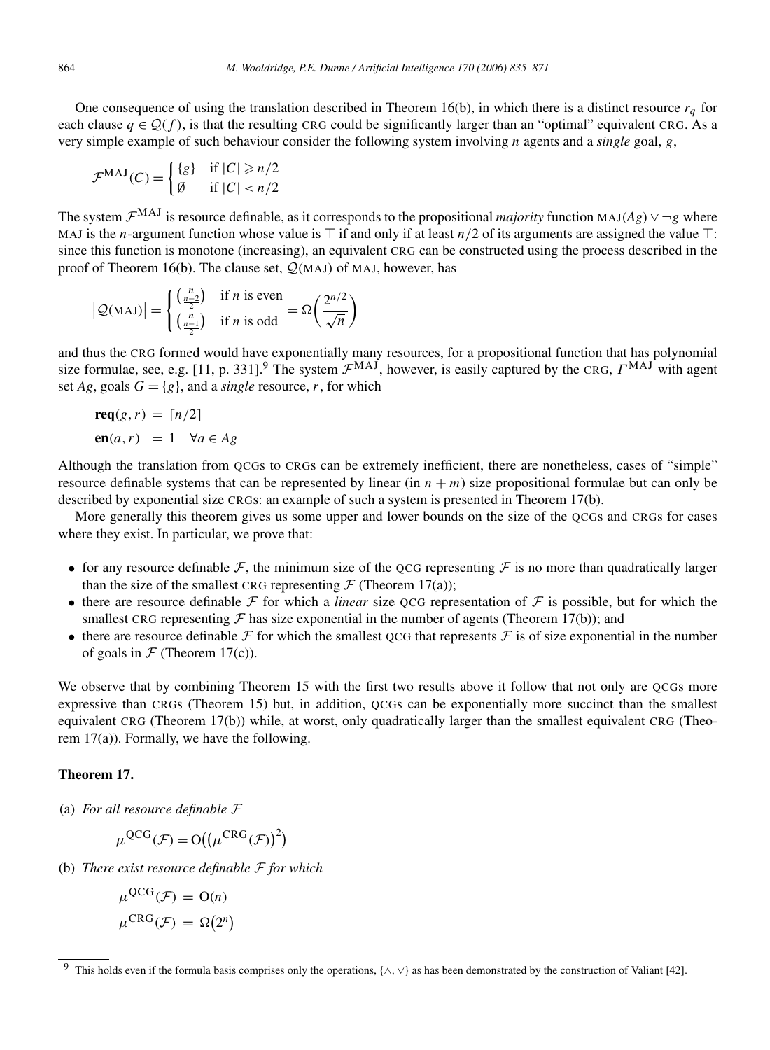One consequence of using the translation described in Theorem 16(b), in which there is a distinct resource $r_q$ for each clause $q \in \mathcal{Q}(f)$, is that the resulting CRG could be significantly larger than an "optimal" equivalent CRG. As a very simple example of such behaviour consider the following system involving $n$ agents and a *single* goal, $g$,

$$\mathcal{F}^{\text{MAJ}}(C) = \begin{cases} \{g\} & \text{if } |C| \geqslant n/2 \\ \emptyset & \text{if } |C| < n/2 \end{cases}$$

The system $\mathcal{F}^{\text{MAJ}}$ is resource definable, as it corresponds to the propositional *majority* function $\text{MAJ}(Ag) \vee \neg g$ where MAJ is the $n$-argument function whose value is $\top$ if and only if at least $n/2$ of its arguments are assigned the value $\top$: since this function is monotone (increasing), an equivalent CRG can be constructed using the process described in the proof of Theorem 16(b). The clause set, $\mathcal{Q}(\text{MAJ})$ of MAJ, however, has

$$\left|\mathcal{Q}(\text{MAJ})\right| = \begin{cases} \binom{n}{\frac{n-2}{2}} & \text{if } n \text{ is even} \\ \binom{n}{\frac{n-1}{2}} & \text{if } n \text{ is odd} \end{cases} = \Omega\left(\frac{2^{n/2}}{\sqrt{n}}\right)$$

and thus the CRG formed would have exponentially many resources, for a propositional function that has polynomial size formulae, see, e.g. [11, p. 331].[9] The system $\mathcal{F}^{\text{MAJ}}$, however, is easily captured by the CRG, $\Gamma^{\text{MAJ}}$ with agent set $Ag$, goals $G = \{g\}$, and a *single* resource, $r$, for which

$$\begin{aligned} \mathbf{req}(g, r) &= \lceil n/2 \rceil \\ \mathbf{en}(a, r) &= 1 \quad \forall a \in Ag \end{aligned}$$

Although the translation from QCGs to CRGs can be extremely inefficient, there are nonetheless, cases of "simple" resource definable systems that can be represented by linear (in $n + m$) size propositional formulae but can only be described by exponential size CRGs: an example of such a system is presented in Theorem 17(b).

More generally this theorem gives us some upper and lower bounds on the size of the QCGs and CRGs for cases where they exist. In particular, we prove that:

- for any resource definable $\mathcal{F}$, the minimum size of the QCG representing $\mathcal{F}$ is no more than quadratically larger than the size of the smallest CRG representing $\mathcal{F}$ (Theorem 17(a));
- there are resource definable $\mathcal{F}$ for which a *linear* size QCG representation of $\mathcal{F}$ is possible, but for which the smallest CRG representing $\mathcal{F}$ has size exponential in the number of agents (Theorem 17(b)); and
- there are resource definable $\mathcal{F}$ for which the smallest QCG that represents $\mathcal{F}$ is of size exponential in the number of goals in $\mathcal{F}$ (Theorem 17(c)).

We observe that by combining Theorem 15 with the first two results above it follow that not only are QCGs more expressive than CRGs (Theorem 15) but, in addition, QCGs can be exponentially more succinct than the smallest equivalent CRG (Theorem 17(b)) while, at worst, only quadratically larger than the smallest equivalent CRG (Theorem 17(a)). Formally, we have the following.

**Theorem 17.**

(a) *For all resource definable* $\mathcal{F}$

$$\mu^{\text{QCG}}(\mathcal{F}) = \mathrm{O}\left(\left(\mu^{\text{CRG}}(\mathcal{F})\right)^2\right)$$

(b) *There exist resource definable* $\mathcal{F}$ *for which*

$$\begin{aligned} \mu^{\text{QCG}}(\mathcal{F}) &= \mathrm{O}(n) \\ \mu^{\text{CRG}}(\mathcal{F}) &= \Omega\left(2^n\right) \end{aligned}$$

[9] This holds even if the formula basis comprises only the operations, $\{\wedge, \vee\}$ as has been demonstrated by the construction of Valiant [42].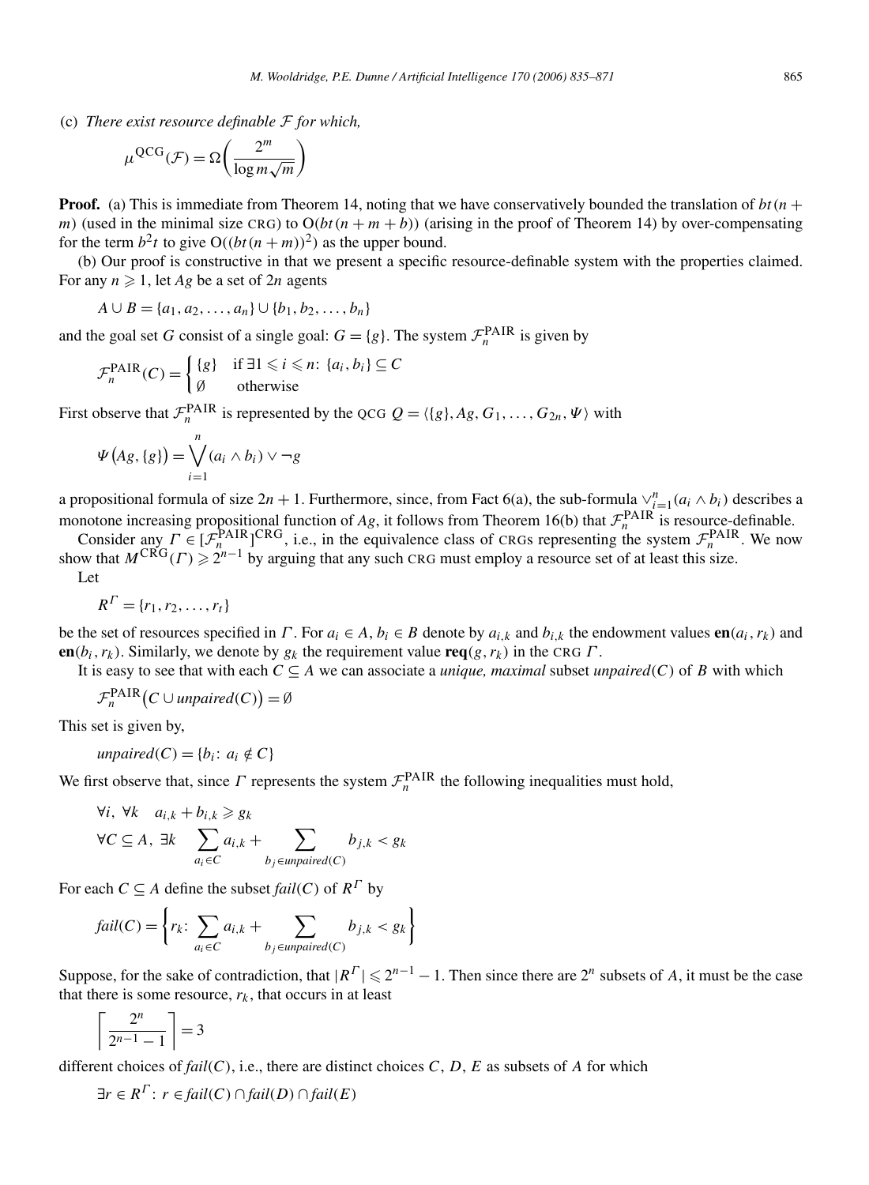(c) *There exist resource definable $\mathcal{F}$ for which,*

$$\mu^{\text{QCG}}(\mathcal{F}) = \Omega\left(\frac{2^m}{\log m\sqrt{m}}\right)$$

**Proof.** (a) This is immediate from Theorem 14, noting that we have conservatively bounded the translation of $bt(n+m)$ (used in the minimal size CRG) to $O(bt(n+m+b))$ (arising in the proof of Theorem 14) by over-compensating for the term $b^2t$ to give $O((bt(n+m))^2)$ as the upper bound.

(b) Our proof is constructive in that we present a specific resource-definable system with the properties claimed. For any $n \geqslant 1$, let $Ag$ be a set of $2n$ agents

$$A \cup B = \{a_1, a_2, \ldots, a_n\} \cup \{b_1, b_2, \ldots, b_n\}$$

and the goal set $G$ consist of a single goal: $G = \{g\}$. The system $\mathcal{F}_n^{\text{PAIR}}$ is given by

$$\mathcal{F}_n^{\text{PAIR}}(C) = \begin{cases} \{g\} & \text{if } \exists 1 \leqslant i \leqslant n\colon \{a_i, b_i\} \subseteq C \\ \emptyset & \text{otherwise} \end{cases}$$

First observe that $\mathcal{F}_n^{\text{PAIR}}$ is represented by the QCG $Q = \langle \{g\}, Ag, G_1, \ldots, G_{2n}, \Psi \rangle$ with

$$\Psi\big(Ag, \{g\}\big) = \bigvee_{i=1}^{n} (a_i \wedge b_i) \vee \neg g$$

a propositional formula of size $2n+1$. Furthermore, since, from Fact 6(a), the sub-formula $\vee_{i=1}^{n}(a_i \wedge b_i)$ describes a monotone increasing propositional function of $Ag$, it follows from Theorem 16(b) that $\mathcal{F}_n^{\text{PAIR}}$ is resource-definable.

Consider any $\Gamma \in [\mathcal{F}_n^{\text{PAIR}}]^{\text{CRG}}$, i.e., in the equivalence class of CRGs representing the system $\mathcal{F}_n^{\text{PAIR}}$. We now show that $M^{\text{CRG}}(\Gamma) \geqslant 2^{n-1}$ by arguing that any such CRG must employ a resource set of at least this size.

Let

$$R^\Gamma = \{r_1, r_2, \ldots, r_t\}$$

be the set of resources specified in $\Gamma$. For $a_i \in A$, $b_i \in B$ denote by $a_{i,k}$ and $b_{i,k}$ the endowment values $\mathbf{en}(a_i, r_k)$ and $\mathbf{en}(b_i, r_k)$. Similarly, we denote by $g_k$ the requirement value $\mathbf{req}(g, r_k)$ in the CRG $\Gamma$.

It is easy to see that with each $C \subseteq A$ we can associate a *unique, maximal* subset $\mathit{unpaired}(C)$ of $B$ with which

$$\mathcal{F}_n^{\text{PAIR}}\big(C \cup \mathit{unpaired}(C)\big) = \emptyset$$

This set is given by,

$$\mathit{unpaired}(C) = \{b_i\colon a_i \notin C\}$$

We first observe that, since $\Gamma$ represents the system $\mathcal{F}_n^{\text{PAIR}}$ the following inequalities must hold,

$$\forall i,\ \forall k \quad a_{i,k} + b_{i,k} \geqslant g_k$$

$$\forall C \subseteq A,\ \exists k \quad \sum_{a_i \in C} a_{i,k} + \sum_{b_j \in \mathit{unpaired}(C)} b_{j,k} < g_k$$

For each $C \subseteq A$ define the subset $\mathit{fail}(C)$ of $R^\Gamma$ by

$$\mathit{fail}(C) = \left\{ r_k\colon \sum_{a_i \in C} a_{i,k} + \sum_{b_j \in \mathit{unpaired}(C)} b_{j,k} < g_k \right\}$$

Suppose, for the sake of contradiction, that $|R^\Gamma| \leqslant 2^{n-1} - 1$. Then since there are $2^n$ subsets of $A$, it must be the case that there is some resource, $r_k$, that occurs in at least

$$\left\lceil \frac{2^n}{2^{n-1} - 1} \right\rceil = 3$$

different choices of $\mathit{fail}(C)$, i.e., there are distinct choices $C$, $D$, $E$ as subsets of $A$ for which

$$\exists r \in R^\Gamma\colon\ r \in \mathit{fail}(C) \cap \mathit{fail}(D) \cap \mathit{fail}(E)$$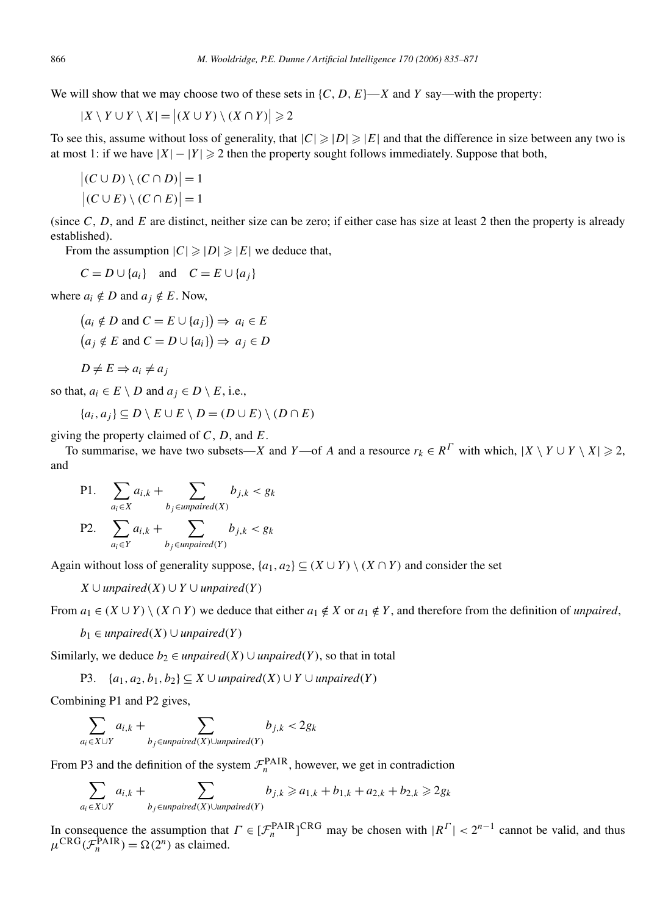We will show that we may choose two of these sets in $\{C, D, E\}$—$X$ and $Y$ say—with the property:

$$|X \setminus Y \cup Y \setminus X| = \big|(X \cup Y) \setminus (X \cap Y)\big| \geqslant 2$$

To see this, assume without loss of generality, that $|C| \geqslant |D| \geqslant |E|$ and that the difference in size between any two is at most 1: if we have $|X| - |Y| \geqslant 2$ then the property sought follows immediately. Suppose that both,

$$\big|(C \cup D) \setminus (C \cap D)\big| = 1$$
$$\big|(C \cup E) \setminus (C \cap E)\big| = 1$$

(since $C$, $D$, and $E$ are distinct, neither size can be zero; if either case has size at least 2 then the property is already established).

From the assumption $|C| \geqslant |D| \geqslant |E|$ we deduce that,

$$C = D \cup \{a_i\} \quad \text{and} \quad C = E \cup \{a_j\}$$

where $a_i \notin D$ and $a_j \notin E$. Now,

$$\big(a_i \notin D \text{ and } C = E \cup \{a_j\}\big) \Rightarrow a_i \in E$$
$$\big(a_j \notin E \text{ and } C = D \cup \{a_i\}\big) \Rightarrow a_j \in D$$

$$D \neq E \Rightarrow a_i \neq a_j$$

so that, $a_i \in E \setminus D$ and $a_j \in D \setminus E$, i.e.,

$$\{a_i, a_j\} \subseteq D \setminus E \cup E \setminus D = (D \cup E) \setminus (D \cap E)$$

giving the property claimed of $C$, $D$, and $E$.

To summarise, we have two subsets—$X$ and $Y$—of $A$ and a resource $r_k \in R^{\Gamma}$ with which, $|X \setminus Y \cup Y \setminus X| \geqslant 2$, and

$$\text{P1.} \quad \sum_{a_i \in X} a_{i,k} + \sum_{b_j \in unpaired(X)} b_{j,k} < g_k$$

$$\text{P2.} \quad \sum_{a_i \in Y} a_{i,k} + \sum_{b_j \in unpaired(Y)} b_{j,k} < g_k$$

Again without loss of generality suppose, $\{a_1, a_2\} \subseteq (X \cup Y) \setminus (X \cap Y)$ and consider the set

$$X \cup unpaired(X) \cup Y \cup unpaired(Y)$$

From $a_1 \in (X \cup Y) \setminus (X \cap Y)$ we deduce that either $a_1 \notin X$ or $a_1 \notin Y$, and therefore from the definition of *unpaired*,

$$b_1 \in unpaired(X) \cup unpaired(Y)$$

Similarly, we deduce $b_2 \in unpaired(X) \cup unpaired(Y)$, so that in total

$$\text{P3.} \quad \{a_1, a_2, b_1, b_2\} \subseteq X \cup unpaired(X) \cup Y \cup unpaired(Y)$$

Combining P1 and P2 gives,

$$\sum_{a_i \in X \cup Y} a_{i,k} + \sum_{b_j \in unpaired(X) \cup unpaired(Y)} b_{j,k} < 2g_k$$

From P3 and the definition of the system $\mathcal{F}_n^{\text{PAIR}}$, however, we get in contradiction

$$\sum_{a_i \in X \cup Y} a_{i,k} + \sum_{b_j \in unpaired(X) \cup unpaired(Y)} b_{j,k} \geqslant a_{1,k} + b_{1,k} + a_{2,k} + b_{2,k} \geqslant 2g_k$$

In consequence the assumption that $\Gamma \in [\mathcal{F}_n^{\text{PAIR}}]^{\text{CRG}}$ may be chosen with $|R^{\Gamma}| < 2^{n-1}$ cannot be valid, and thus $\mu^{\text{CRG}}(\mathcal{F}_n^{\text{PAIR}}) = \Omega(2^n)$ as claimed.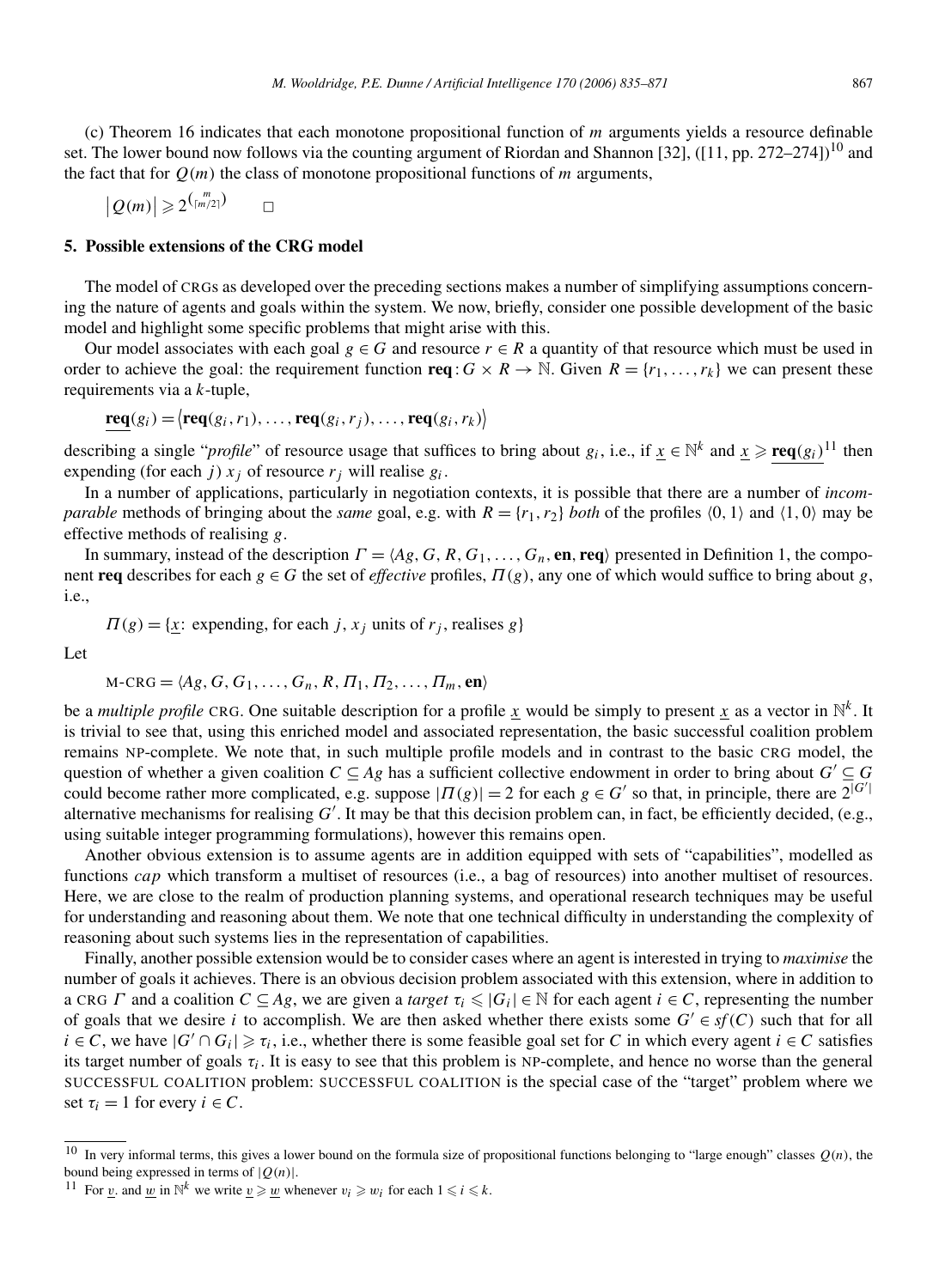(c) Theorem 16 indicates that each monotone propositional function of $m$ arguments yields a resource definable set. The lower bound now follows via the counting argument of Riordan and Shannon [32], ([11, pp. 272–274])[10] and the fact that for $Q(m)$ the class of monotone propositional functions of $m$ arguments,

$$\left|Q(m)\right| \geqslant 2^{\binom{m}{\lceil m/2 \rceil}} \qquad \square$$

## 5. Possible extensions of the CRG model

The model of CRGs as developed over the preceding sections makes a number of simplifying assumptions concerning the nature of agents and goals within the system. We now, briefly, consider one possible development of the basic model and highlight some specific problems that might arise with this.

Our model associates with each goal $g \in G$ and resource $r \in R$ a quantity of that resource which must be used in order to achieve the goal: the requirement function $\mathbf{req}: G \times R \to \mathbb{N}$. Given $R = \{r_1, \ldots, r_k\}$ we can present these requirements via a $k$-tuple,

$$\underline{\mathbf{req}}(g_i) = \langle \mathbf{req}(g_i, r_1), \ldots, \mathbf{req}(g_i, r_j), \ldots, \mathbf{req}(g_i, r_k) \rangle$$

describing a single "*profile*" of resource usage that suffices to bring about $g_i$, i.e., if $\underline{x} \in \mathbb{N}^k$ and $\underline{x} \geqslant \underline{\mathbf{req}}(g_i)$[11] then expending (for each $j$) $x_j$ of resource $r_j$ will realise $g_i$.

In a number of applications, particularly in negotiation contexts, it is possible that there are a number of *incomparable* methods of bringing about the *same* goal, e.g. with $R = \{r_1, r_2\}$ *both* of the profiles $\langle 0, 1 \rangle$ and $\langle 1, 0 \rangle$ may be effective methods of realising $g$.

In summary, instead of the description $\Gamma = \langle Ag, G, R, G_1, \ldots, G_n, \mathbf{en}, \mathbf{req} \rangle$ presented in Definition 1, the component $\mathbf{req}$ describes for each $g \in G$ the set of *effective* profiles, $\Pi(g)$, any one of which would suffice to bring about $g$, i.e.,

$$\Pi(g) = \{\underline{x}\text{: expending, for each } j, x_j \text{ units of } r_j, \text{ realises } g\}$$

Let

$$\text{M-CRG} = \langle Ag, G, G_1, \ldots, G_n, R, \Pi_1, \Pi_2, \ldots, \Pi_m, \mathbf{en} \rangle$$

be a *multiple profile* CRG. One suitable description for a profile $\underline{x}$ would be simply to present $\underline{x}$ as a vector in $\mathbb{N}^k$. It is trivial to see that, using this enriched model and associated representation, the basic successful coalition problem remains NP-complete. We note that, in such multiple profile models and in contrast to the basic CRG model, the question of whether a given coalition $C \subseteq Ag$ has a sufficient collective endowment in order to bring about $G' \subseteq G$ could become rather more complicated, e.g. suppose $|\Pi(g)| = 2$ for each $g \in G'$ so that, in principle, there are $2^{|G'|}$ alternative mechanisms for realising $G'$. It may be that this decision problem can, in fact, be efficiently decided, (e.g., using suitable integer programming formulations), however this remains open.

Another obvious extension is to assume agents are in addition equipped with sets of "capabilities", modelled as functions *cap* which transform a multiset of resources (i.e., a bag of resources) into another multiset of resources. Here, we are close to the realm of production planning systems, and operational research techniques may be useful for understanding and reasoning about them. We note that one technical difficulty in understanding the complexity of reasoning about such systems lies in the representation of capabilities.

Finally, another possible extension would be to consider cases where an agent is interested in trying to *maximise* the number of goals it achieves. There is an obvious decision problem associated with this extension, where in addition to a CRG $\Gamma$ and a coalition $C \subseteq Ag$, we are given a *target* $\tau_i \leqslant |G_i| \in \mathbb{N}$ for each agent $i \in C$, representing the number of goals that we desire $i$ to accomplish. We are then asked whether there exists some $G' \in sf(C)$ such that for all $i \in C$, we have $|G' \cap G_i| \geqslant \tau_i$, i.e., whether there is some feasible goal set for $C$ in which every agent $i \in C$ satisfies its target number of goals $\tau_i$. It is easy to see that this problem is NP-complete, and hence no worse than the general SUCCESSFUL COALITION problem: SUCCESSFUL COALITION is the special case of the "target" problem where we set $\tau_i = 1$ for every $i \in C$.

---

[10] In very informal terms, this gives a lower bound on the formula size of propositional functions belonging to "large enough" classes $Q(n)$, the bound being expressed in terms of $|Q(n)|$.

[11] For $\underline{v}$. and $\underline{w}$ in $\mathbb{N}^k$ we write $\underline{v} \geqslant \underline{w}$ whenever $v_i \geqslant w_i$ for each $1 \leqslant i \leqslant k$.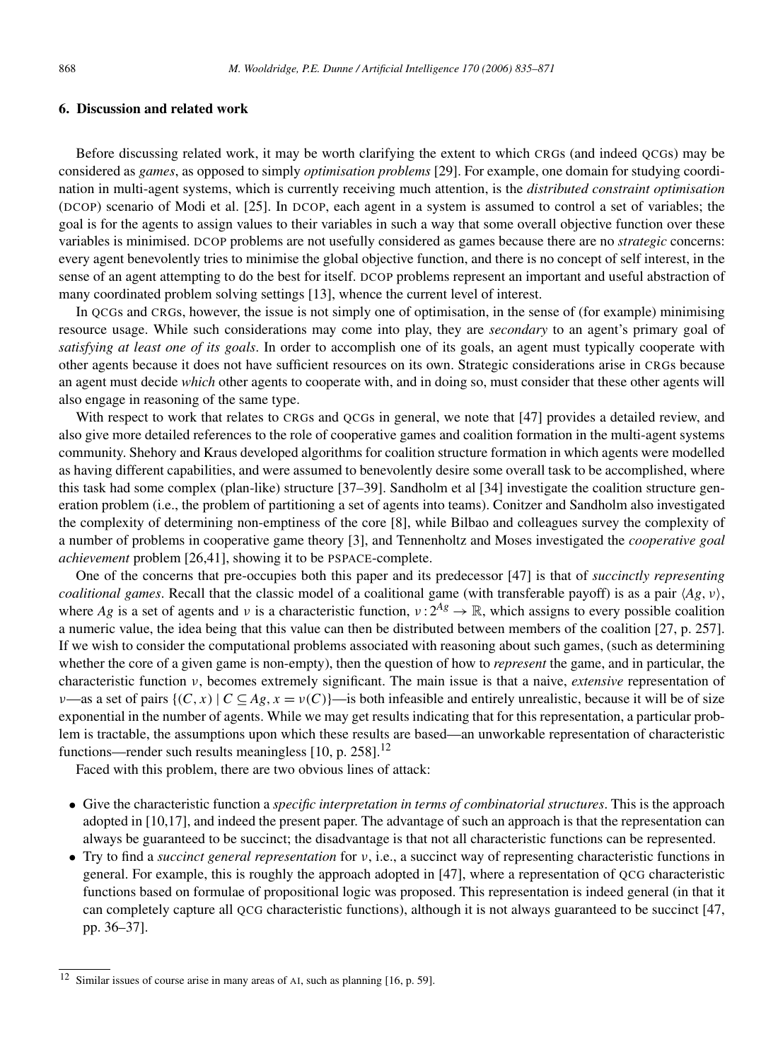## 6. Discussion and related work

Before discussing related work, it may be worth clarifying the extent to which CRGs (and indeed QCGs) may be considered as *games*, as opposed to simply *optimisation problems* [29]. For example, one domain for studying coordination in multi-agent systems, which is currently receiving much attention, is the *distributed constraint optimisation* (DCOP) scenario of Modi et al. [25]. In DCOP, each agent in a system is assumed to control a set of variables; the goal is for the agents to assign values to their variables in such a way that some overall objective function over these variables is minimised. DCOP problems are not usefully considered as games because there are no *strategic* concerns: every agent benevolently tries to minimise the global objective function, and there is no concept of self interest, in the sense of an agent attempting to do the best for itself. DCOP problems represent an important and useful abstraction of many coordinated problem solving settings [13], whence the current level of interest.

In QCGs and CRGs, however, the issue is not simply one of optimisation, in the sense of (for example) minimising resource usage. While such considerations may come into play, they are *secondary* to an agent's primary goal of *satisfying at least one of its goals*. In order to accomplish one of its goals, an agent must typically cooperate with other agents because it does not have sufficient resources on its own. Strategic considerations arise in CRGs because an agent must decide *which* other agents to cooperate with, and in doing so, must consider that these other agents will also engage in reasoning of the same type.

With respect to work that relates to CRGs and QCGs in general, we note that [47] provides a detailed review, and also give more detailed references to the role of cooperative games and coalition formation in the multi-agent systems community. Shehory and Kraus developed algorithms for coalition structure formation in which agents were modelled as having different capabilities, and were assumed to benevolently desire some overall task to be accomplished, where this task had some complex (plan-like) structure [37–39]. Sandholm et al [34] investigate the coalition structure generation problem (i.e., the problem of partitioning a set of agents into teams). Conitzer and Sandholm also investigated the complexity of determining non-emptiness of the core [8], while Bilbao and colleagues survey the complexity of a number of problems in cooperative game theory [3], and Tennenholtz and Moses investigated the *cooperative goal achievement* problem [26,41], showing it to be PSPACE-complete.

One of the concerns that pre-occupies both this paper and its predecessor [47] is that of *succinctly representing coalitional games*. Recall that the classic model of a coalitional game (with transferable payoff) is as a pair $\langle Ag, \nu \rangle$, where $Ag$ is a set of agents and $\nu$ is a characteristic function, $\nu : 2^{Ag} \to \mathbb{R}$, which assigns to every possible coalition a numeric value, the idea being that this value can then be distributed between members of the coalition [27, p. 257]. If we wish to consider the computational problems associated with reasoning about such games, (such as determining whether the core of a given game is non-empty), then the question of how to *represent* the game, and in particular, the characteristic function $\nu$, becomes extremely significant. The main issue is that a naive, *extensive* representation of $\nu$—as a set of pairs $\{(C, x) \mid C \subseteq Ag, x = \nu(C)\}$—is both infeasible and entirely unrealistic, because it will be of size exponential in the number of agents. While we may get results indicating that for this representation, a particular problem is tractable, the assumptions upon which these results are based—an unworkable representation of characteristic functions—render such results meaningless [10, p. 258].[12]

Faced with this problem, there are two obvious lines of attack:

- Give the characteristic function a *specific interpretation in terms of combinatorial structures*. This is the approach adopted in [10,17], and indeed the present paper. The advantage of such an approach is that the representation can always be guaranteed to be succinct; the disadvantage is that not all characteristic functions can be represented.
- Try to find a *succinct general representation* for $\nu$, i.e., a succinct way of representing characteristic functions in general. For example, this is roughly the approach adopted in [47], where a representation of QCG characteristic functions based on formulae of propositional logic was proposed. This representation is indeed general (in that it can completely capture all QCG characteristic functions), although it is not always guaranteed to be succinct [47, pp. 36–37].

[12] Similar issues of course arise in many areas of AI, such as planning [16, p. 59].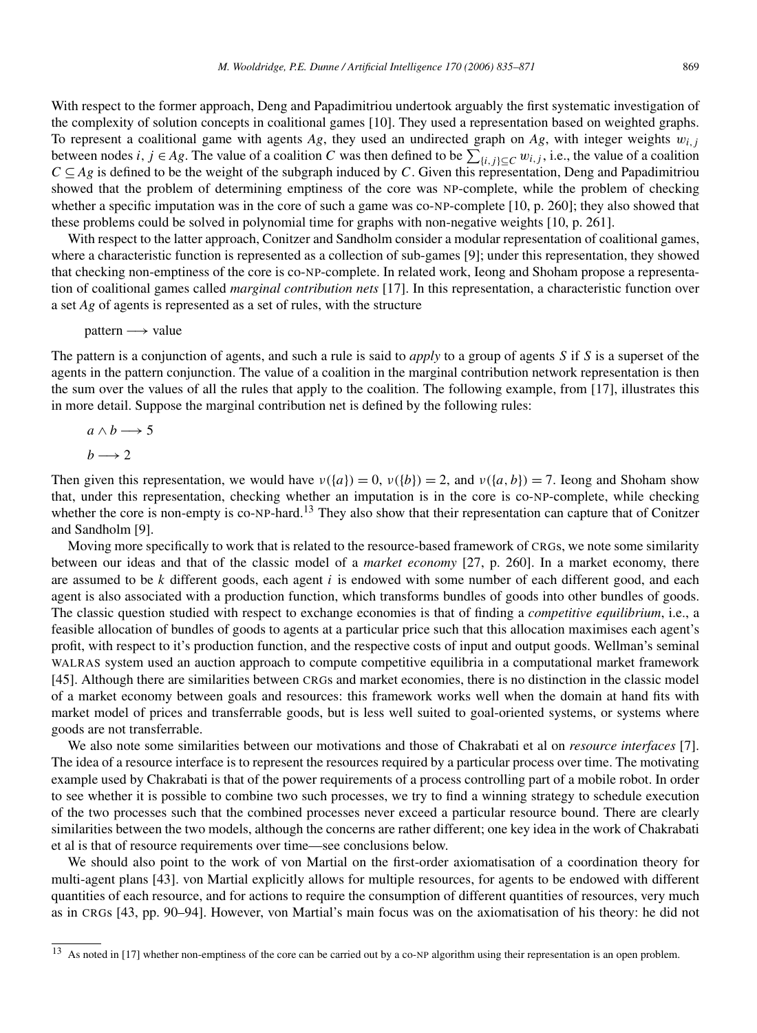With respect to the former approach, Deng and Papadimitriou undertook arguably the first systematic investigation of the complexity of solution concepts in coalitional games [10]. They used a representation based on weighted graphs. To represent a coalitional game with agents $Ag$, they used an undirected graph on $Ag$, with integer weights $w_{i,j}$ between nodes $i, j \in Ag$. The value of a coalition $C$ was then defined to be $\sum_{\{i,j\} \subseteq C} w_{i,j}$, i.e., the value of a coalition $C \subseteq Ag$ is defined to be the weight of the subgraph induced by $C$. Given this representation, Deng and Papadimitriou showed that the problem of determining emptiness of the core was NP-complete, while the problem of checking whether a specific imputation was in the core of such a game was co-NP-complete [10, p. 260]; they also showed that these problems could be solved in polynomial time for graphs with non-negative weights [10, p. 261].

With respect to the latter approach, Conitzer and Sandholm consider a modular representation of coalitional games, where a characteristic function is represented as a collection of sub-games [9]; under this representation, they showed that checking non-emptiness of the core is co-NP-complete. In related work, Ieong and Shoham propose a representation of coalitional games called *marginal contribution nets* [17]. In this representation, a characteristic function over a set $Ag$ of agents is represented as a set of rules, with the structure

pattern $\longrightarrow$ value

The pattern is a conjunction of agents, and such a rule is said to *apply* to a group of agents $S$ if $S$ is a superset of the agents in the pattern conjunction. The value of a coalition in the marginal contribution network representation is then the sum over the values of all the rules that apply to the coalition. The following example, from [17], illustrates this in more detail. Suppose the marginal contribution net is defined by the following rules:

$$a \wedge b \longrightarrow 5$$

$$b \longrightarrow 2$$

Then given this representation, we would have $\nu(\{a\}) = 0$, $\nu(\{b\}) = 2$, and $\nu(\{a, b\}) = 7$. Ieong and Shoham show that, under this representation, checking whether an imputation is in the core is co-NP-complete, while checking whether the core is non-empty is co-NP-hard.[13] They also show that their representation can capture that of Conitzer and Sandholm [9].

Moving more specifically to work that is related to the resource-based framework of CRGs, we note some similarity between our ideas and that of the classic model of a *market economy* [27, p. 260]. In a market economy, there are assumed to be $k$ different goods, each agent $i$ is endowed with some number of each different good, and each agent is also associated with a production function, which transforms bundles of goods into other bundles of goods. The classic question studied with respect to exchange economies is that of finding a *competitive equilibrium*, i.e., a feasible allocation of bundles of goods to agents at a particular price such that this allocation maximises each agent's profit, with respect to it's production function, and the respective costs of input and output goods. Wellman's seminal WALRAS system used an auction approach to compute competitive equilibria in a computational market framework [45]. Although there are similarities between CRGs and market economies, there is no distinction in the classic model of a market economy between goals and resources: this framework works well when the domain at hand fits with market model of prices and transferrable goods, but is less well suited to goal-oriented systems, or systems where goods are not transferrable.

We also note some similarities between our motivations and those of Chakrabati et al on *resource interfaces* [7]. The idea of a resource interface is to represent the resources required by a particular process over time. The motivating example used by Chakrabati is that of the power requirements of a process controlling part of a mobile robot. In order to see whether it is possible to combine two such processes, we try to find a winning strategy to schedule execution of the two processes such that the combined processes never exceed a particular resource bound. There are clearly similarities between the two models, although the concerns are rather different; one key idea in the work of Chakrabati et al is that of resource requirements over time—see conclusions below.

We should also point to the work of von Martial on the first-order axiomatisation of a coordination theory for multi-agent plans [43]. von Martial explicitly allows for multiple resources, for agents to be endowed with different quantities of each resource, and for actions to require the consumption of different quantities of resources, very much as in CRGs [43, pp. 90–94]. However, von Martial's main focus was on the axiomatisation of his theory: he did not

[13] As noted in [17] whether non-emptiness of the core can be carried out by a co-NP algorithm using their representation is an open problem.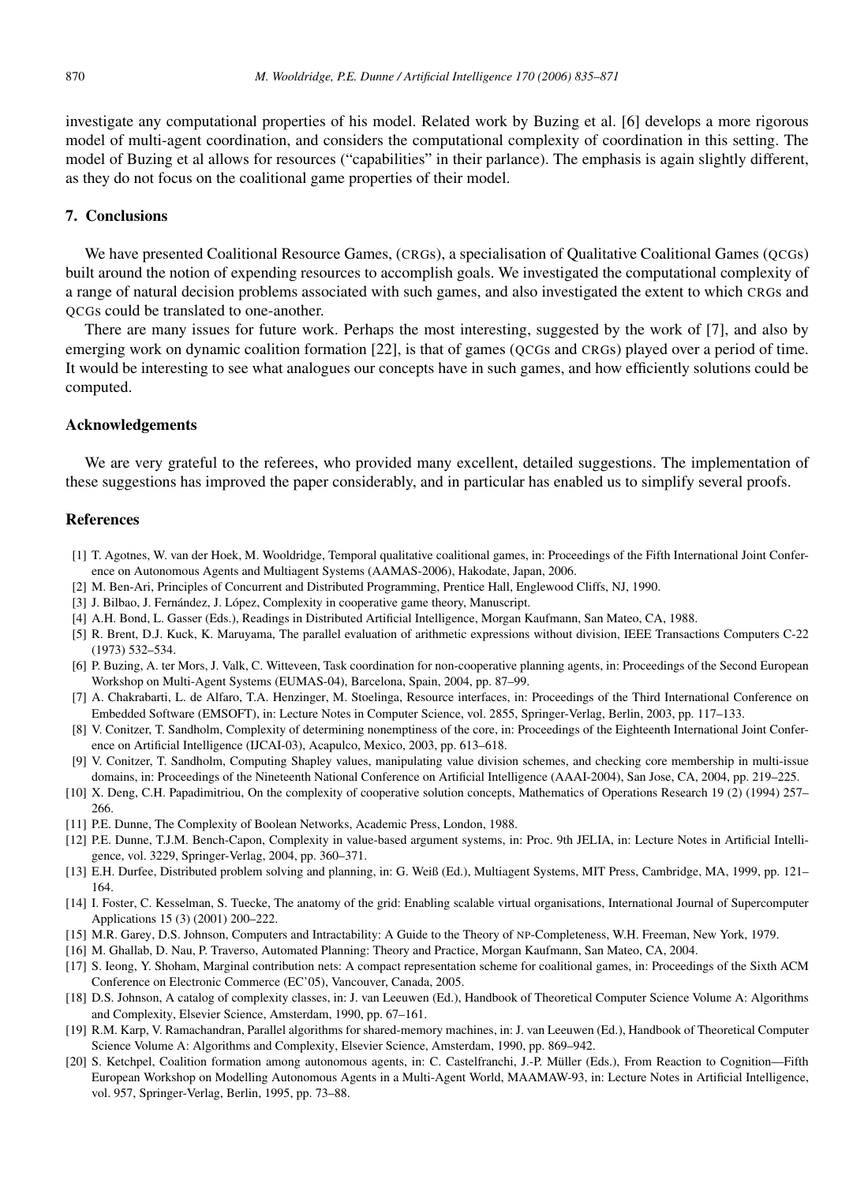investigate any computational properties of his model. Related work by Buzing et al. [6] develops a more rigorous model of multi-agent coordination, and considers the computational complexity of coordination in this setting. The model of Buzing et al allows for resources ("capabilities" in their parlance). The emphasis is again slightly different, as they do not focus on the coalitional game properties of their model.

## 7. Conclusions

We have presented Coalitional Resource Games, (CRGs), a specialisation of Qualitative Coalitional Games (QCGs) built around the notion of expending resources to accomplish goals. We investigated the computational complexity of a range of natural decision problems associated with such games, and also investigated the extent to which CRGs and QCGs could be translated to one-another.

There are many issues for future work. Perhaps the most interesting, suggested by the work of [7], and also by emerging work on dynamic coalition formation [22], is that of games (QCGs and CRGs) played over a period of time. It would be interesting to see what analogues our concepts have in such games, and how efficiently solutions could be computed.

## Acknowledgements

We are very grateful to the referees, who provided many excellent, detailed suggestions. The implementation of these suggestions has improved the paper considerably, and in particular has enabled us to simplify several proofs.

## References

[1] T. Agotnes, W. van der Hoek, M. Wooldridge, Temporal qualitative coalitional games, in: Proceedings of the Fifth International Joint Conference on Autonomous Agents and Multiagent Systems (AAMAS-2006), Hakodate, Japan, 2006.

[2] M. Ben-Ari, Principles of Concurrent and Distributed Programming, Prentice Hall, Englewood Cliffs, NJ, 1990.

[3] J. Bilbao, J. Fernández, J. López, Complexity in cooperative game theory, Manuscript.

[4] A.H. Bond, L. Gasser (Eds.), Readings in Distributed Artificial Intelligence, Morgan Kaufmann, San Mateo, CA, 1988.

[5] R. Brent, D.J. Kuck, K. Maruyama, The parallel evaluation of arithmetic expressions without division, IEEE Transactions Computers C-22 (1973) 532–534.

[6] P. Buzing, A. ter Mors, J. Valk, C. Witteveen, Task coordination for non-cooperative planning agents, in: Proceedings of the Second European Workshop on Multi-Agent Systems (EUMAS-04), Barcelona, Spain, 2004, pp. 87–99.

[7] A. Chakrabarti, L. de Alfaro, T.A. Henzinger, M. Stoelinga, Resource interfaces, in: Proceedings of the Third International Conference on Embedded Software (EMSOFT), in: Lecture Notes in Computer Science, vol. 2855, Springer-Verlag, Berlin, 2003, pp. 117–133.

[8] V. Conitzer, T. Sandholm, Complexity of determining nonemptiness of the core, in: Proceedings of the Eighteenth International Joint Conference on Artificial Intelligence (IJCAI-03), Acapulco, Mexico, 2003, pp. 613–618.

[9] V. Conitzer, T. Sandholm, Computing Shapley values, manipulating value division schemes, and checking core membership in multi-issue domains, in: Proceedings of the Nineteenth National Conference on Artificial Intelligence (AAAI-2004), San Jose, CA, 2004, pp. 219–225.

[10] X. Deng, C.H. Papadimitriou, On the complexity of cooperative solution concepts, Mathematics of Operations Research 19 (2) (1994) 257–266.

[11] P.E. Dunne, The Complexity of Boolean Networks, Academic Press, London, 1988.

[12] P.E. Dunne, T.J.M. Bench-Capon, Complexity in value-based argument systems, in: Proc. 9th JELIA, in: Lecture Notes in Artificial Intelligence, vol. 3229, Springer-Verlag, 2004, pp. 360–371.

[13] E.H. Durfee, Distributed problem solving and planning, in: G. Weiß (Ed.), Multiagent Systems, MIT Press, Cambridge, MA, 1999, pp. 121–164.

[14] I. Foster, C. Kesselman, S. Tuecke, The anatomy of the grid: Enabling scalable virtual organisations, International Journal of Supercomputer Applications 15 (3) (2001) 200–222.

[15] M.R. Garey, D.S. Johnson, Computers and Intractability: A Guide to the Theory of NP-Completeness, W.H. Freeman, New York, 1979.

[16] M. Ghallab, D. Nau, P. Traverso, Automated Planning: Theory and Practice, Morgan Kaufmann, San Mateo, CA, 2004.

[17] S. Ieong, Y. Shoham, Marginal contribution nets: A compact representation scheme for coalitional games, in: Proceedings of the Sixth ACM Conference on Electronic Commerce (EC'05), Vancouver, Canada, 2005.

[18] D.S. Johnson, A catalog of complexity classes, in: J. van Leeuwen (Ed.), Handbook of Theoretical Computer Science Volume A: Algorithms and Complexity, Elsevier Science, Amsterdam, 1990, pp. 67–161.

[19] R.M. Karp, V. Ramachandran, Parallel algorithms for shared-memory machines, in: J. van Leeuwen (Ed.), Handbook of Theoretical Computer Science Volume A: Algorithms and Complexity, Elsevier Science, Amsterdam, 1990, pp. 869–942.

[20] S. Ketchpel, Coalition formation among autonomous agents, in: C. Castelfranchi, J.-P. Müller (Eds.), From Reaction to Cognition—Fifth European Workshop on Modelling Autonomous Agents in a Multi-Agent World, MAAMAW-93, in: Lecture Notes in Artificial Intelligence, vol. 957, Springer-Verlag, Berlin, 1995, pp. 73–88.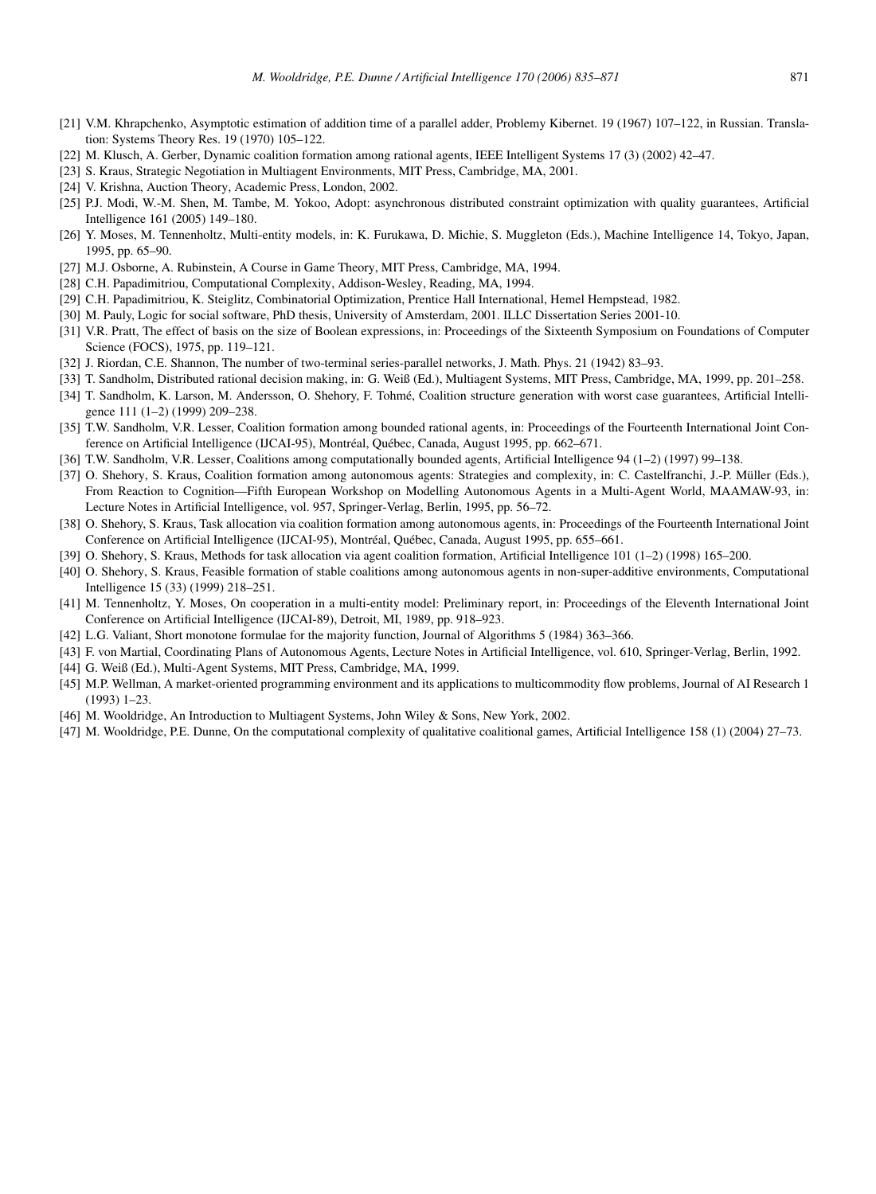[21] V.M. Khrapchenko, Asymptotic estimation of addition time of a parallel adder, Problemy Kibernet. 19 (1967) 107–122, in Russian. Translation: Systems Theory Res. 19 (1970) 105–122.

[22] M. Klusch, A. Gerber, Dynamic coalition formation among rational agents, IEEE Intelligent Systems 17 (3) (2002) 42–47.

[23] S. Kraus, Strategic Negotiation in Multiagent Environments, MIT Press, Cambridge, MA, 2001.

[24] V. Krishna, Auction Theory, Academic Press, London, 2002.

[25] P.J. Modi, W.-M. Shen, M. Tambe, M. Yokoo, Adopt: asynchronous distributed constraint optimization with quality guarantees, Artificial Intelligence 161 (2005) 149–180.

[26] Y. Moses, M. Tennenholtz, Multi-entity models, in: K. Furukawa, D. Michie, S. Muggleton (Eds.), Machine Intelligence 14, Tokyo, Japan, 1995, pp. 65–90.

[27] M.J. Osborne, A. Rubinstein, A Course in Game Theory, MIT Press, Cambridge, MA, 1994.

[28] C.H. Papadimitriou, Computational Complexity, Addison-Wesley, Reading, MA, 1994.

[29] C.H. Papadimitriou, K. Steiglitz, Combinatorial Optimization, Prentice Hall International, Hemel Hempstead, 1982.

[30] M. Pauly, Logic for social software, PhD thesis, University of Amsterdam, 2001. ILLC Dissertation Series 2001-10.

[31] V.R. Pratt, The effect of basis on the size of Boolean expressions, in: Proceedings of the Sixteenth Symposium on Foundations of Computer Science (FOCS), 1975, pp. 119–121.

[32] J. Riordan, C.E. Shannon, The number of two-terminal series-parallel networks, J. Math. Phys. 21 (1942) 83–93.

[33] T. Sandholm, Distributed rational decision making, in: G. Weiß (Ed.), Multiagent Systems, MIT Press, Cambridge, MA, 1999, pp. 201–258.

[34] T. Sandholm, K. Larson, M. Andersson, O. Shehory, F. Tohmé, Coalition structure generation with worst case guarantees, Artificial Intelligence 111 (1–2) (1999) 209–238.

[35] T.W. Sandholm, V.R. Lesser, Coalition formation among bounded rational agents, in: Proceedings of the Fourteenth International Joint Conference on Artificial Intelligence (IJCAI-95), Montréal, Québec, Canada, August 1995, pp. 662–671.

[36] T.W. Sandholm, V.R. Lesser, Coalitions among computationally bounded agents, Artificial Intelligence 94 (1–2) (1997) 99–138.

[37] O. Shehory, S. Kraus, Coalition formation among autonomous agents: Strategies and complexity, in: C. Castelfranchi, J.-P. Müller (Eds.), From Reaction to Cognition—Fifth European Workshop on Modelling Autonomous Agents in a Multi-Agent World, MAAMAW-93, in: Lecture Notes in Artificial Intelligence, vol. 957, Springer-Verlag, Berlin, 1995, pp. 56–72.

[38] O. Shehory, S. Kraus, Task allocation via coalition formation among autonomous agents, in: Proceedings of the Fourteenth International Joint Conference on Artificial Intelligence (IJCAI-95), Montréal, Québec, Canada, August 1995, pp. 655–661.

[39] O. Shehory, S. Kraus, Methods for task allocation via agent coalition formation, Artificial Intelligence 101 (1–2) (1998) 165–200.

[40] O. Shehory, S. Kraus, Feasible formation of stable coalitions among autonomous agents in non-super-additive environments, Computational Intelligence 15 (33) (1999) 218–251.

[41] M. Tennenholtz, Y. Moses, On cooperation in a multi-entity model: Preliminary report, in: Proceedings of the Eleventh International Joint Conference on Artificial Intelligence (IJCAI-89), Detroit, MI, 1989, pp. 918–923.

[42] L.G. Valiant, Short monotone formulae for the majority function, Journal of Algorithms 5 (1984) 363–366.

[43] F. von Martial, Coordinating Plans of Autonomous Agents, Lecture Notes in Artificial Intelligence, vol. 610, Springer-Verlag, Berlin, 1992.

[44] G. Weiß (Ed.), Multi-Agent Systems, MIT Press, Cambridge, MA, 1999.

[45] M.P. Wellman, A market-oriented programming environment and its applications to multicommodity flow problems, Journal of AI Research 1 (1993) 1–23.

[46] M. Wooldridge, An Introduction to Multiagent Systems, John Wiley & Sons, New York, 2002.

[47] M. Wooldridge, P.E. Dunne, On the computational complexity of qualitative coalitional games, Artificial Intelligence 158 (1) (2004) 27–73.